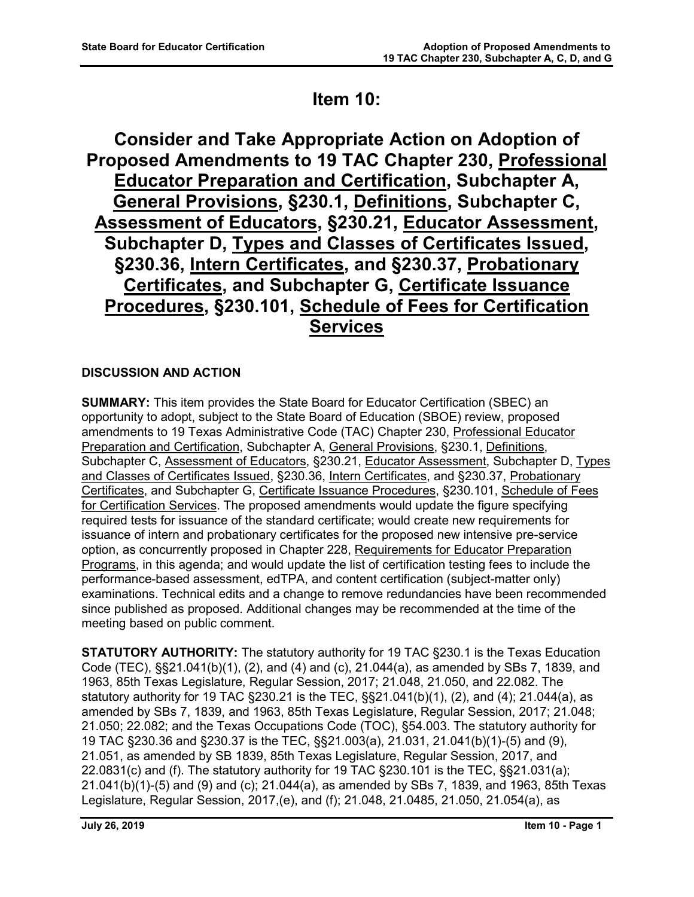# Item 10:

# Consider and Take Appropriate Action on Adoption of Proposed Amendments to 19 TAC Chapter 230, Professional Educator Preparation and Certification, Subchapter A, General Provisions, §230.1, Definitions, Subchapter C, Assessment of Educators, §230.21, Educator Assessment, Subchapter D, Types and Classes of Certificates Issued, §230.36, Intern Certificates, and §230.37, Probationary Certificates, and Subchapter G, Certificate Issuance Procedures, §230.101, Schedule of Fees for Certification Services

**DISCUSSION AND ACTION**

**SUMMARY:** This item provides the State Board for Educator Certification (SBEC) an opportunity to adopt, subject to the State Board of Education (SBOE) review, proposed amendments to 19 Texas Administrative Code (TAC) Chapter 230, Professional Educator Preparation and Certification, Subchapter A, General Provisions, §230.1, Definitions, Subchapter C, Assessment of Educators, §230.21, Educator Assessment, Subchapter D, Types and Classes of Certificates Issued, §230.36, Intern Certificates, and §230.37, Probationary Certificates, and Subchapter G, Certificate Issuance Procedures, §230.101, Schedule of Fees for Certification Services. The proposed amendments would update the figure specifying required tests for issuance of the standard certificate; would create new requirements for issuance of intern and probationary certificates for the proposed new intensive pre-service option, as concurrently proposed in Chapter 228, Requirements for Educator Preparation Programs, in this agenda; and would update the list of certification testing fees to include the performance-based assessment, edTPA, and content certification (subject-matter only) examinations. Technical edits and a change to remove redundancies have been recommended since published as proposed. Additional changes may be recommended at the time of the meeting based on public comment.

**STATUTORY AUTHORITY:** The statutory authority for 19 TAC §230.1 is the Texas Education Code (TEC), §§21.041(b)(1), (2), and (4) and (c), 21.044(a), as amended by SBs 7, 1839, and 1963, 85th Texas Legislature, Regular Session, 2017; 21.048, 21.050, and 22.082. The statutory authority for 19 TAC §230.21 is the TEC, §§21.041(b)(1), (2), and (4); 21.044(a), as amended by SBs 7, 1839, and 1963, 85th Texas Legislature, Regular Session, 2017; 21.048; 21.050; 22.082; and the Texas Occupations Code (TOC), §54.003. The statutory authority for 19 TAC §230.36 and §230.37 is the TEC, §§21.003(a), 21.031, 21.041(b)(1)-(5) and (9), 21.051, as amended by SB 1839, 85th Texas Legislature, Regular Session, 2017, and 22.0831(c) and (f). The statutory authority for 19 TAC §230.101 is the TEC, §§21.031(a); 21.041(b)(1)-(5) and (9) and (c); 21.044(a), as amended by SBs 7, 1839, and 1963, 85th Texas Legislature, Regular Session, 2017,(e), and (f); 21.048, 21.0485, 21.050, 21.054(a), as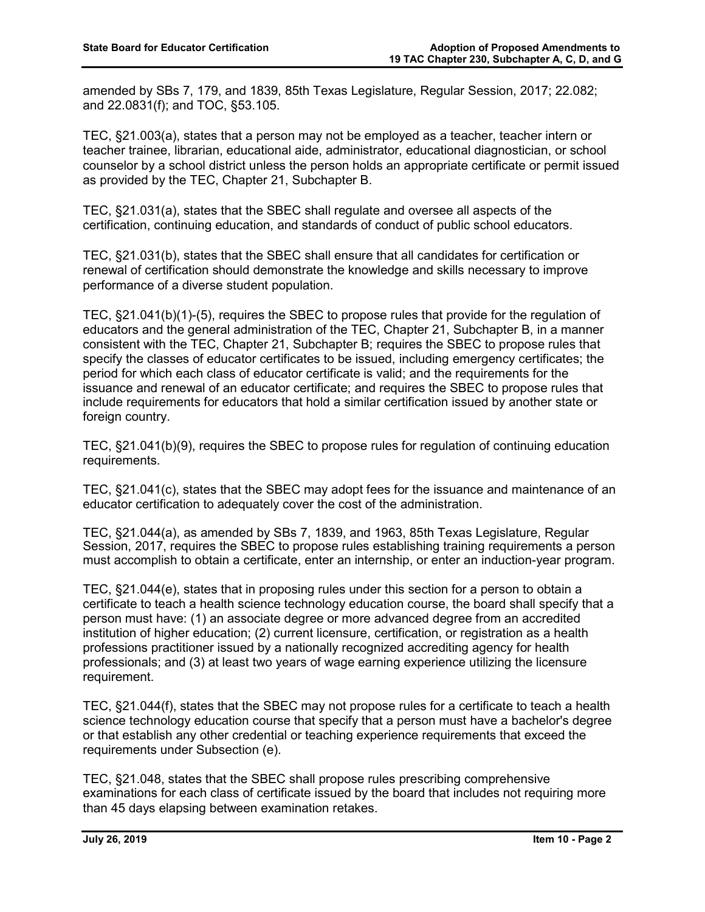amended by SBs 7, 179, and 1839, 85th Texas Legislature, Regular Session, 2017; 22.082; and 22.0831(f); and TOC, §53.105.

TEC, §21.003(a), states that a person may not be employed as a teacher, teacher intern or teacher trainee, librarian, educational aide, administrator, educational diagnostician, or school counselor by a school district unless the person holds an appropriate certificate or permit issued as provided by the TEC, Chapter 21, Subchapter B.

TEC, §21.031(a), states that the SBEC shall regulate and oversee all aspects of the certification, continuing education, and standards of conduct of public school educators.

TEC, §21.031(b), states that the SBEC shall ensure that all candidates for certification or renewal of certification should demonstrate the knowledge and skills necessary to improve performance of a diverse student population.

TEC, §21.041(b)(1)-(5), requires the SBEC to propose rules that provide for the regulation of educators and the general administration of the TEC, Chapter 21, Subchapter B, in a manner consistent with the TEC, Chapter 21, Subchapter B; requires the SBEC to propose rules that specify the classes of educator certificates to be issued, including emergency certificates; the period for which each class of educator certificate is valid; and the requirements for the issuance and renewal of an educator certificate; and requires the SBEC to propose rules that include requirements for educators that hold a similar certification issued by another state or foreign country.

TEC, §21.041(b)(9), requires the SBEC to propose rules for regulation of continuing education requirements.

TEC, §21.041(c), states that the SBEC may adopt fees for the issuance and maintenance of an educator certification to adequately cover the cost of the administration.

TEC, §21.044(a), as amended by SBs 7, 1839, and 1963, 85th Texas Legislature, Regular Session, 2017, requires the SBEC to propose rules establishing training requirements a person must accomplish to obtain a certificate, enter an internship, or enter an induction-year program.

TEC, §21.044(e), states that in proposing rules under this section for a person to obtain a certificate to teach a health science technology education course, the board shall specify that a person must have: (1) an associate degree or more advanced degree from an accredited institution of higher education; (2) current licensure, certification, or registration as a health professions practitioner issued by a nationally recognized accrediting agency for health professionals; and (3) at least two years of wage earning experience utilizing the licensure requirement.

TEC, §21.044(f), states that the SBEC may not propose rules for a certificate to teach a health science technology education course that specify that a person must have a bachelor's degree or that establish any other credential or teaching experience requirements that exceed the requirements under Subsection (e).

TEC, §21.048, states that the SBEC shall propose rules prescribing comprehensive examinations for each class of certificate issued by the board that includes not requiring more than 45 days elapsing between examination retakes.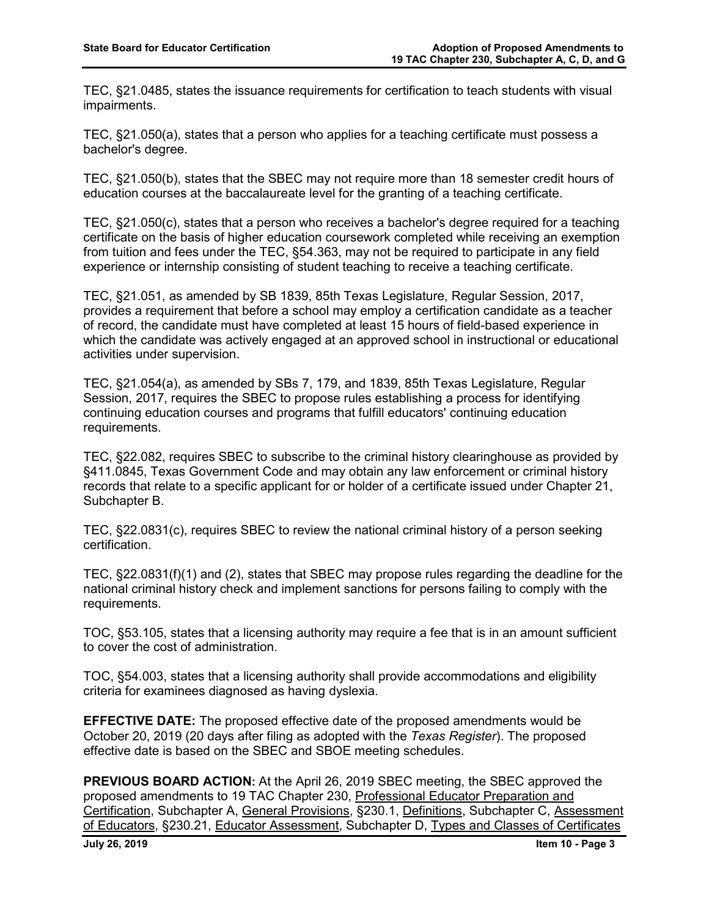TEC, §21.0485, states the issuance requirements for certification to teach students with visual impairments.

TEC, §21.050(a), states that a person who applies for a teaching certificate must possess a bachelor's degree.

TEC, §21.050(b), states that the SBEC may not require more than 18 semester credit hours of education courses at the baccalaureate level for the granting of a teaching certificate.

TEC, §21.050(c), states that a person who receives a bachelor's degree required for a teaching certificate on the basis of higher education coursework completed while receiving an exemption from tuition and fees under the TEC, §54.363, may not be required to participate in any field experience or internship consisting of student teaching to receive a teaching certificate.

TEC, §21.051, as amended by SB 1839, 85th Texas Legislature, Regular Session, 2017, provides a requirement that before a school may employ a certification candidate as a teacher of record, the candidate must have completed at least 15 hours of field-based experience in which the candidate was actively engaged at an approved school in instructional or educational activities under supervision.

TEC, §21.054(a), as amended by SBs 7, 179, and 1839, 85th Texas Legislature, Regular Session, 2017, requires the SBEC to propose rules establishing a process for identifying continuing education courses and programs that fulfill educators' continuing education requirements.

TEC, §22.082, requires SBEC to subscribe to the criminal history clearinghouse as provided by §411.0845, Texas Government Code and may obtain any law enforcement or criminal history records that relate to a specific applicant for or holder of a certificate issued under Chapter 21, Subchapter B.

TEC, §22.0831(c), requires SBEC to review the national criminal history of a person seeking certification.

TEC, §22.0831(f)(1) and (2), states that SBEC may propose rules regarding the deadline for the national criminal history check and implement sanctions for persons failing to comply with the requirements.

TOC, §53.105, states that a licensing authority may require a fee that is in an amount sufficient to cover the cost of administration.

TOC, §54.003, states that a licensing authority shall provide accommodations and eligibility criteria for examinees diagnosed as having dyslexia.

**EFFECTIVE DATE:** The proposed effective date of the proposed amendments would be October 20, 2019 (20 days after filing as adopted with the *Texas Register*). The proposed effective date is based on the SBEC and SBOE meeting schedules.

**PREVIOUS BOARD ACTION:** At the April 26, 2019 SBEC meeting, the SBEC approved the proposed amendments to 19 TAC Chapter 230, Professional Educator Preparation and Certification, Subchapter A, General Provisions, §230.1, Definitions, Subchapter C, Assessment of Educators, §230.21, Educator Assessment, Subchapter D, Types and Classes of Certificates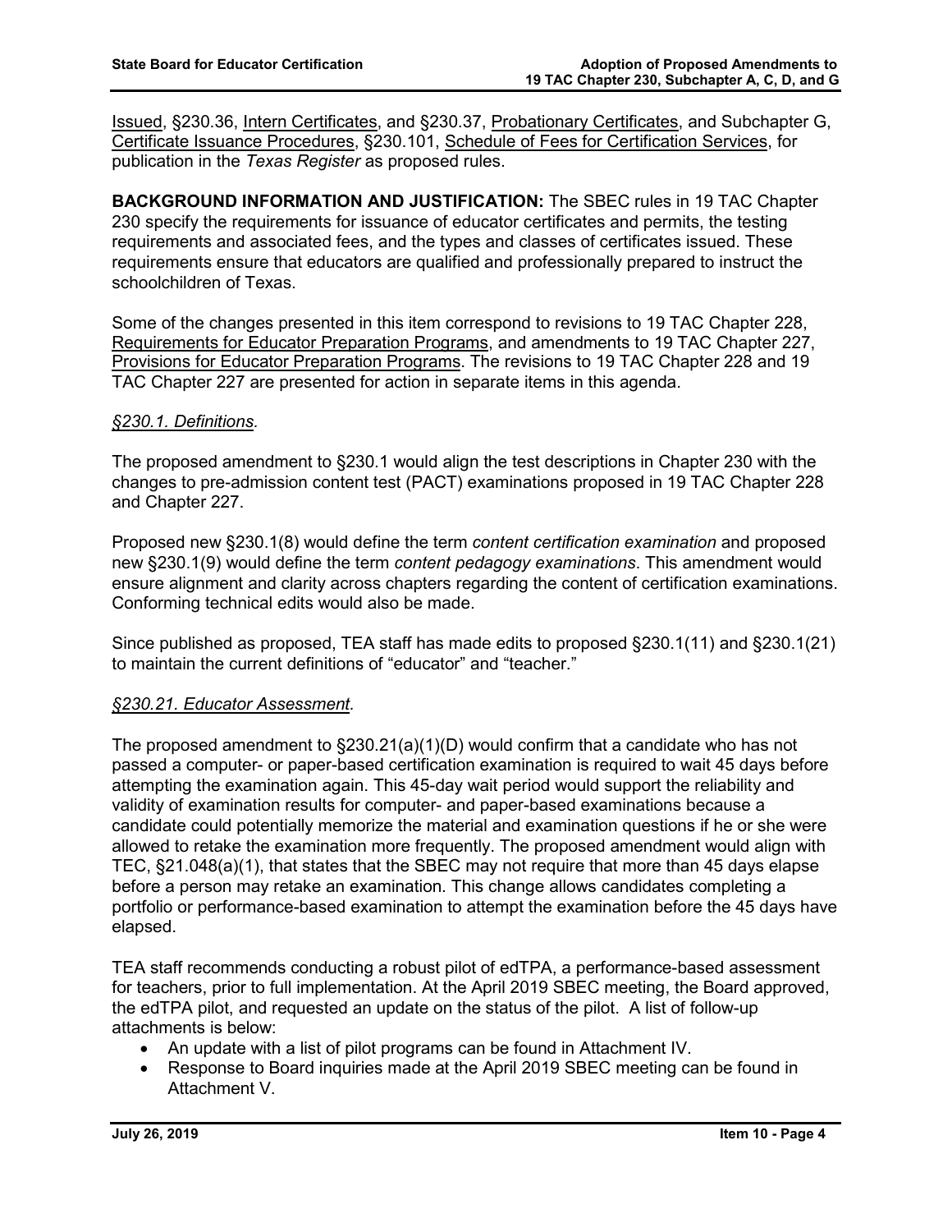Issued, §230.36, Intern Certificates, and §230.37, Probationary Certificates, and Subchapter G, Certificate Issuance Procedures, §230.101, Schedule of Fees for Certification Services, for publication in the *Texas Register* as proposed rules.

**BACKGROUND INFORMATION AND JUSTIFICATION:** The SBEC rules in 19 TAC Chapter 230 specify the requirements for issuance of educator certificates and permits, the testing requirements and associated fees, and the types and classes of certificates issued. These requirements ensure that educators are qualified and professionally prepared to instruct the schoolchildren of Texas.

Some of the changes presented in this item correspond to revisions to 19 TAC Chapter 228, Requirements for Educator Preparation Programs, and amendments to 19 TAC Chapter 227, Provisions for Educator Preparation Programs. The revisions to 19 TAC Chapter 228 and 19 TAC Chapter 227 are presented for action in separate items in this agenda.

*§230.1. Definitions.*

The proposed amendment to §230.1 would align the test descriptions in Chapter 230 with the changes to pre-admission content test (PACT) examinations proposed in 19 TAC Chapter 228 and Chapter 227.

Proposed new §230.1(8) would define the term *content certification examination* and proposed new §230.1(9) would define the term *content pedagogy examinations*. This amendment would ensure alignment and clarity across chapters regarding the content of certification examinations. Conforming technical edits would also be made.

Since published as proposed, TEA staff has made edits to proposed §230.1(11) and §230.1(21) to maintain the current definitions of "educator" and "teacher."

*§230.21. Educator Assessment.*

The proposed amendment to §230.21(a)(1)(D) would confirm that a candidate who has not passed a computer- or paper-based certification examination is required to wait 45 days before attempting the examination again. This 45-day wait period would support the reliability and validity of examination results for computer- and paper-based examinations because a candidate could potentially memorize the material and examination questions if he or she were allowed to retake the examination more frequently. The proposed amendment would align with TEC, §21.048(a)(1), that states that the SBEC may not require that more than 45 days elapse before a person may retake an examination. This change allows candidates completing a portfolio or performance-based examination to attempt the examination before the 45 days have elapsed.

TEA staff recommends conducting a robust pilot of edTPA, a performance-based assessment for teachers, prior to full implementation. At the April 2019 SBEC meeting, the Board approved, the edTPA pilot, and requested an update on the status of the pilot. A list of follow-up attachments is below:

- An update with a list of pilot programs can be found in Attachment IV.
- Response to Board inquiries made at the April 2019 SBEC meeting can be found in Attachment V.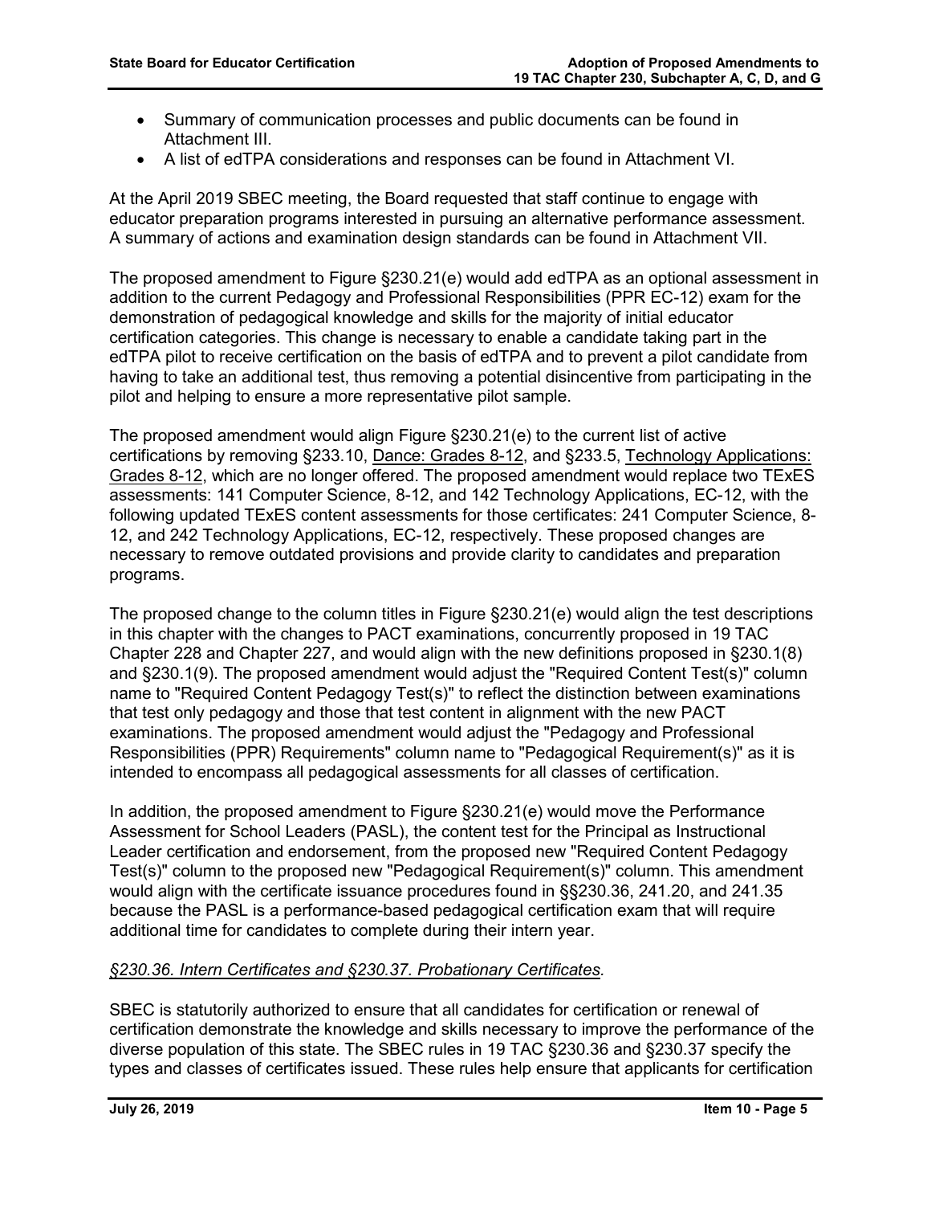- Summary of communication processes and public documents can be found in Attachment III.
- A list of edTPA considerations and responses can be found in Attachment VI.

At the April 2019 SBEC meeting, the Board requested that staff continue to engage with educator preparation programs interested in pursuing an alternative performance assessment. A summary of actions and examination design standards can be found in Attachment VII.

The proposed amendment to Figure §230.21(e) would add edTPA as an optional assessment in addition to the current Pedagogy and Professional Responsibilities (PPR EC-12) exam for the demonstration of pedagogical knowledge and skills for the majority of initial educator certification categories. This change is necessary to enable a candidate taking part in the edTPA pilot to receive certification on the basis of edTPA and to prevent a pilot candidate from having to take an additional test, thus removing a potential disincentive from participating in the pilot and helping to ensure a more representative pilot sample.

The proposed amendment would align Figure §230.21(e) to the current list of active certifications by removing §233.10, <u>Dance: Grades 8-12</u>, and §233.5, <u>Technology Applications: Grades 8-12</u>, which are no longer offered. The proposed amendment would replace two TExES assessments: 141 Computer Science, 8-12, and 142 Technology Applications, EC-12, with the following updated TExES content assessments for those certificates: 241 Computer Science, 8-12, and 242 Technology Applications, EC-12, respectively. These proposed changes are necessary to remove outdated provisions and provide clarity to candidates and preparation programs.

The proposed change to the column titles in Figure §230.21(e) would align the test descriptions in this chapter with the changes to PACT examinations, concurrently proposed in 19 TAC Chapter 228 and Chapter 227, and would align with the new definitions proposed in §230.1(8) and §230.1(9). The proposed amendment would adjust the "Required Content Test(s)" column name to "Required Content Pedagogy Test(s)" to reflect the distinction between examinations that test only pedagogy and those that test content in alignment with the new PACT examinations. The proposed amendment would adjust the "Pedagogy and Professional Responsibilities (PPR) Requirements" column name to "Pedagogical Requirement(s)" as it is intended to encompass all pedagogical assessments for all classes of certification.

In addition, the proposed amendment to Figure §230.21(e) would move the Performance Assessment for School Leaders (PASL), the content test for the Principal as Instructional Leader certification and endorsement, from the proposed new "Required Content Pedagogy Test(s)" column to the proposed new "Pedagogical Requirement(s)" column. This amendment would align with the certificate issuance procedures found in §§230.36, 241.20, and 241.35 because the PASL is a performance-based pedagogical certification exam that will require additional time for candidates to complete during their intern year.

*<u>§230.36. Intern Certificates and §230.37. Probationary Certificates.</u>*

SBEC is statutorily authorized to ensure that all candidates for certification or renewal of certification demonstrate the knowledge and skills necessary to improve the performance of the diverse population of this state. The SBEC rules in 19 TAC §230.36 and §230.37 specify the types and classes of certificates issued. These rules help ensure that applicants for certification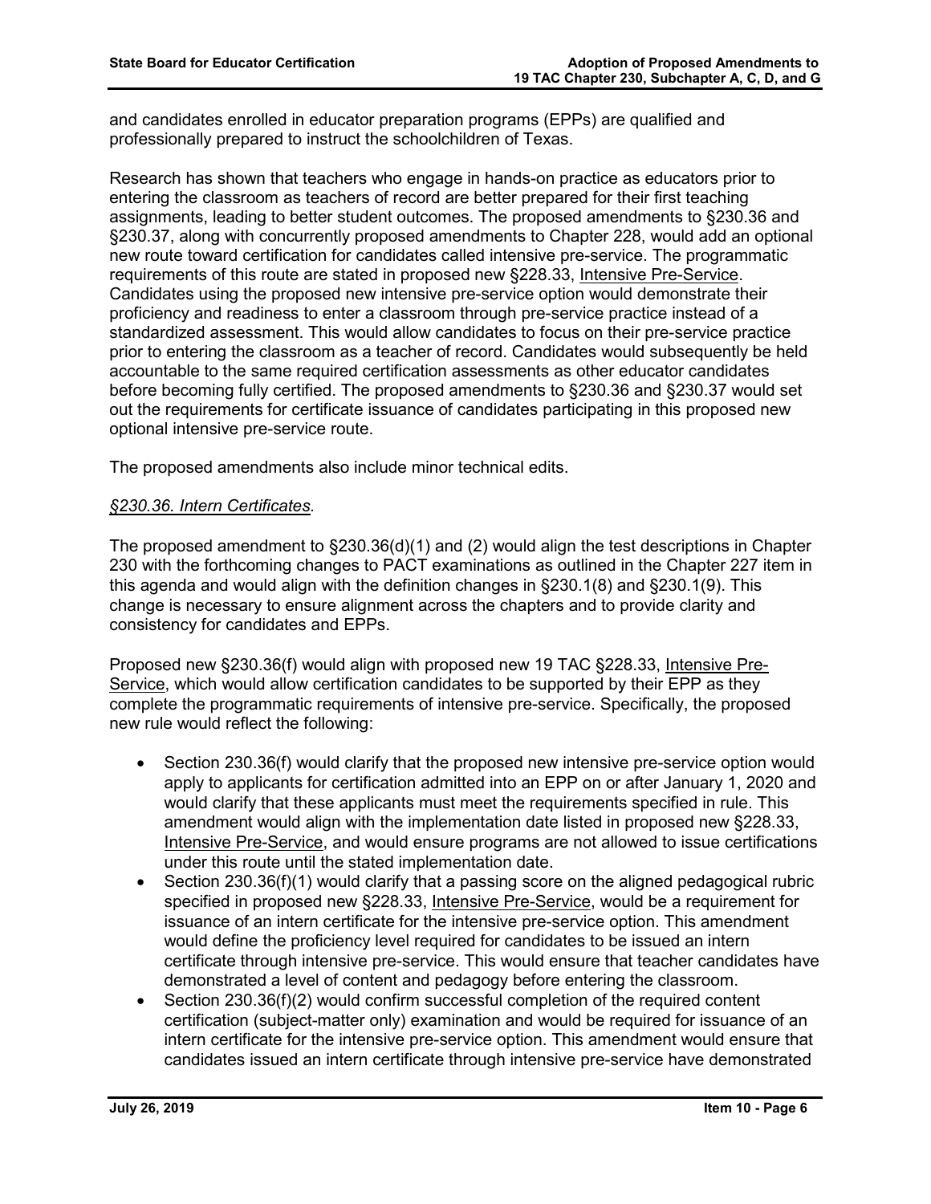and candidates enrolled in educator preparation programs (EPPs) are qualified and professionally prepared to instruct the schoolchildren of Texas.

Research has shown that teachers who engage in hands-on practice as educators prior to entering the classroom as teachers of record are better prepared for their first teaching assignments, leading to better student outcomes. The proposed amendments to §230.36 and §230.37, along with concurrently proposed amendments to Chapter 228, would add an optional new route toward certification for candidates called intensive pre-service. The programmatic requirements of this route are stated in proposed new §228.33, Intensive Pre-Service. Candidates using the proposed new intensive pre-service option would demonstrate their proficiency and readiness to enter a classroom through pre-service practice instead of a standardized assessment. This would allow candidates to focus on their pre-service practice prior to entering the classroom as a teacher of record. Candidates would subsequently be held accountable to the same required certification assessments as other educator candidates before becoming fully certified. The proposed amendments to §230.36 and §230.37 would set out the requirements for certificate issuance of candidates participating in this proposed new optional intensive pre-service route.

The proposed amendments also include minor technical edits.

*§230.36. Intern Certificates.*

The proposed amendment to §230.36(d)(1) and (2) would align the test descriptions in Chapter 230 with the forthcoming changes to PACT examinations as outlined in the Chapter 227 item in this agenda and would align with the definition changes in §230.1(8) and §230.1(9). This change is necessary to ensure alignment across the chapters and to provide clarity and consistency for candidates and EPPs.

Proposed new §230.36(f) would align with proposed new 19 TAC §228.33, Intensive Pre-Service, which would allow certification candidates to be supported by their EPP as they complete the programmatic requirements of intensive pre-service. Specifically, the proposed new rule would reflect the following:

- Section 230.36(f) would clarify that the proposed new intensive pre-service option would apply to applicants for certification admitted into an EPP on or after January 1, 2020 and would clarify that these applicants must meet the requirements specified in rule. This amendment would align with the implementation date listed in proposed new §228.33, Intensive Pre-Service, and would ensure programs are not allowed to issue certifications under this route until the stated implementation date.
- Section 230.36(f)(1) would clarify that a passing score on the aligned pedagogical rubric specified in proposed new §228.33, Intensive Pre-Service, would be a requirement for issuance of an intern certificate for the intensive pre-service option. This amendment would define the proficiency level required for candidates to be issued an intern certificate through intensive pre-service. This would ensure that teacher candidates have demonstrated a level of content and pedagogy before entering the classroom.
- Section 230.36(f)(2) would confirm successful completion of the required content certification (subject-matter only) examination and would be required for issuance of an intern certificate for the intensive pre-service option. This amendment would ensure that candidates issued an intern certificate through intensive pre-service have demonstrated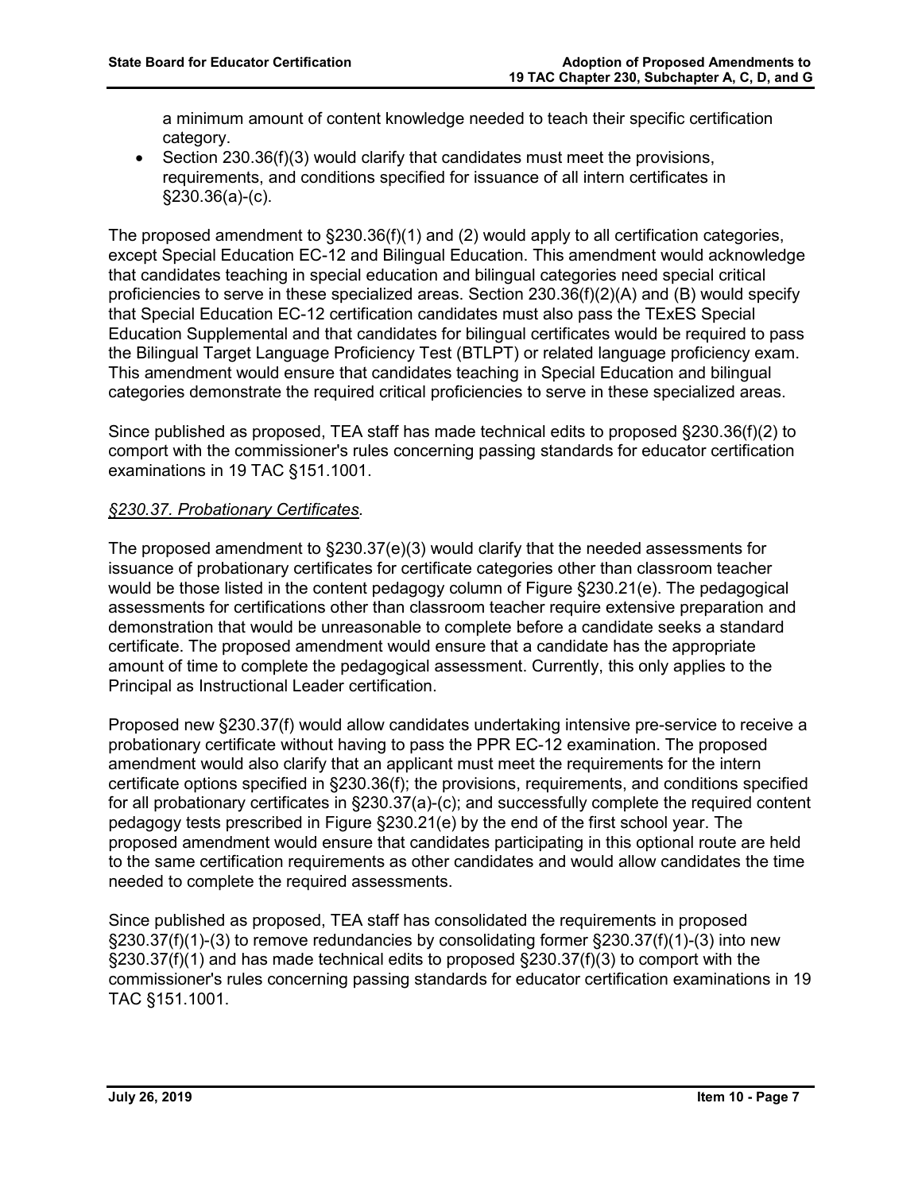a minimum amount of content knowledge needed to teach their specific certification category.

- Section 230.36(f)(3) would clarify that candidates must meet the provisions, requirements, and conditions specified for issuance of all intern certificates in §230.36(a)-(c).

The proposed amendment to §230.36(f)(1) and (2) would apply to all certification categories, except Special Education EC-12 and Bilingual Education. This amendment would acknowledge that candidates teaching in special education and bilingual categories need special critical proficiencies to serve in these specialized areas. Section 230.36(f)(2)(A) and (B) would specify that Special Education EC-12 certification candidates must also pass the TExES Special Education Supplemental and that candidates for bilingual certificates would be required to pass the Bilingual Target Language Proficiency Test (BTLPT) or related language proficiency exam. This amendment would ensure that candidates teaching in Special Education and bilingual categories demonstrate the required critical proficiencies to serve in these specialized areas.

Since published as proposed, TEA staff has made technical edits to proposed §230.36(f)(2) to comport with the commissioner's rules concerning passing standards for educator certification examinations in 19 TAC §151.1001.

*§230.37. Probationary Certificates.*

The proposed amendment to §230.37(e)(3) would clarify that the needed assessments for issuance of probationary certificates for certificate categories other than classroom teacher would be those listed in the content pedagogy column of Figure §230.21(e). The pedagogical assessments for certifications other than classroom teacher require extensive preparation and demonstration that would be unreasonable to complete before a candidate seeks a standard certificate. The proposed amendment would ensure that a candidate has the appropriate amount of time to complete the pedagogical assessment. Currently, this only applies to the Principal as Instructional Leader certification.

Proposed new §230.37(f) would allow candidates undertaking intensive pre-service to receive a probationary certificate without having to pass the PPR EC-12 examination. The proposed amendment would also clarify that an applicant must meet the requirements for the intern certificate options specified in §230.36(f); the provisions, requirements, and conditions specified for all probationary certificates in §230.37(a)-(c); and successfully complete the required content pedagogy tests prescribed in Figure §230.21(e) by the end of the first school year. The proposed amendment would ensure that candidates participating in this optional route are held to the same certification requirements as other candidates and would allow candidates the time needed to complete the required assessments.

Since published as proposed, TEA staff has consolidated the requirements in proposed §230.37(f)(1)-(3) to remove redundancies by consolidating former §230.37(f)(1)-(3) into new §230.37(f)(1) and has made technical edits to proposed §230.37(f)(3) to comport with the commissioner's rules concerning passing standards for educator certification examinations in 19 TAC §151.1001.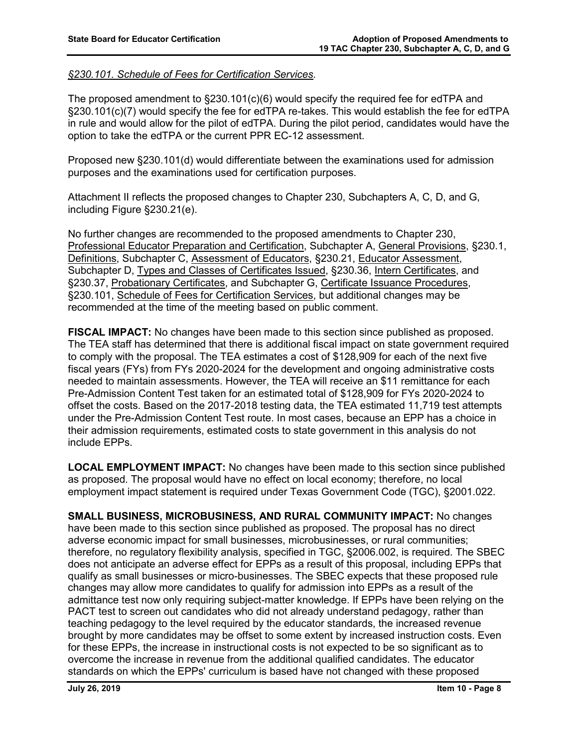*§230.101. Schedule of Fees for Certification Services.*

The proposed amendment to §230.101(c)(6) would specify the required fee for edTPA and §230.101(c)(7) would specify the fee for edTPA re-takes. This would establish the fee for edTPA in rule and would allow for the pilot of edTPA. During the pilot period, candidates would have the option to take the edTPA or the current PPR EC-12 assessment.

Proposed new §230.101(d) would differentiate between the examinations used for admission purposes and the examinations used for certification purposes.

Attachment II reflects the proposed changes to Chapter 230, Subchapters A, C, D, and G, including Figure §230.21(e).

No further changes are recommended to the proposed amendments to Chapter 230, Professional Educator Preparation and Certification, Subchapter A, General Provisions, §230.1, Definitions, Subchapter C, Assessment of Educators, §230.21, Educator Assessment, Subchapter D, Types and Classes of Certificates Issued, §230.36, Intern Certificates, and §230.37, Probationary Certificates, and Subchapter G, Certificate Issuance Procedures, §230.101, Schedule of Fees for Certification Services, but additional changes may be recommended at the time of the meeting based on public comment.

**FISCAL IMPACT:** No changes have been made to this section since published as proposed. The TEA staff has determined that there is additional fiscal impact on state government required to comply with the proposal. The TEA estimates a cost of $128,909 for each of the next five fiscal years (FYs) from FYs 2020-2024 for the development and ongoing administrative costs needed to maintain assessments. However, the TEA will receive an $11 remittance for each Pre-Admission Content Test taken for an estimated total of $128,909 for FYs 2020-2024 to offset the costs. Based on the 2017-2018 testing data, the TEA estimated 11,719 test attempts under the Pre-Admission Content Test route. In most cases, because an EPP has a choice in their admission requirements, estimated costs to state government in this analysis do not include EPPs.

**LOCAL EMPLOYMENT IMPACT:** No changes have been made to this section since published as proposed. The proposal would have no effect on local economy; therefore, no local employment impact statement is required under Texas Government Code (TGC), §2001.022.

**SMALL BUSINESS, MICROBUSINESS, AND RURAL COMMUNITY IMPACT:** No changes have been made to this section since published as proposed. The proposal has no direct adverse economic impact for small businesses, microbusinesses, or rural communities; therefore, no regulatory flexibility analysis, specified in TGC, §2006.002, is required. The SBEC does not anticipate an adverse effect for EPPs as a result of this proposal, including EPPs that qualify as small businesses or micro-businesses. The SBEC expects that these proposed rule changes may allow more candidates to qualify for admission into EPPs as a result of the admittance test now only requiring subject-matter knowledge. If EPPs have been relying on the PACT test to screen out candidates who did not already understand pedagogy, rather than teaching pedagogy to the level required by the educator standards, the increased revenue brought by more candidates may be offset to some extent by increased instruction costs. Even for these EPPs, the increase in instructional costs is not expected to be so significant as to overcome the increase in revenue from the additional qualified candidates. The educator standards on which the EPPs' curriculum is based have not changed with these proposed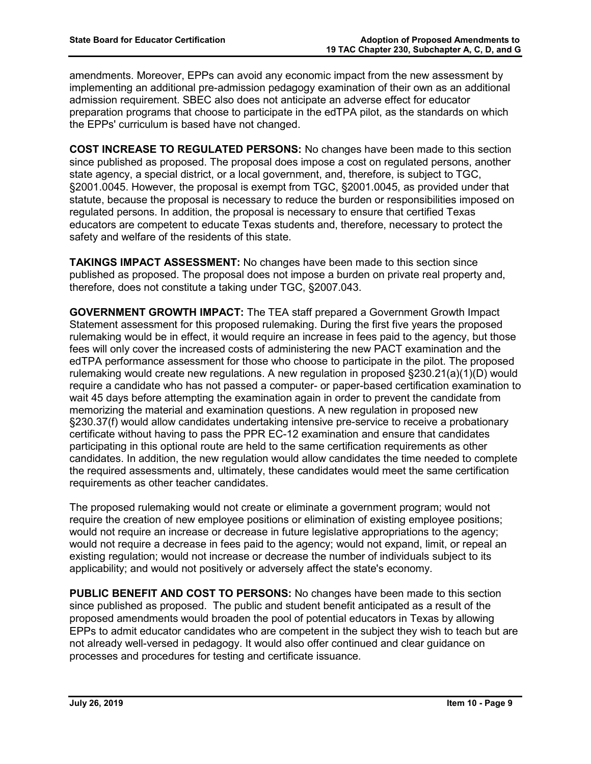amendments. Moreover, EPPs can avoid any economic impact from the new assessment by implementing an additional pre-admission pedagogy examination of their own as an additional admission requirement. SBEC also does not anticipate an adverse effect for educator preparation programs that choose to participate in the edTPA pilot, as the standards on which the EPPs' curriculum is based have not changed.

**COST INCREASE TO REGULATED PERSONS:** No changes have been made to this section since published as proposed. The proposal does impose a cost on regulated persons, another state agency, a special district, or a local government, and, therefore, is subject to TGC, §2001.0045. However, the proposal is exempt from TGC, §2001.0045, as provided under that statute, because the proposal is necessary to reduce the burden or responsibilities imposed on regulated persons. In addition, the proposal is necessary to ensure that certified Texas educators are competent to educate Texas students and, therefore, necessary to protect the safety and welfare of the residents of this state.

**TAKINGS IMPACT ASSESSMENT:** No changes have been made to this section since published as proposed. The proposal does not impose a burden on private real property and, therefore, does not constitute a taking under TGC, §2007.043.

**GOVERNMENT GROWTH IMPACT:** The TEA staff prepared a Government Growth Impact Statement assessment for this proposed rulemaking. During the first five years the proposed rulemaking would be in effect, it would require an increase in fees paid to the agency, but those fees will only cover the increased costs of administering the new PACT examination and the edTPA performance assessment for those who choose to participate in the pilot. The proposed rulemaking would create new regulations. A new regulation in proposed §230.21(a)(1)(D) would require a candidate who has not passed a computer- or paper-based certification examination to wait 45 days before attempting the examination again in order to prevent the candidate from memorizing the material and examination questions. A new regulation in proposed new §230.37(f) would allow candidates undertaking intensive pre-service to receive a probationary certificate without having to pass the PPR EC-12 examination and ensure that candidates participating in this optional route are held to the same certification requirements as other candidates. In addition, the new regulation would allow candidates the time needed to complete the required assessments and, ultimately, these candidates would meet the same certification requirements as other teacher candidates.

The proposed rulemaking would not create or eliminate a government program; would not require the creation of new employee positions or elimination of existing employee positions; would not require an increase or decrease in future legislative appropriations to the agency; would not require a decrease in fees paid to the agency; would not expand, limit, or repeal an existing regulation; would not increase or decrease the number of individuals subject to its applicability; and would not positively or adversely affect the state's economy.

**PUBLIC BENEFIT AND COST TO PERSONS:** No changes have been made to this section since published as proposed. The public and student benefit anticipated as a result of the proposed amendments would broaden the pool of potential educators in Texas by allowing EPPs to admit educator candidates who are competent in the subject they wish to teach but are not already well-versed in pedagogy. It would also offer continued and clear guidance on processes and procedures for testing and certificate issuance.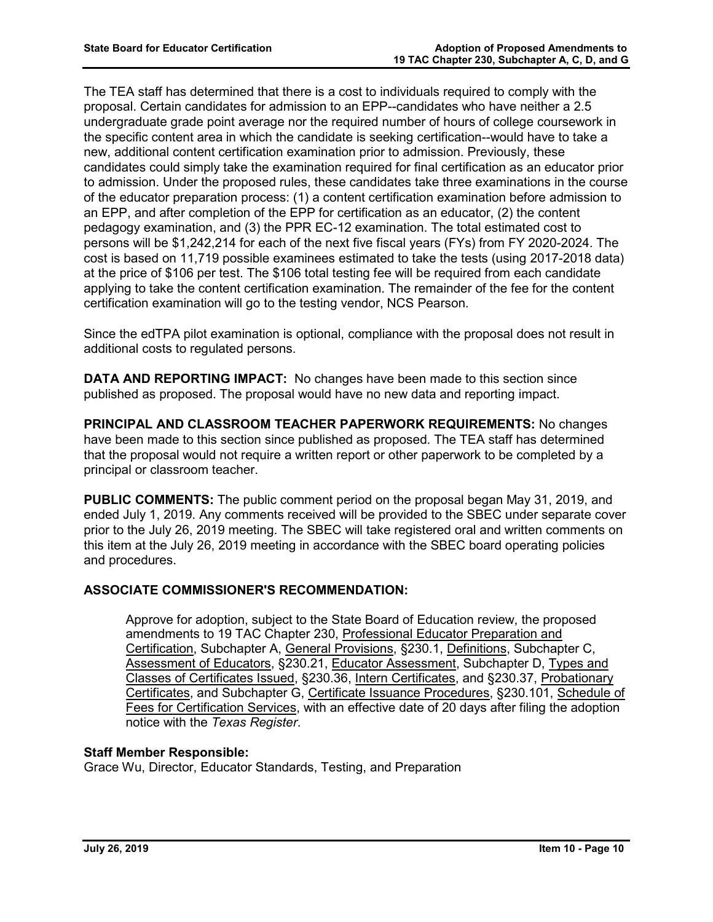The TEA staff has determined that there is a cost to individuals required to comply with the proposal. Certain candidates for admission to an EPP--candidates who have neither a 2.5 undergraduate grade point average nor the required number of hours of college coursework in the specific content area in which the candidate is seeking certification--would have to take a new, additional content certification examination prior to admission. Previously, these candidates could simply take the examination required for final certification as an educator prior to admission. Under the proposed rules, these candidates take three examinations in the course of the educator preparation process: (1) a content certification examination before admission to an EPP, and after completion of the EPP for certification as an educator, (2) the content pedagogy examination, and (3) the PPR EC-12 examination. The total estimated cost to persons will be $1,242,214 for each of the next five fiscal years (FYs) from FY 2020-2024. The cost is based on 11,719 possible examinees estimated to take the tests (using 2017-2018 data) at the price of $106 per test. The $106 total testing fee will be required from each candidate applying to take the content certification examination. The remainder of the fee for the content certification examination will go to the testing vendor, NCS Pearson.

Since the edTPA pilot examination is optional, compliance with the proposal does not result in additional costs to regulated persons.

**DATA AND REPORTING IMPACT:** No changes have been made to this section since published as proposed. The proposal would have no new data and reporting impact.

**PRINCIPAL AND CLASSROOM TEACHER PAPERWORK REQUIREMENTS:** No changes have been made to this section since published as proposed. The TEA staff has determined that the proposal would not require a written report or other paperwork to be completed by a principal or classroom teacher.

**PUBLIC COMMENTS:** The public comment period on the proposal began May 31, 2019, and ended July 1, 2019. Any comments received will be provided to the SBEC under separate cover prior to the July 26, 2019 meeting. The SBEC will take registered oral and written comments on this item at the July 26, 2019 meeting in accordance with the SBEC board operating policies and procedures.

**ASSOCIATE COMMISSIONER'S RECOMMENDATION:**

> Approve for adoption, subject to the State Board of Education review, the proposed amendments to 19 TAC Chapter 230, Professional Educator Preparation and Certification, Subchapter A, General Provisions, §230.1, Definitions, Subchapter C, Assessment of Educators, §230.21, Educator Assessment, Subchapter D, Types and Classes of Certificates Issued, §230.36, Intern Certificates, and §230.37, Probationary Certificates, and Subchapter G, Certificate Issuance Procedures, §230.101, Schedule of Fees for Certification Services, with an effective date of 20 days after filing the adoption notice with the *Texas Register*.

**Staff Member Responsible:**
Grace Wu, Director, Educator Standards, Testing, and Preparation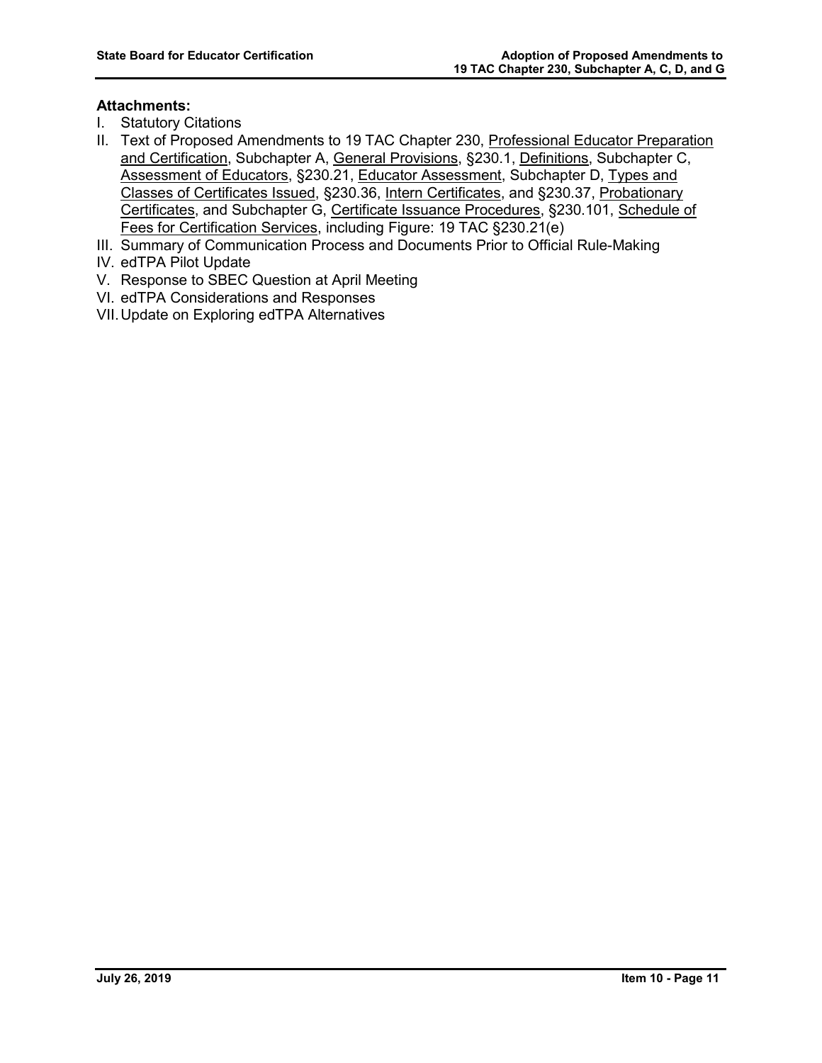**Attachments:**

I. Statutory Citations
II. Text of Proposed Amendments to 19 TAC Chapter 230, Professional Educator Preparation and Certification, Subchapter A, General Provisions, §230.1, Definitions, Subchapter C, Assessment of Educators, §230.21, Educator Assessment, Subchapter D, Types and Classes of Certificates Issued, §230.36, Intern Certificates, and §230.37, Probationary Certificates, and Subchapter G, Certificate Issuance Procedures, §230.101, Schedule of Fees for Certification Services, including Figure: 19 TAC §230.21(e)
III. Summary of Communication Process and Documents Prior to Official Rule-Making
IV. edTPA Pilot Update
V. Response to SBEC Question at April Meeting
VI. edTPA Considerations and Responses
VII. Update on Exploring edTPA Alternatives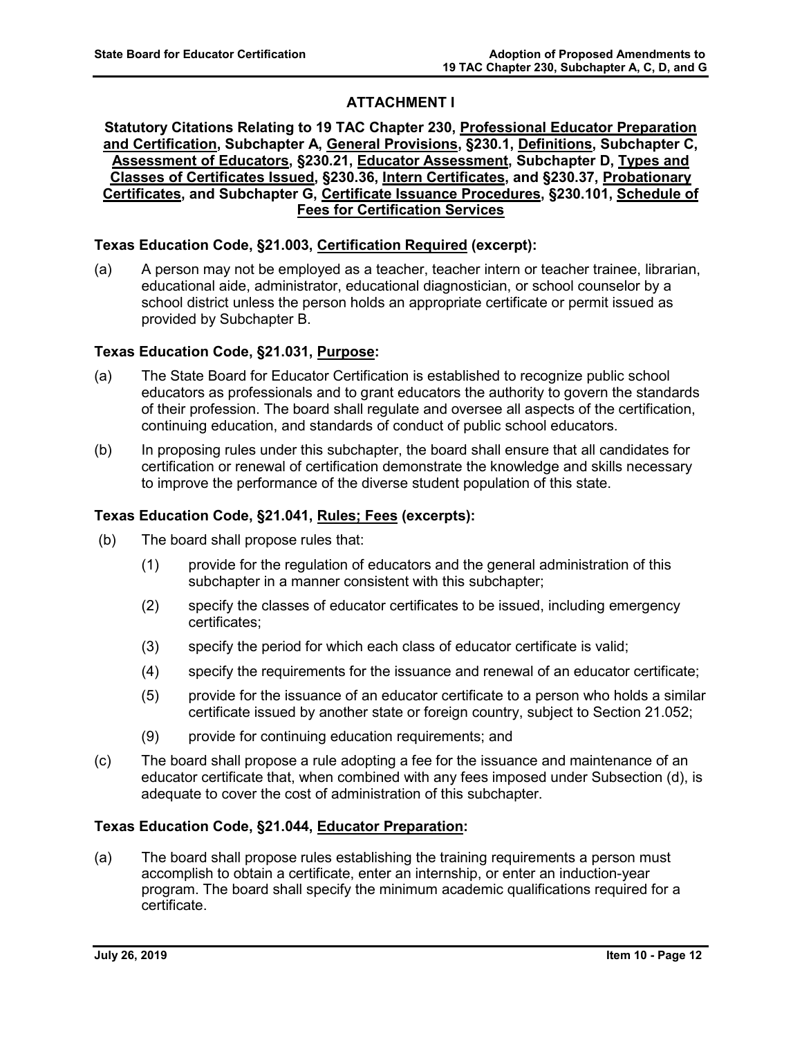## ATTACHMENT I

### Statutory Citations Relating to 19 TAC Chapter 230, Professional Educator Preparation and Certification, Subchapter A, General Provisions, §230.1, Definitions, Subchapter C, Assessment of Educators, §230.21, Educator Assessment, Subchapter D, Types and Classes of Certificates Issued, §230.36, Intern Certificates, and §230.37, Probationary Certificates, and Subchapter G, Certificate Issuance Procedures, §230.101, Schedule of Fees for Certification Services

**Texas Education Code, §21.003, Certification Required (excerpt):**

(a) A person may not be employed as a teacher, teacher intern or teacher trainee, librarian, educational aide, administrator, educational diagnostician, or school counselor by a school district unless the person holds an appropriate certificate or permit issued as provided by Subchapter B.

**Texas Education Code, §21.031, Purpose:**

(a) The State Board for Educator Certification is established to recognize public school educators as professionals and to grant educators the authority to govern the standards of their profession. The board shall regulate and oversee all aspects of the certification, continuing education, and standards of conduct of public school educators.

(b) In proposing rules under this subchapter, the board shall ensure that all candidates for certification or renewal of certification demonstrate the knowledge and skills necessary to improve the performance of the diverse student population of this state.

**Texas Education Code, §21.041, Rules; Fees (excerpts):**

(b) The board shall propose rules that:

(1) provide for the regulation of educators and the general administration of this subchapter in a manner consistent with this subchapter;

(2) specify the classes of educator certificates to be issued, including emergency certificates;

(3) specify the period for which each class of educator certificate is valid;

(4) specify the requirements for the issuance and renewal of an educator certificate;

(5) provide for the issuance of an educator certificate to a person who holds a similar certificate issued by another state or foreign country, subject to Section 21.052;

(9) provide for continuing education requirements; and

(c) The board shall propose a rule adopting a fee for the issuance and maintenance of an educator certificate that, when combined with any fees imposed under Subsection (d), is adequate to cover the cost of administration of this subchapter.

**Texas Education Code, §21.044, Educator Preparation:**

(a) The board shall propose rules establishing the training requirements a person must accomplish to obtain a certificate, enter an internship, or enter an induction-year program. The board shall specify the minimum academic qualifications required for a certificate.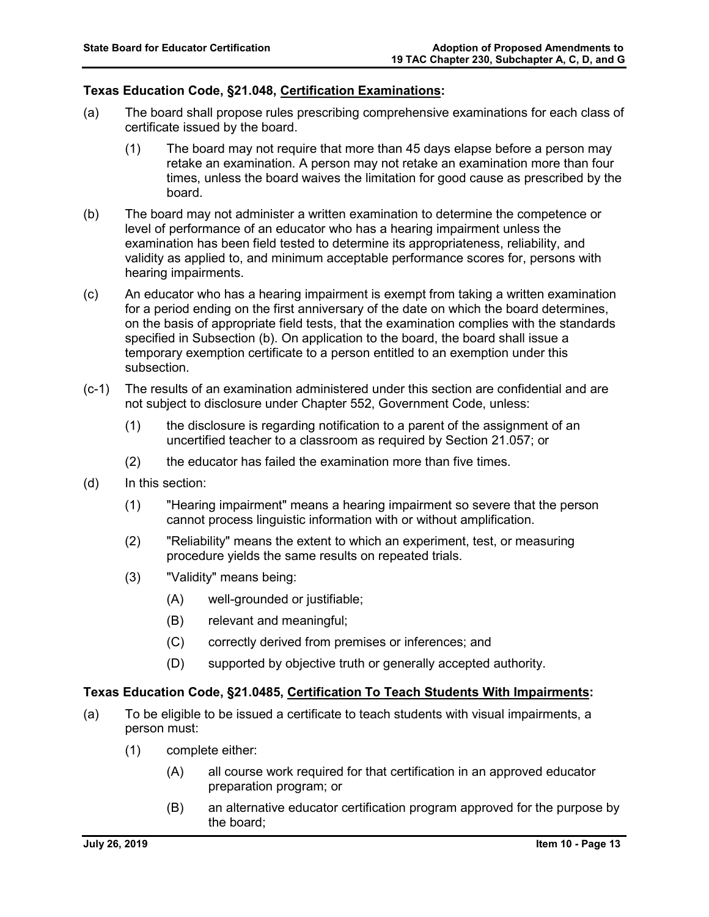**Texas Education Code, §21.048, Certification Examinations:**

(a) The board shall propose rules prescribing comprehensive examinations for each class of certificate issued by the board.

   (1) The board may not require that more than 45 days elapse before a person may retake an examination. A person may not retake an examination more than four times, unless the board waives the limitation for good cause as prescribed by the board.

(b) The board may not administer a written examination to determine the competence or level of performance of an educator who has a hearing impairment unless the examination has been field tested to determine its appropriateness, reliability, and validity as applied to, and minimum acceptable performance scores for, persons with hearing impairments.

(c) An educator who has a hearing impairment is exempt from taking a written examination for a period ending on the first anniversary of the date on which the board determines, on the basis of appropriate field tests, that the examination complies with the standards specified in Subsection (b). On application to the board, the board shall issue a temporary exemption certificate to a person entitled to an exemption under this subsection.

(c-1) The results of an examination administered under this section are confidential and are not subject to disclosure under Chapter 552, Government Code, unless:

   (1) the disclosure is regarding notification to a parent of the assignment of an uncertified teacher to a classroom as required by Section 21.057; or

   (2) the educator has failed the examination more than five times.

(d) In this section:

   (1) "Hearing impairment" means a hearing impairment so severe that the person cannot process linguistic information with or without amplification.

   (2) "Reliability" means the extent to which an experiment, test, or measuring procedure yields the same results on repeated trials.

   (3) "Validity" means being:

      (A) well-grounded or justifiable;

      (B) relevant and meaningful;

      (C) correctly derived from premises or inferences; and

      (D) supported by objective truth or generally accepted authority.

**Texas Education Code, §21.0485, Certification To Teach Students With Impairments:**

(a) To be eligible to be issued a certificate to teach students with visual impairments, a person must:

   (1) complete either:

      (A) all course work required for that certification in an approved educator preparation program; or

      (B) an alternative educator certification program approved for the purpose by the board;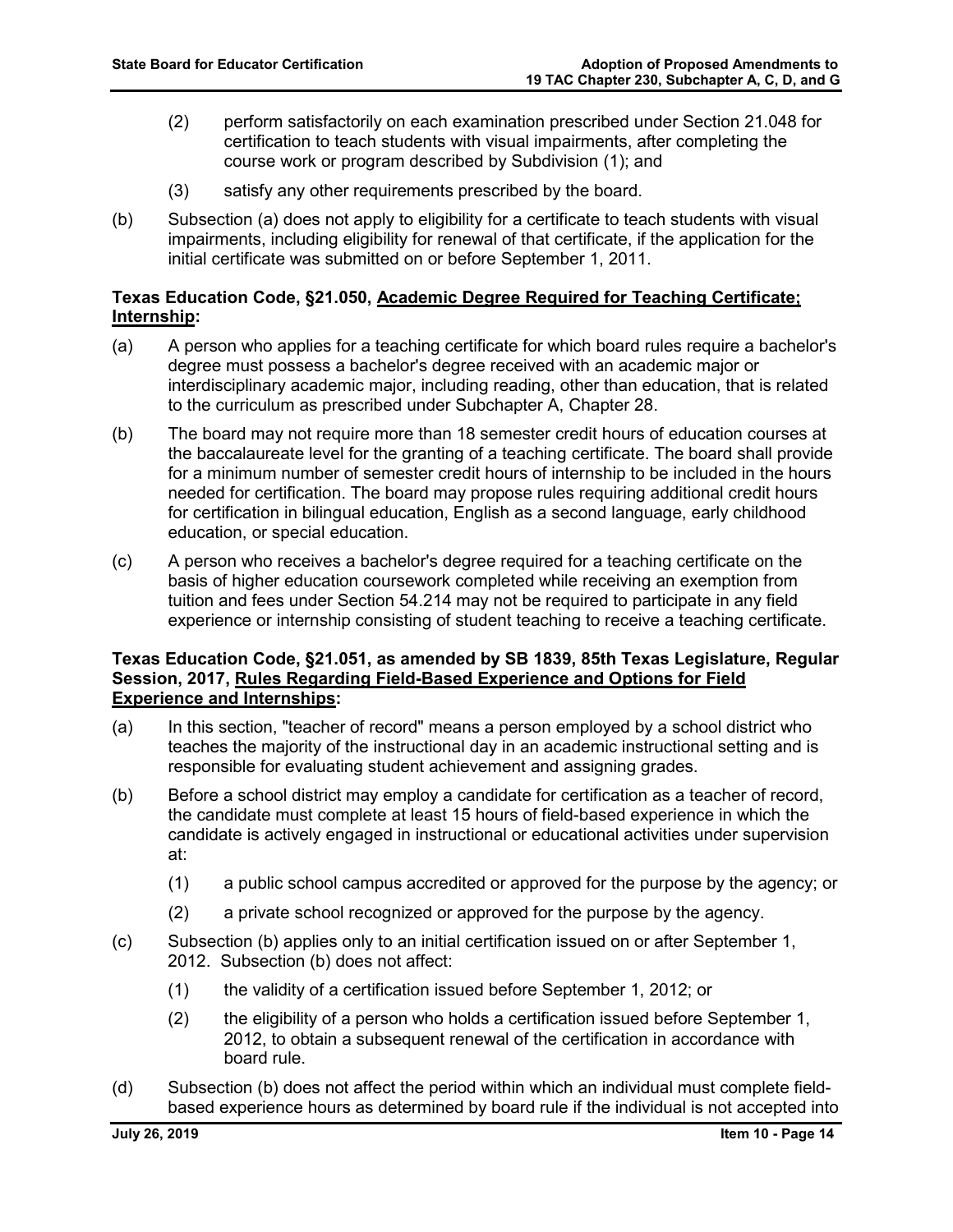(2) perform satisfactorily on each examination prescribed under Section 21.048 for certification to teach students with visual impairments, after completing the course work or program described by Subdivision (1); and

(3) satisfy any other requirements prescribed by the board.

(b) Subsection (a) does not apply to eligibility for a certificate to teach students with visual impairments, including eligibility for renewal of that certificate, if the application for the initial certificate was submitted on or before September 1, 2011.

**Texas Education Code, §21.050, <u>Academic Degree Required for Teaching Certificate; Internship</u>:**

(a) A person who applies for a teaching certificate for which board rules require a bachelor's degree must possess a bachelor's degree received with an academic major or interdisciplinary academic major, including reading, other than education, that is related to the curriculum as prescribed under Subchapter A, Chapter 28.

(b) The board may not require more than 18 semester credit hours of education courses at the baccalaureate level for the granting of a teaching certificate. The board shall provide for a minimum number of semester credit hours of internship to be included in the hours needed for certification. The board may propose rules requiring additional credit hours for certification in bilingual education, English as a second language, early childhood education, or special education.

(c) A person who receives a bachelor's degree required for a teaching certificate on the basis of higher education coursework completed while receiving an exemption from tuition and fees under Section 54.214 may not be required to participate in any field experience or internship consisting of student teaching to receive a teaching certificate.

**Texas Education Code, §21.051, as amended by SB 1839, 85th Texas Legislature, Regular Session, 2017, <u>Rules Regarding Field-Based Experience and Options for Field Experience and Internships</u>:**

(a) In this section, "teacher of record" means a person employed by a school district who teaches the majority of the instructional day in an academic instructional setting and is responsible for evaluating student achievement and assigning grades.

(b) Before a school district may employ a candidate for certification as a teacher of record, the candidate must complete at least 15 hours of field-based experience in which the candidate is actively engaged in instructional or educational activities under supervision at:

(1) a public school campus accredited or approved for the purpose by the agency; or

(2) a private school recognized or approved for the purpose by the agency.

(c) Subsection (b) applies only to an initial certification issued on or after September 1, 2012. Subsection (b) does not affect:

(1) the validity of a certification issued before September 1, 2012; or

(2) the eligibility of a person who holds a certification issued before September 1, 2012, to obtain a subsequent renewal of the certification in accordance with board rule.

(d) Subsection (b) does not affect the period within which an individual must complete field-based experience hours as determined by board rule if the individual is not accepted into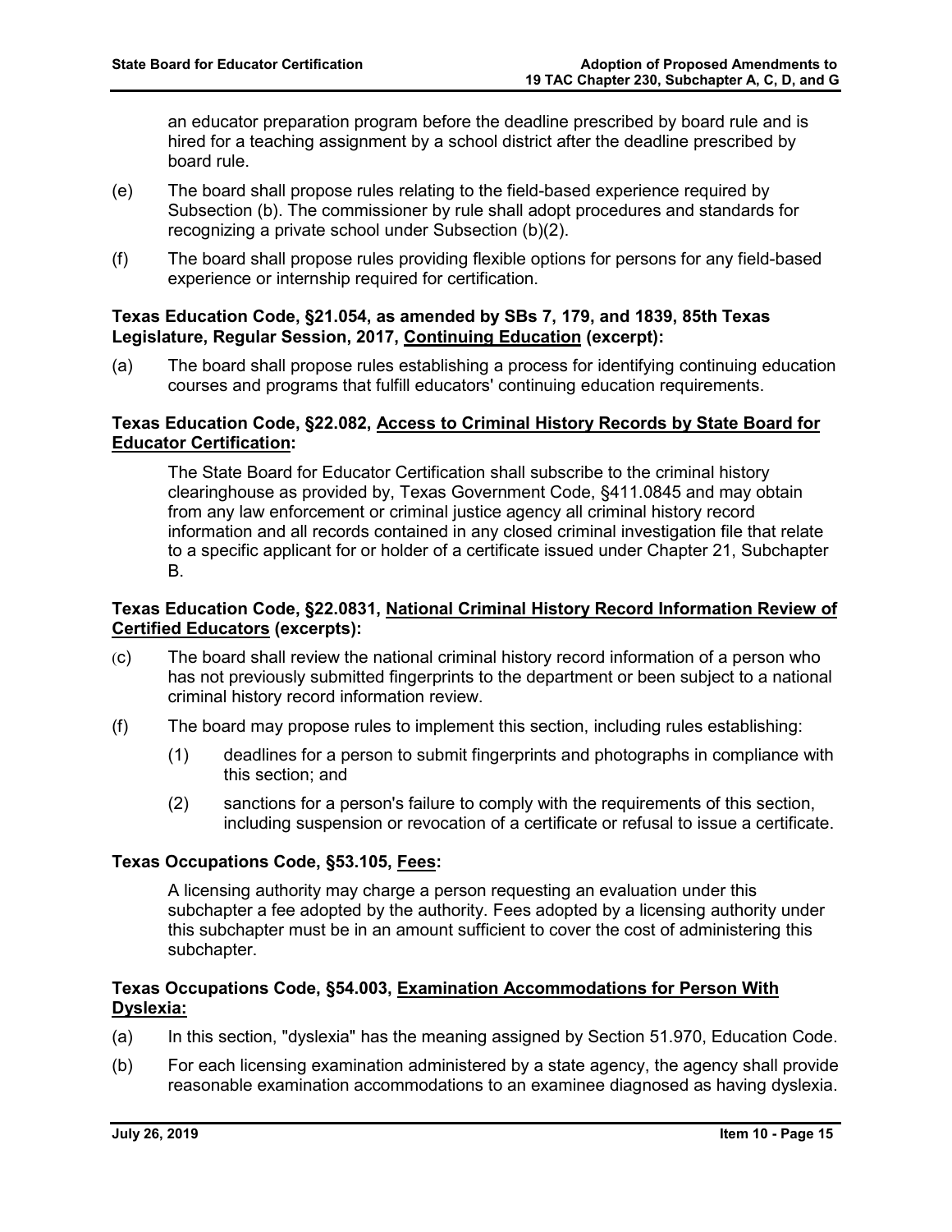an educator preparation program before the deadline prescribed by board rule and is hired for a teaching assignment by a school district after the deadline prescribed by board rule.

(e) The board shall propose rules relating to the field-based experience required by Subsection (b). The commissioner by rule shall adopt procedures and standards for recognizing a private school under Subsection (b)(2).

(f) The board shall propose rules providing flexible options for persons for any field-based experience or internship required for certification.

**Texas Education Code, §21.054, as amended by SBs 7, 179, and 1839, 85th Texas Legislature, Regular Session, 2017, <u>Continuing Education</u> (excerpt):**

(a) The board shall propose rules establishing a process for identifying continuing education courses and programs that fulfill educators' continuing education requirements.

**Texas Education Code, §22.082, <u>Access to Criminal History Records by State Board for Educator Certification</u>:**

The State Board for Educator Certification shall subscribe to the criminal history clearinghouse as provided by, Texas Government Code, §411.0845 and may obtain from any law enforcement or criminal justice agency all criminal history record information and all records contained in any closed criminal investigation file that relate to a specific applicant for or holder of a certificate issued under Chapter 21, Subchapter B.

**Texas Education Code, §22.0831, <u>National Criminal History Record Information Review of Certified Educators</u> (excerpts):**

(c) The board shall review the national criminal history record information of a person who has not previously submitted fingerprints to the department or been subject to a national criminal history record information review.

(f) The board may propose rules to implement this section, including rules establishing:

- (1) deadlines for a person to submit fingerprints and photographs in compliance with this section; and
- (2) sanctions for a person's failure to comply with the requirements of this section, including suspension or revocation of a certificate or refusal to issue a certificate.

**Texas Occupations Code, §53.105, <u>Fees</u>:**

A licensing authority may charge a person requesting an evaluation under this subchapter a fee adopted by the authority. Fees adopted by a licensing authority under this subchapter must be in an amount sufficient to cover the cost of administering this subchapter.

**Texas Occupations Code, §54.003, <u>Examination Accommodations for Person With Dyslexia</u>:**

(a) In this section, "dyslexia" has the meaning assigned by Section 51.970, Education Code.

(b) For each licensing examination administered by a state agency, the agency shall provide reasonable examination accommodations to an examinee diagnosed as having dyslexia.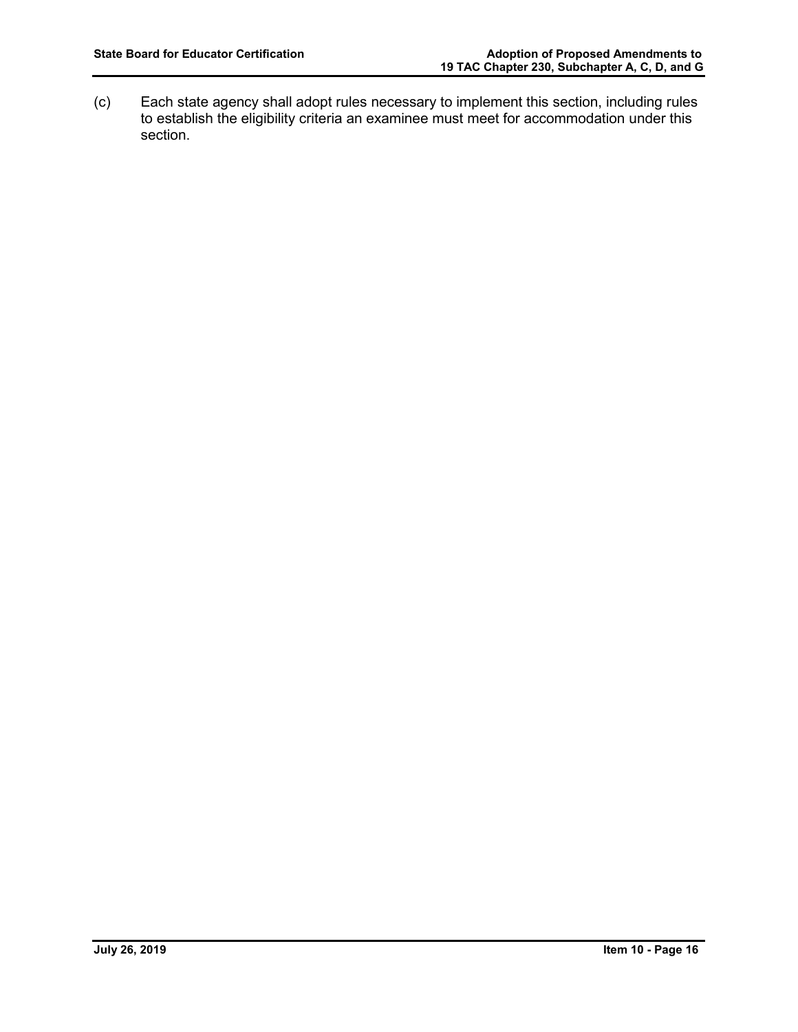(c) Each state agency shall adopt rules necessary to implement this section, including rules to establish the eligibility criteria an examinee must meet for accommodation under this section.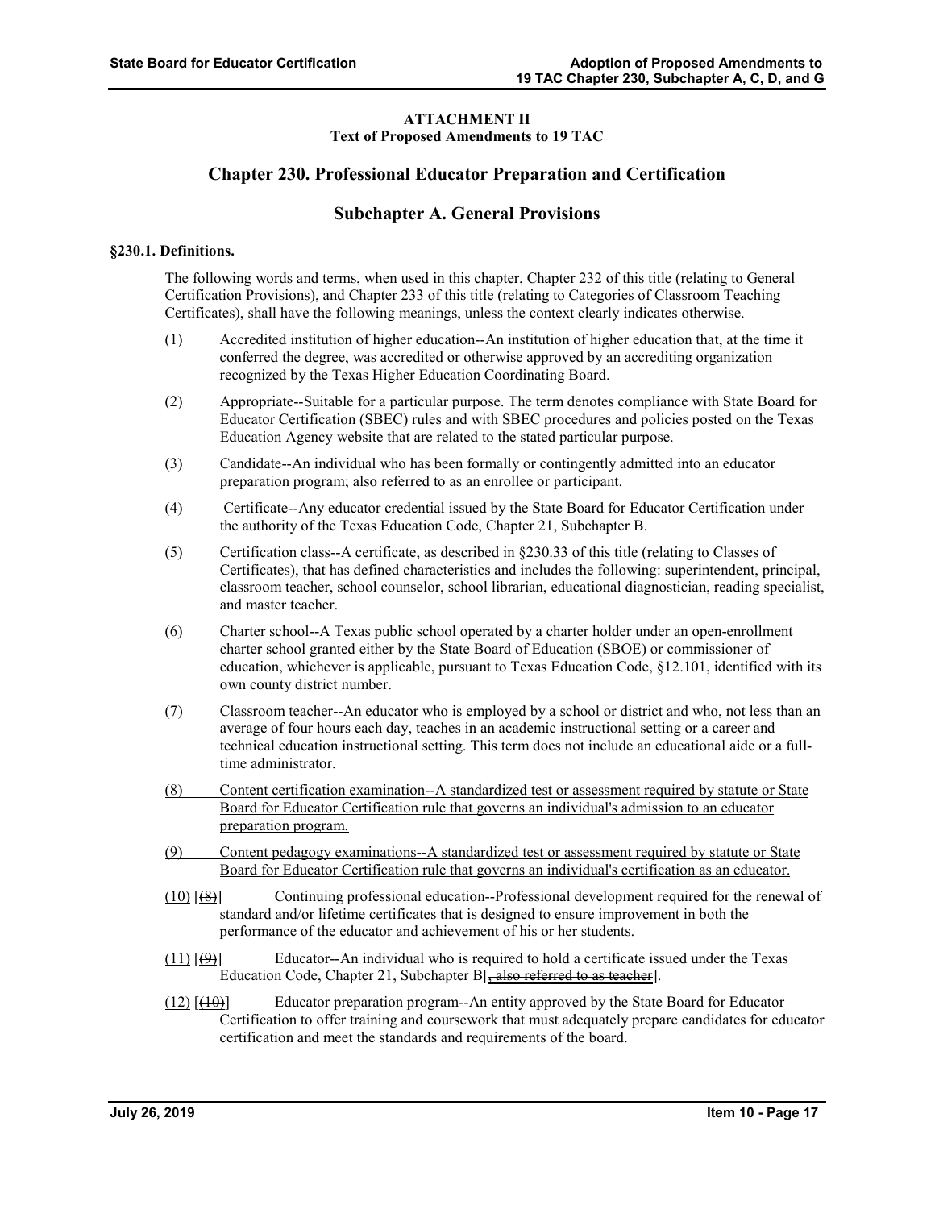**ATTACHMENT II**
**Text of Proposed Amendments to 19 TAC**

## Chapter 230. Professional Educator Preparation and Certification

## Subchapter A. General Provisions

**§230.1. Definitions.**

The following words and terms, when used in this chapter, Chapter 232 of this title (relating to General Certification Provisions), and Chapter 233 of this title (relating to Categories of Classroom Teaching Certificates), shall have the following meanings, unless the context clearly indicates otherwise.

(1) Accredited institution of higher education--An institution of higher education that, at the time it conferred the degree, was accredited or otherwise approved by an accrediting organization recognized by the Texas Higher Education Coordinating Board.

(2) Appropriate--Suitable for a particular purpose. The term denotes compliance with State Board for Educator Certification (SBEC) rules and with SBEC procedures and policies posted on the Texas Education Agency website that are related to the stated particular purpose.

(3) Candidate--An individual who has been formally or contingently admitted into an educator preparation program; also referred to as an enrollee or participant.

(4) Certificate--Any educator credential issued by the State Board for Educator Certification under the authority of the Texas Education Code, Chapter 21, Subchapter B.

(5) Certification class--A certificate, as described in §230.33 of this title (relating to Classes of Certificates), that has defined characteristics and includes the following: superintendent, principal, classroom teacher, school counselor, school librarian, educational diagnostician, reading specialist, and master teacher.

(6) Charter school--A Texas public school operated by a charter holder under an open-enrollment charter school granted either by the State Board of Education (SBOE) or commissioner of education, whichever is applicable, pursuant to Texas Education Code, §12.101, identified with its own county district number.

(7) Classroom teacher--An educator who is employed by a school or district and who, not less than an average of four hours each day, teaches in an academic instructional setting or a career and technical education instructional setting. This term does not include an educational aide or a full-time administrator.

<u>(8) Content certification examination--A standardized test or assessment required by statute or State Board for Educator Certification rule that governs an individual's admission to an educator preparation program.</u>

<u>(9) Content pedagogy examinations--A standardized test or assessment required by statute or State Board for Educator Certification rule that governs an individual's certification as an educator.</u>

<u>(10)</u> [~~(8)~~] Continuing professional education--Professional development required for the renewal of standard and/or lifetime certificates that is designed to ensure improvement in both the performance of the educator and achievement of his or her students.

<u>(11)</u> [~~(9)~~] Educator--An individual who is required to hold a certificate issued under the Texas Education Code, Chapter 21, Subchapter B[~~, also referred to as teacher~~].

<u>(12)</u> [~~(10)~~] Educator preparation program--An entity approved by the State Board for Educator Certification to offer training and coursework that must adequately prepare candidates for educator certification and meet the standards and requirements of the board.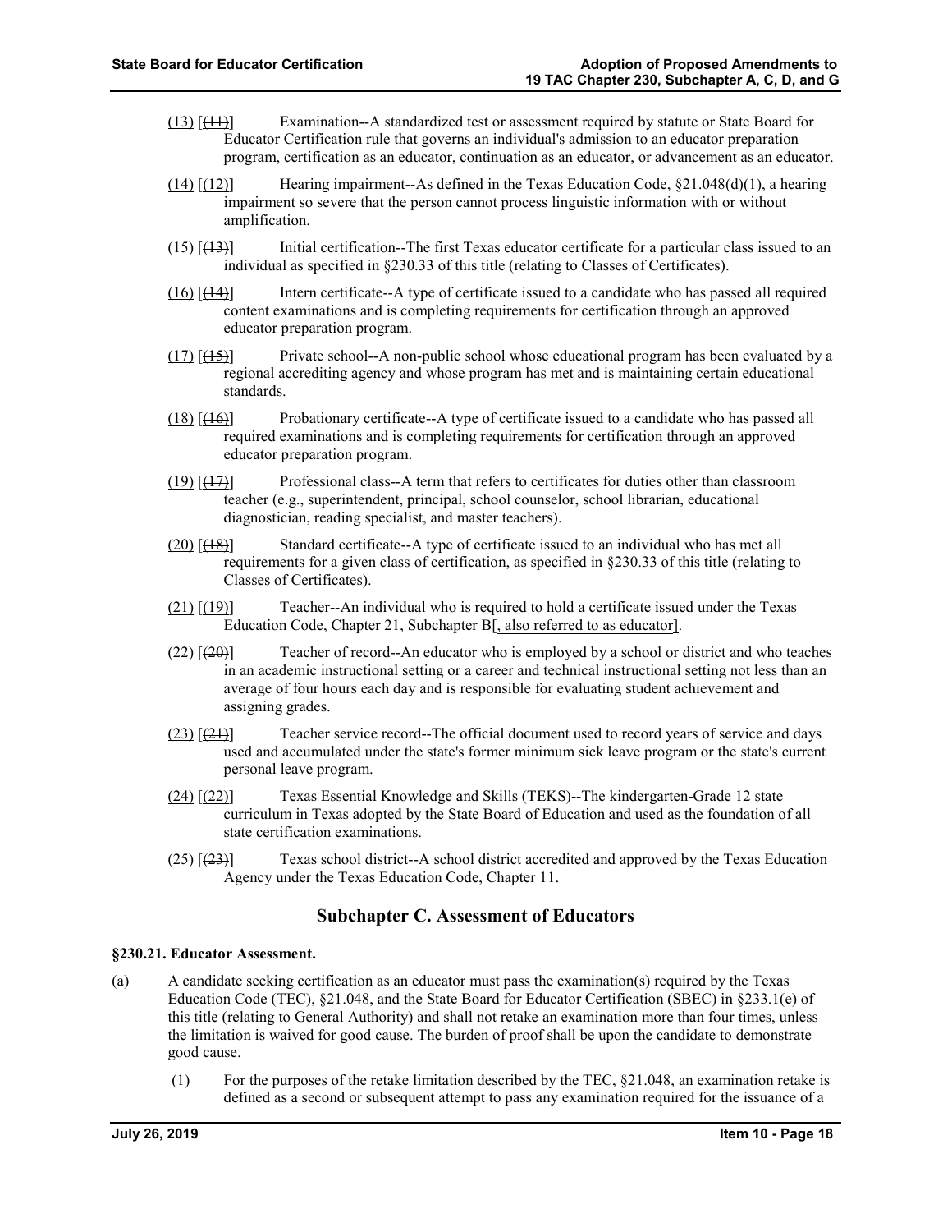(13) [(11)] Examination--A standardized test or assessment required by statute or State Board for Educator Certification rule that governs an individual's admission to an educator preparation program, certification as an educator, continuation as an educator, or advancement as an educator.

(14) [(12)] Hearing impairment--As defined in the Texas Education Code, §21.048(d)(1), a hearing impairment so severe that the person cannot process linguistic information with or without amplification.

(15) [(13)] Initial certification--The first Texas educator certificate for a particular class issued to an individual as specified in §230.33 of this title (relating to Classes of Certificates).

(16) [(14)] Intern certificate--A type of certificate issued to a candidate who has passed all required content examinations and is completing requirements for certification through an approved educator preparation program.

(17) [(15)] Private school--A non-public school whose educational program has been evaluated by a regional accrediting agency and whose program has met and is maintaining certain educational standards.

(18) [(16)] Probationary certificate--A type of certificate issued to a candidate who has passed all required examinations and is completing requirements for certification through an approved educator preparation program.

(19) [(17)] Professional class--A term that refers to certificates for duties other than classroom teacher (e.g., superintendent, principal, school counselor, school librarian, educational diagnostician, reading specialist, and master teachers).

(20) [(18)] Standard certificate--A type of certificate issued to an individual who has met all requirements for a given class of certification, as specified in §230.33 of this title (relating to Classes of Certificates).

(21) [(19)] Teacher--An individual who is required to hold a certificate issued under the Texas Education Code, Chapter 21, Subchapter B[~~, also referred to as educator~~].

(22) [(20)] Teacher of record--An educator who is employed by a school or district and who teaches in an academic instructional setting or a career and technical instructional setting not less than an average of four hours each day and is responsible for evaluating student achievement and assigning grades.

(23) [(21)] Teacher service record--The official document used to record years of service and days used and accumulated under the state's former minimum sick leave program or the state's current personal leave program.

(24) [(22)] Texas Essential Knowledge and Skills (TEKS)--The kindergarten-Grade 12 state curriculum in Texas adopted by the State Board of Education and used as the foundation of all state certification examinations.

(25) [(23)] Texas school district--A school district accredited and approved by the Texas Education Agency under the Texas Education Code, Chapter 11.

## Subchapter C. Assessment of Educators

**§230.21. Educator Assessment.**

(a) A candidate seeking certification as an educator must pass the examination(s) required by the Texas Education Code (TEC), §21.048, and the State Board for Educator Certification (SBEC) in §233.1(e) of this title (relating to General Authority) and shall not retake an examination more than four times, unless the limitation is waived for good cause. The burden of proof shall be upon the candidate to demonstrate good cause.

(1) For the purposes of the retake limitation described by the TEC, §21.048, an examination retake is defined as a second or subsequent attempt to pass any examination required for the issuance of a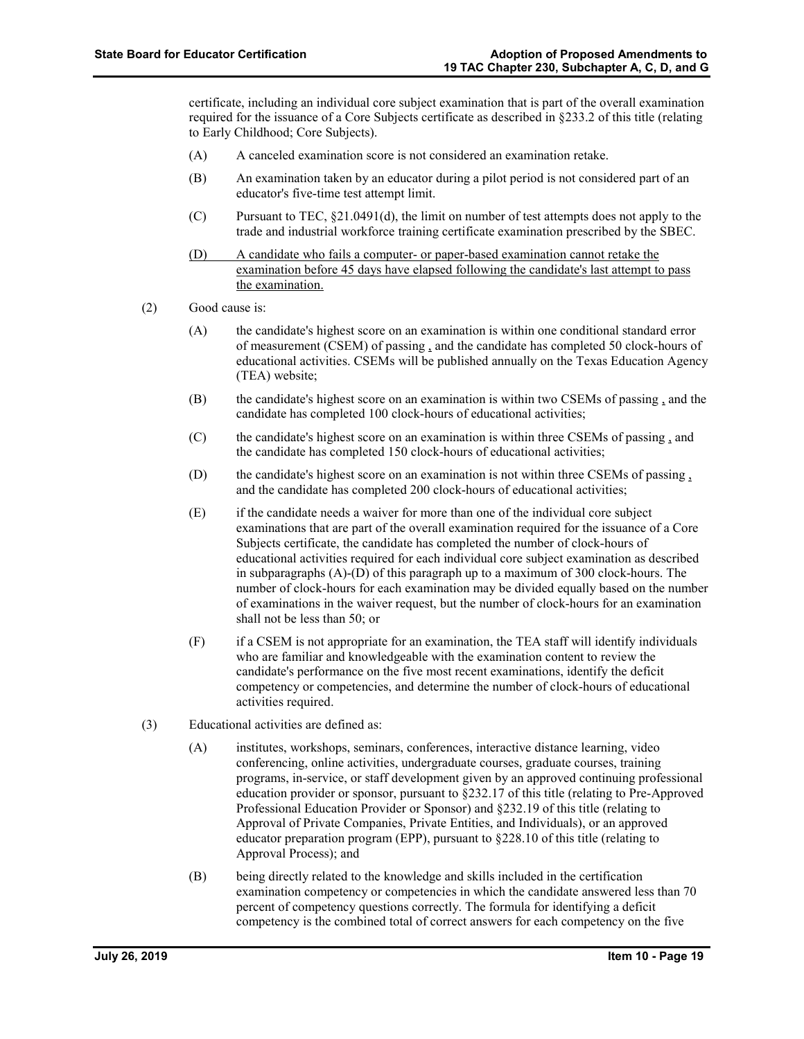certificate, including an individual core subject examination that is part of the overall examination required for the issuance of a Core Subjects certificate as described in §233.2 of this title (relating to Early Childhood; Core Subjects).

(A) A canceled examination score is not considered an examination retake.

(B) An examination taken by an educator during a pilot period is not considered part of an educator's five-time test attempt limit.

(C) Pursuant to TEC, §21.0491(d), the limit on number of test attempts does not apply to the trade and industrial workforce training certificate examination prescribed by the SBEC.

(D) A candidate who fails a computer- or paper-based examination cannot retake the examination before 45 days have elapsed following the candidate's last attempt to pass the examination.

(2) Good cause is:

(A) the candidate's highest score on an examination is within one conditional standard error of measurement (CSEM) of passing , and the candidate has completed 50 clock-hours of educational activities. CSEMs will be published annually on the Texas Education Agency (TEA) website;

(B) the candidate's highest score on an examination is within two CSEMs of passing , and the candidate has completed 100 clock-hours of educational activities;

(C) the candidate's highest score on an examination is within three CSEMs of passing , and the candidate has completed 150 clock-hours of educational activities;

(D) the candidate's highest score on an examination is not within three CSEMs of passing , and the candidate has completed 200 clock-hours of educational activities;

(E) if the candidate needs a waiver for more than one of the individual core subject examinations that are part of the overall examination required for the issuance of a Core Subjects certificate, the candidate has completed the number of clock-hours of educational activities required for each individual core subject examination as described in subparagraphs (A)-(D) of this paragraph up to a maximum of 300 clock-hours. The number of clock-hours for each examination may be divided equally based on the number of examinations in the waiver request, but the number of clock-hours for an examination shall not be less than 50; or

(F) if a CSEM is not appropriate for an examination, the TEA staff will identify individuals who are familiar and knowledgeable with the examination content to review the candidate's performance on the five most recent examinations, identify the deficit competency or competencies, and determine the number of clock-hours of educational activities required.

(3) Educational activities are defined as:

(A) institutes, workshops, seminars, conferences, interactive distance learning, video conferencing, online activities, undergraduate courses, graduate courses, training programs, in-service, or staff development given by an approved continuing professional education provider or sponsor, pursuant to §232.17 of this title (relating to Pre-Approved Professional Education Provider or Sponsor) and §232.19 of this title (relating to Approval of Private Companies, Private Entities, and Individuals), or an approved educator preparation program (EPP), pursuant to §228.10 of this title (relating to Approval Process); and

(B) being directly related to the knowledge and skills included in the certification examination competency or competencies in which the candidate answered less than 70 percent of competency questions correctly. The formula for identifying a deficit competency is the combined total of correct answers for each competency on the five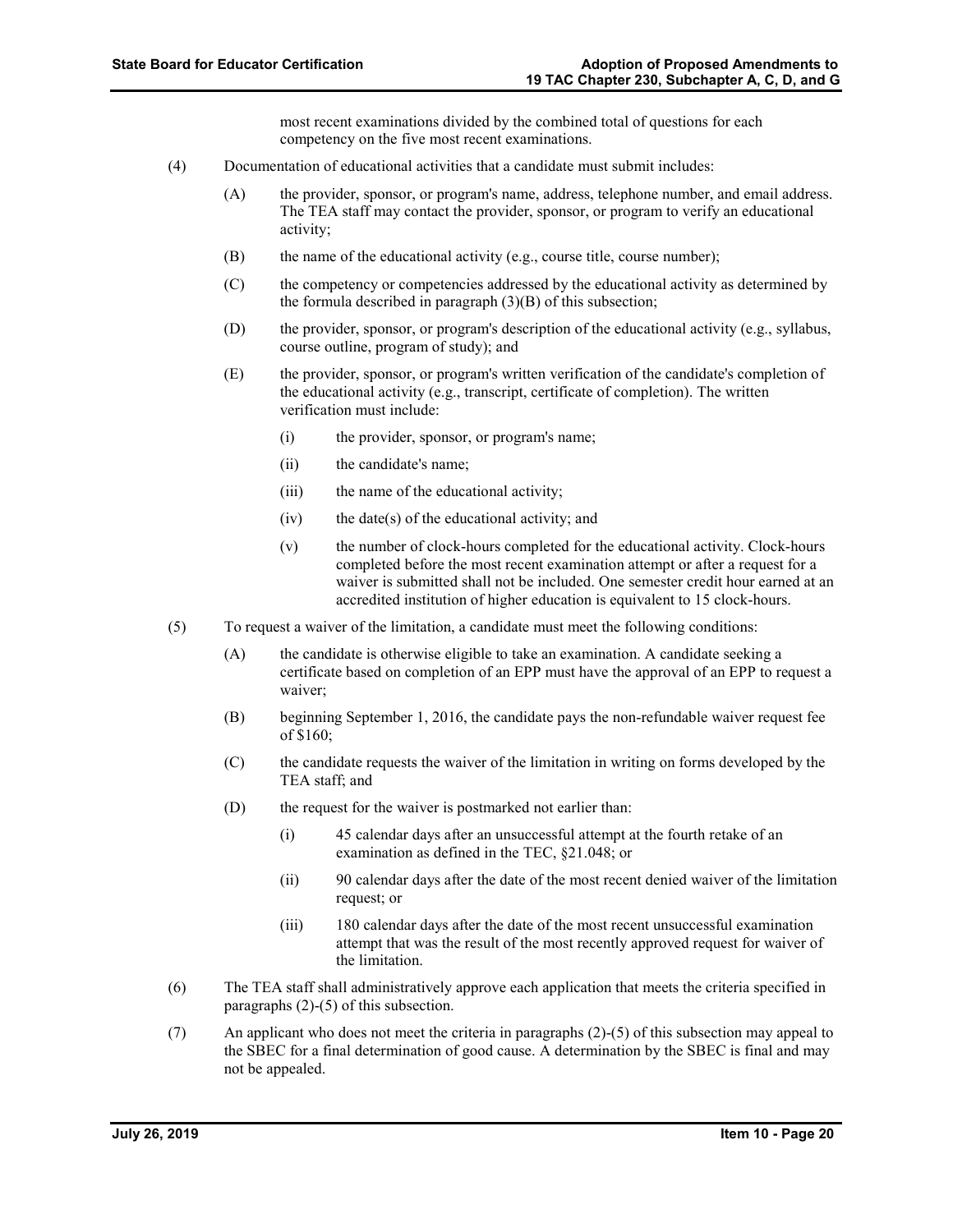most recent examinations divided by the combined total of questions for each competency on the five most recent examinations.

(4) Documentation of educational activities that a candidate must submit includes:

(A) the provider, sponsor, or program's name, address, telephone number, and email address. The TEA staff may contact the provider, sponsor, or program to verify an educational activity;

(B) the name of the educational activity (e.g., course title, course number);

(C) the competency or competencies addressed by the educational activity as determined by the formula described in paragraph (3)(B) of this subsection;

(D) the provider, sponsor, or program's description of the educational activity (e.g., syllabus, course outline, program of study); and

(E) the provider, sponsor, or program's written verification of the candidate's completion of the educational activity (e.g., transcript, certificate of completion). The written verification must include:

(i) the provider, sponsor, or program's name;

(ii) the candidate's name;

(iii) the name of the educational activity;

(iv) the date(s) of the educational activity; and

(v) the number of clock-hours completed for the educational activity. Clock-hours completed before the most recent examination attempt or after a request for a waiver is submitted shall not be included. One semester credit hour earned at an accredited institution of higher education is equivalent to 15 clock-hours.

(5) To request a waiver of the limitation, a candidate must meet the following conditions:

(A) the candidate is otherwise eligible to take an examination. A candidate seeking a certificate based on completion of an EPP must have the approval of an EPP to request a waiver;

(B) beginning September 1, 2016, the candidate pays the non-refundable waiver request fee of $160;

(C) the candidate requests the waiver of the limitation in writing on forms developed by the TEA staff; and

(D) the request for the waiver is postmarked not earlier than:

(i) 45 calendar days after an unsuccessful attempt at the fourth retake of an examination as defined in the TEC, §21.048; or

(ii) 90 calendar days after the date of the most recent denied waiver of the limitation request; or

(iii) 180 calendar days after the date of the most recent unsuccessful examination attempt that was the result of the most recently approved request for waiver of the limitation.

(6) The TEA staff shall administratively approve each application that meets the criteria specified in paragraphs (2)-(5) of this subsection.

(7) An applicant who does not meet the criteria in paragraphs (2)-(5) of this subsection may appeal to the SBEC for a final determination of good cause. A determination by the SBEC is final and may not be appealed.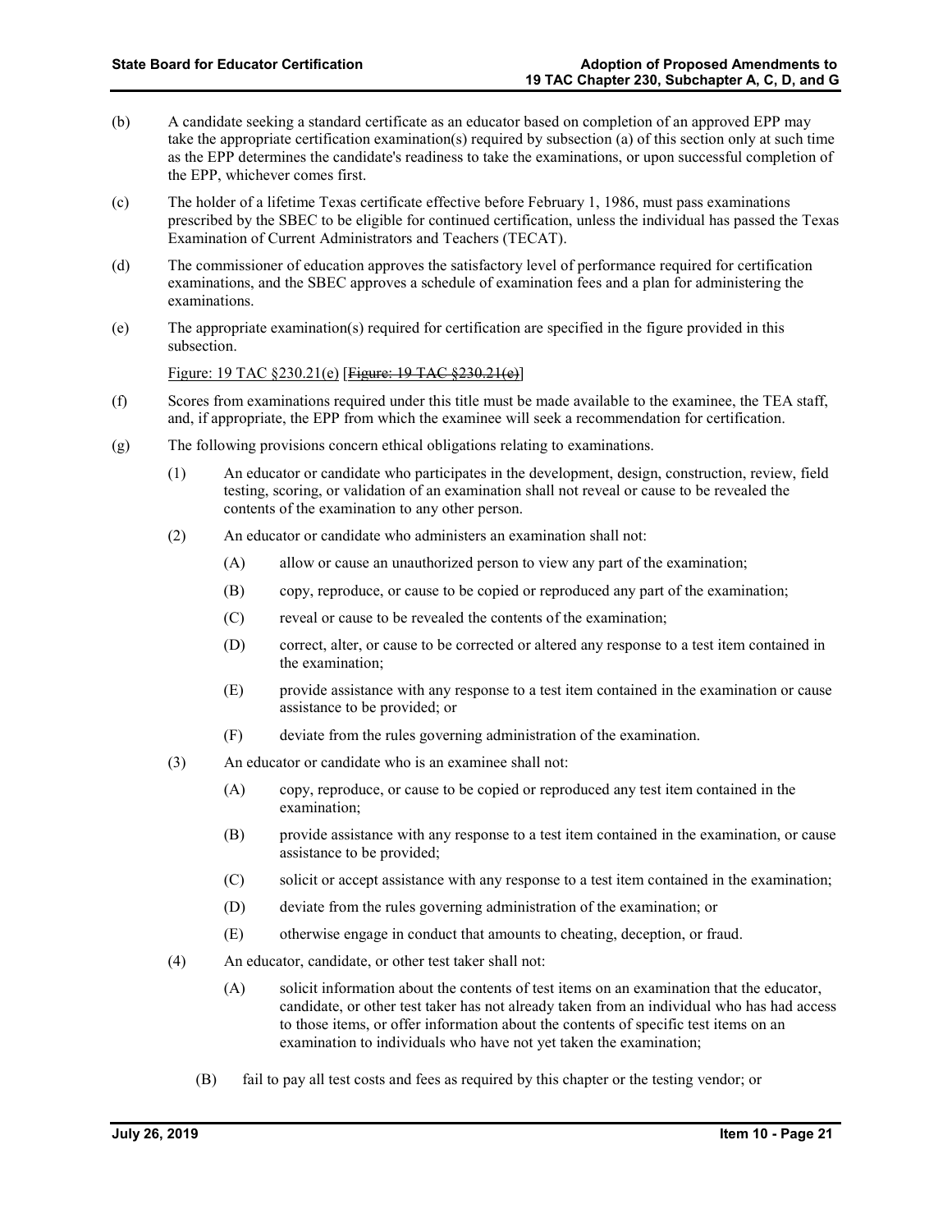(b) A candidate seeking a standard certificate as an educator based on completion of an approved EPP may take the appropriate certification examination(s) required by subsection (a) of this section only at such time as the EPP determines the candidate's readiness to take the examinations, or upon successful completion of the EPP, whichever comes first.

(c) The holder of a lifetime Texas certificate effective before February 1, 1986, must pass examinations prescribed by the SBEC to be eligible for continued certification, unless the individual has passed the Texas Examination of Current Administrators and Teachers (TECAT).

(d) The commissioner of education approves the satisfactory level of performance required for certification examinations, and the SBEC approves a schedule of examination fees and a plan for administering the examinations.

(e) The appropriate examination(s) required for certification are specified in the figure provided in this subsection.

Figure: 19 TAC §230.21(e) [~~Figure: 19 TAC §230.21(e)~~]

(f) Scores from examinations required under this title must be made available to the examinee, the TEA staff, and, if appropriate, the EPP from which the examinee will seek a recommendation for certification.

(g) The following provisions concern ethical obligations relating to examinations.

- (1) An educator or candidate who participates in the development, design, construction, review, field testing, scoring, or validation of an examination shall not reveal or cause to be revealed the contents of the examination to any other person.
- (2) An educator or candidate who administers an examination shall not:
  - (A) allow or cause an unauthorized person to view any part of the examination;
  - (B) copy, reproduce, or cause to be copied or reproduced any part of the examination;
  - (C) reveal or cause to be revealed the contents of the examination;
  - (D) correct, alter, or cause to be corrected or altered any response to a test item contained in the examination;
  - (E) provide assistance with any response to a test item contained in the examination or cause assistance to be provided; or
  - (F) deviate from the rules governing administration of the examination.
- (3) An educator or candidate who is an examinee shall not:
  - (A) copy, reproduce, or cause to be copied or reproduced any test item contained in the examination;
  - (B) provide assistance with any response to a test item contained in the examination, or cause assistance to be provided;
  - (C) solicit or accept assistance with any response to a test item contained in the examination;
  - (D) deviate from the rules governing administration of the examination; or
  - (E) otherwise engage in conduct that amounts to cheating, deception, or fraud.
- (4) An educator, candidate, or other test taker shall not:
  - (A) solicit information about the contents of test items on an examination that the educator, candidate, or other test taker has not already taken from an individual who has had access to those items, or offer information about the contents of specific test items on an examination to individuals who have not yet taken the examination;
  - (B) fail to pay all test costs and fees as required by this chapter or the testing vendor; or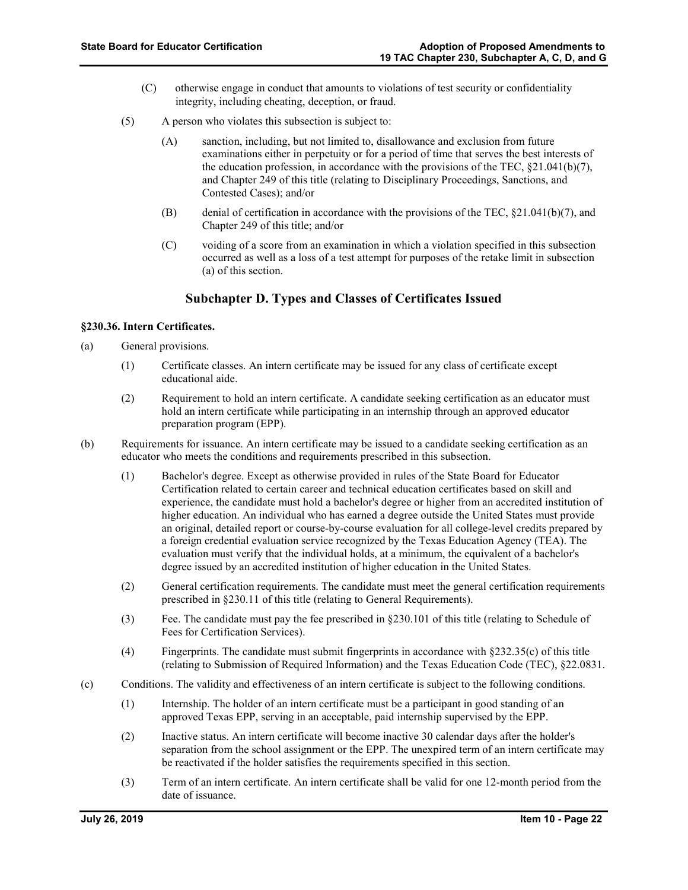(C) otherwise engage in conduct that amounts to violations of test security or confidentiality integrity, including cheating, deception, or fraud.

(5) A person who violates this subsection is subject to:

(A) sanction, including, but not limited to, disallowance and exclusion from future examinations either in perpetuity or for a period of time that serves the best interests of the education profession, in accordance with the provisions of the TEC, §21.041(b)(7), and Chapter 249 of this title (relating to Disciplinary Proceedings, Sanctions, and Contested Cases); and/or

(B) denial of certification in accordance with the provisions of the TEC, §21.041(b)(7), and Chapter 249 of this title; and/or

(C) voiding of a score from an examination in which a violation specified in this subsection occurred as well as a loss of a test attempt for purposes of the retake limit in subsection (a) of this section.

## Subchapter D. Types and Classes of Certificates Issued

**§230.36. Intern Certificates.**

(a) General provisions.

(1) Certificate classes. An intern certificate may be issued for any class of certificate except educational aide.

(2) Requirement to hold an intern certificate. A candidate seeking certification as an educator must hold an intern certificate while participating in an internship through an approved educator preparation program (EPP).

(b) Requirements for issuance. An intern certificate may be issued to a candidate seeking certification as an educator who meets the conditions and requirements prescribed in this subsection.

(1) Bachelor's degree. Except as otherwise provided in rules of the State Board for Educator Certification related to certain career and technical education certificates based on skill and experience, the candidate must hold a bachelor's degree or higher from an accredited institution of higher education. An individual who has earned a degree outside the United States must provide an original, detailed report or course-by-course evaluation for all college-level credits prepared by a foreign credential evaluation service recognized by the Texas Education Agency (TEA). The evaluation must verify that the individual holds, at a minimum, the equivalent of a bachelor's degree issued by an accredited institution of higher education in the United States.

(2) General certification requirements. The candidate must meet the general certification requirements prescribed in §230.11 of this title (relating to General Requirements).

(3) Fee. The candidate must pay the fee prescribed in §230.101 of this title (relating to Schedule of Fees for Certification Services).

(4) Fingerprints. The candidate must submit fingerprints in accordance with §232.35(c) of this title (relating to Submission of Required Information) and the Texas Education Code (TEC), §22.0831.

(c) Conditions. The validity and effectiveness of an intern certificate is subject to the following conditions.

(1) Internship. The holder of an intern certificate must be a participant in good standing of an approved Texas EPP, serving in an acceptable, paid internship supervised by the EPP.

(2) Inactive status. An intern certificate will become inactive 30 calendar days after the holder's separation from the school assignment or the EPP. The unexpired term of an intern certificate may be reactivated if the holder satisfies the requirements specified in this section.

(3) Term of an intern certificate. An intern certificate shall be valid for one 12-month period from the date of issuance.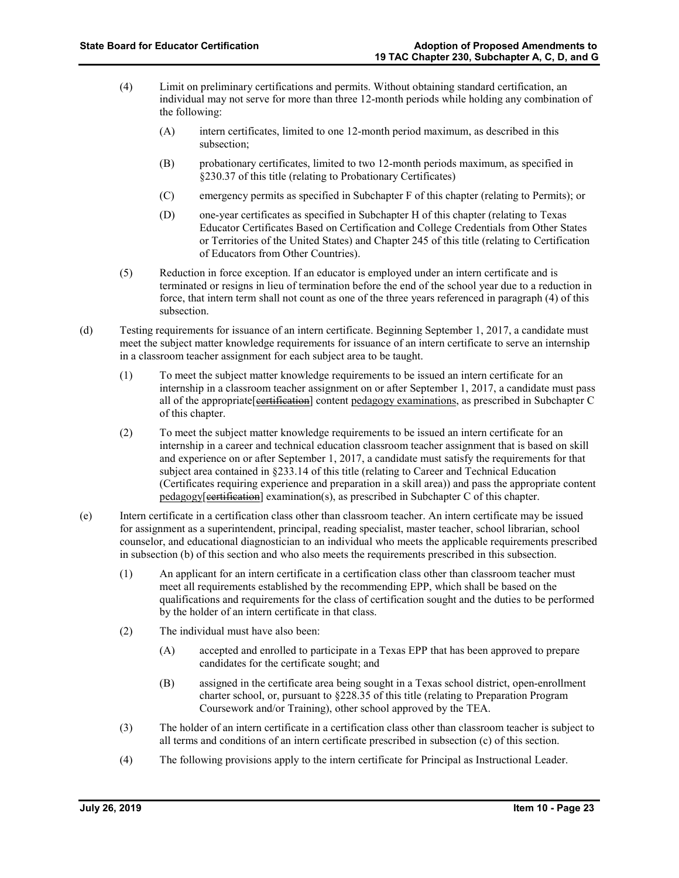(4) Limit on preliminary certifications and permits. Without obtaining standard certification, an individual may not serve for more than three 12-month periods while holding any combination of the following:

(A) intern certificates, limited to one 12-month period maximum, as described in this subsection;

(B) probationary certificates, limited to two 12-month periods maximum, as specified in §230.37 of this title (relating to Probationary Certificates)

(C) emergency permits as specified in Subchapter F of this chapter (relating to Permits); or

(D) one-year certificates as specified in Subchapter H of this chapter (relating to Texas Educator Certificates Based on Certification and College Credentials from Other States or Territories of the United States) and Chapter 245 of this title (relating to Certification of Educators from Other Countries).

(5) Reduction in force exception. If an educator is employed under an intern certificate and is terminated or resigns in lieu of termination before the end of the school year due to a reduction in force, that intern term shall not count as one of the three years referenced in paragraph (4) of this subsection.

(d) Testing requirements for issuance of an intern certificate. Beginning September 1, 2017, a candidate must meet the subject matter knowledge requirements for issuance of an intern certificate to serve an internship in a classroom teacher assignment for each subject area to be taught.

(1) To meet the subject matter knowledge requirements to be issued an intern certificate for an internship in a classroom teacher assignment on or after September 1, 2017, a candidate must pass all of the appropriate[~~certification~~] content <u>pedagogy examinations</u>, as prescribed in Subchapter C of this chapter.

(2) To meet the subject matter knowledge requirements to be issued an intern certificate for an internship in a career and technical education classroom teacher assignment that is based on skill and experience on or after September 1, 2017, a candidate must satisfy the requirements for that subject area contained in §233.14 of this title (relating to Career and Technical Education (Certificates requiring experience and preparation in a skill area)) and pass the appropriate content <u>pedagogy</u>[~~certification~~] examination(s), as prescribed in Subchapter C of this chapter.

(e) Intern certificate in a certification class other than classroom teacher. An intern certificate may be issued for assignment as a superintendent, principal, reading specialist, master teacher, school librarian, school counselor, and educational diagnostician to an individual who meets the applicable requirements prescribed in subsection (b) of this section and who also meets the requirements prescribed in this subsection.

(1) An applicant for an intern certificate in a certification class other than classroom teacher must meet all requirements established by the recommending EPP, which shall be based on the qualifications and requirements for the class of certification sought and the duties to be performed by the holder of an intern certificate in that class.

(2) The individual must have also been:

(A) accepted and enrolled to participate in a Texas EPP that has been approved to prepare candidates for the certificate sought; and

(B) assigned in the certificate area being sought in a Texas school district, open-enrollment charter school, or, pursuant to §228.35 of this title (relating to Preparation Program Coursework and/or Training), other school approved by the TEA.

(3) The holder of an intern certificate in a certification class other than classroom teacher is subject to all terms and conditions of an intern certificate prescribed in subsection (c) of this section.

(4) The following provisions apply to the intern certificate for Principal as Instructional Leader.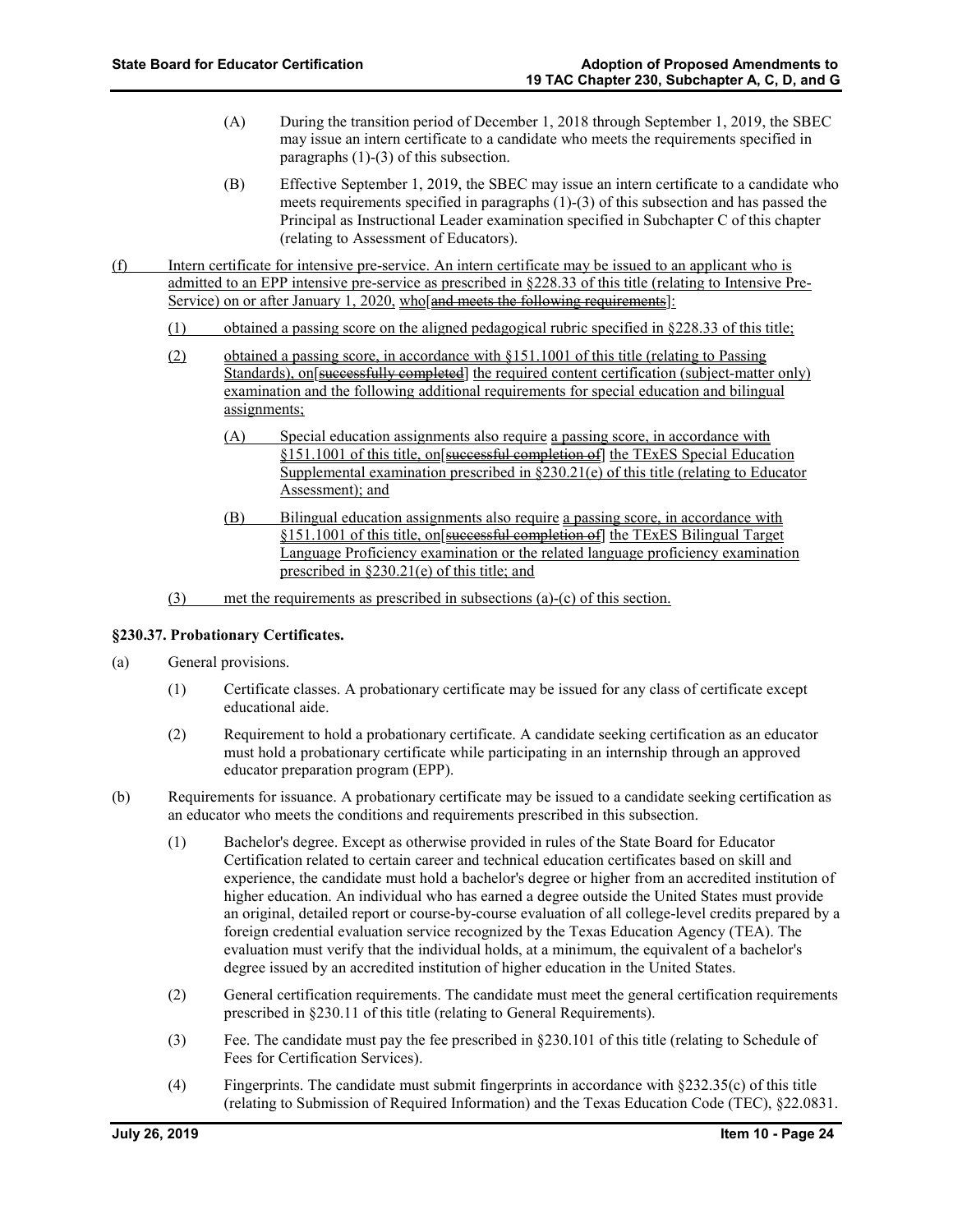(A) During the transition period of December 1, 2018 through September 1, 2019, the SBEC may issue an intern certificate to a candidate who meets the requirements specified in paragraphs (1)-(3) of this subsection.

(B) Effective September 1, 2019, the SBEC may issue an intern certificate to a candidate who meets requirements specified in paragraphs (1)-(3) of this subsection and has passed the Principal as Instructional Leader examination specified in Subchapter C of this chapter (relating to Assessment of Educators).

(f) Intern certificate for intensive pre-service. An intern certificate may be issued to an applicant who is admitted to an EPP intensive pre-service as prescribed in §228.33 of this title (relating to Intensive Pre-Service) on or after January 1, 2020, who[~~and meets the following requirements~~]:

(1) obtained a passing score on the aligned pedagogical rubric specified in §228.33 of this title;

(2) obtained a passing score, in accordance with §151.1001 of this title (relating to Passing Standards), on[~~successfully completed~~] the required content certification (subject-matter only) examination and the following additional requirements for special education and bilingual assignments;

(A) Special education assignments also require a passing score, in accordance with §151.1001 of this title, on[~~successful completion of~~] the TExES Special Education Supplemental examination prescribed in §230.21(e) of this title (relating to Educator Assessment); and

(B) Bilingual education assignments also require a passing score, in accordance with §151.1001 of this title, on[~~successful completion of~~] the TExES Bilingual Target Language Proficiency examination or the related language proficiency examination prescribed in §230.21(e) of this title; and

(3) met the requirements as prescribed in subsections (a)-(c) of this section.

**§230.37. Probationary Certificates.**

(a) General provisions.

(1) Certificate classes. A probationary certificate may be issued for any class of certificate except educational aide.

(2) Requirement to hold a probationary certificate. A candidate seeking certification as an educator must hold a probationary certificate while participating in an internship through an approved educator preparation program (EPP).

(b) Requirements for issuance. A probationary certificate may be issued to a candidate seeking certification as an educator who meets the conditions and requirements prescribed in this subsection.

(1) Bachelor's degree. Except as otherwise provided in rules of the State Board for Educator Certification related to certain career and technical education certificates based on skill and experience, the candidate must hold a bachelor's degree or higher from an accredited institution of higher education. An individual who has earned a degree outside the United States must provide an original, detailed report or course-by-course evaluation of all college-level credits prepared by a foreign credential evaluation service recognized by the Texas Education Agency (TEA). The evaluation must verify that the individual holds, at a minimum, the equivalent of a bachelor's degree issued by an accredited institution of higher education in the United States.

(2) General certification requirements. The candidate must meet the general certification requirements prescribed in §230.11 of this title (relating to General Requirements).

(3) Fee. The candidate must pay the fee prescribed in §230.101 of this title (relating to Schedule of Fees for Certification Services).

(4) Fingerprints. The candidate must submit fingerprints in accordance with §232.35(c) of this title (relating to Submission of Required Information) and the Texas Education Code (TEC), §22.0831.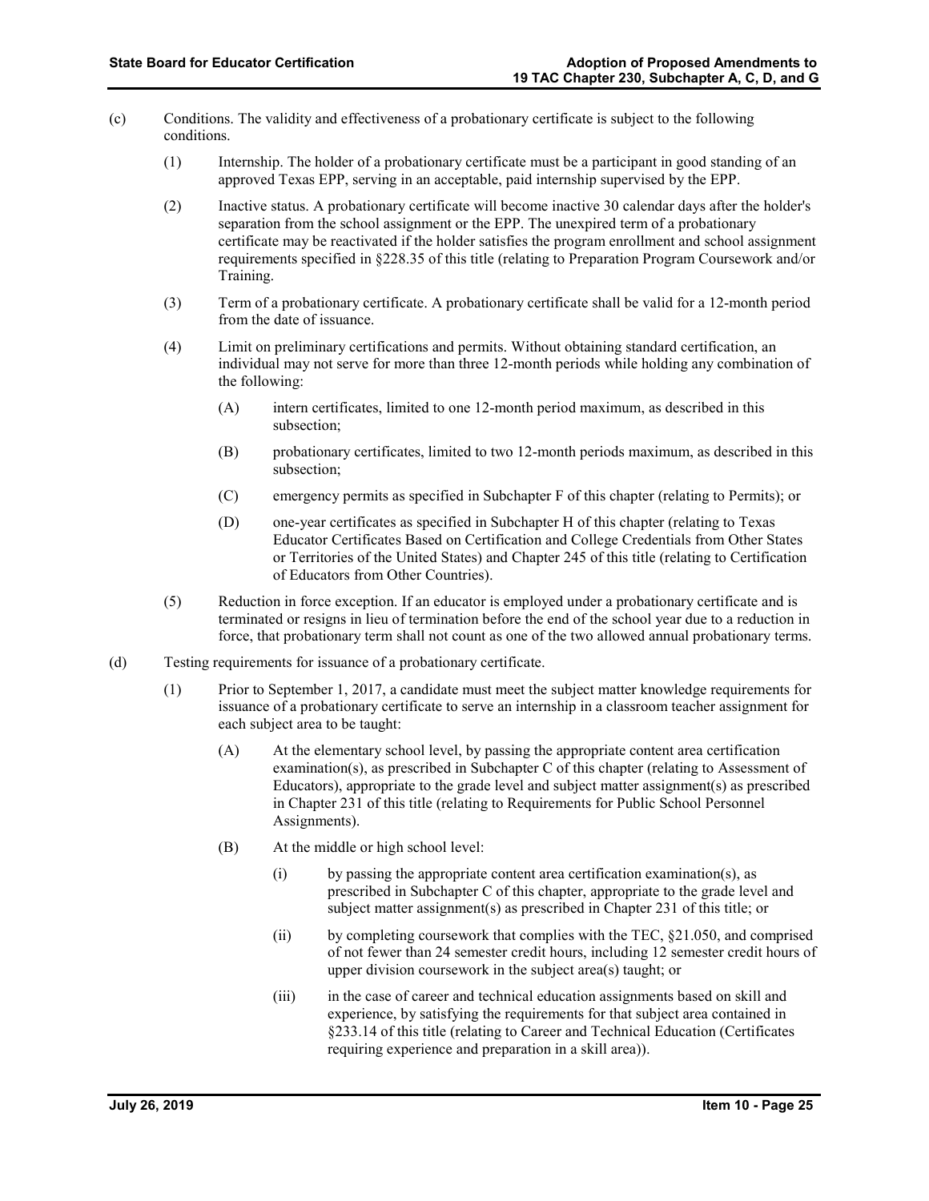(c) Conditions. The validity and effectiveness of a probationary certificate is subject to the following conditions.

(1) Internship. The holder of a probationary certificate must be a participant in good standing of an approved Texas EPP, serving in an acceptable, paid internship supervised by the EPP.

(2) Inactive status. A probationary certificate will become inactive 30 calendar days after the holder's separation from the school assignment or the EPP. The unexpired term of a probationary certificate may be reactivated if the holder satisfies the program enrollment and school assignment requirements specified in §228.35 of this title (relating to Preparation Program Coursework and/or Training.

(3) Term of a probationary certificate. A probationary certificate shall be valid for a 12-month period from the date of issuance.

(4) Limit on preliminary certifications and permits. Without obtaining standard certification, an individual may not serve for more than three 12-month periods while holding any combination of the following:

(A) intern certificates, limited to one 12-month period maximum, as described in this subsection;

(B) probationary certificates, limited to two 12-month periods maximum, as described in this subsection;

(C) emergency permits as specified in Subchapter F of this chapter (relating to Permits); or

(D) one-year certificates as specified in Subchapter H of this chapter (relating to Texas Educator Certificates Based on Certification and College Credentials from Other States or Territories of the United States) and Chapter 245 of this title (relating to Certification of Educators from Other Countries).

(5) Reduction in force exception. If an educator is employed under a probationary certificate and is terminated or resigns in lieu of termination before the end of the school year due to a reduction in force, that probationary term shall not count as one of the two allowed annual probationary terms.

(d) Testing requirements for issuance of a probationary certificate.

(1) Prior to September 1, 2017, a candidate must meet the subject matter knowledge requirements for issuance of a probationary certificate to serve an internship in a classroom teacher assignment for each subject area to be taught:

(A) At the elementary school level, by passing the appropriate content area certification examination(s), as prescribed in Subchapter C of this chapter (relating to Assessment of Educators), appropriate to the grade level and subject matter assignment(s) as prescribed in Chapter 231 of this title (relating to Requirements for Public School Personnel Assignments).

(B) At the middle or high school level:

(i) by passing the appropriate content area certification examination(s), as prescribed in Subchapter C of this chapter, appropriate to the grade level and subject matter assignment(s) as prescribed in Chapter 231 of this title; or

(ii) by completing coursework that complies with the TEC, §21.050, and comprised of not fewer than 24 semester credit hours, including 12 semester credit hours of upper division coursework in the subject area(s) taught; or

(iii) in the case of career and technical education assignments based on skill and experience, by satisfying the requirements for that subject area contained in §233.14 of this title (relating to Career and Technical Education (Certificates requiring experience and preparation in a skill area)).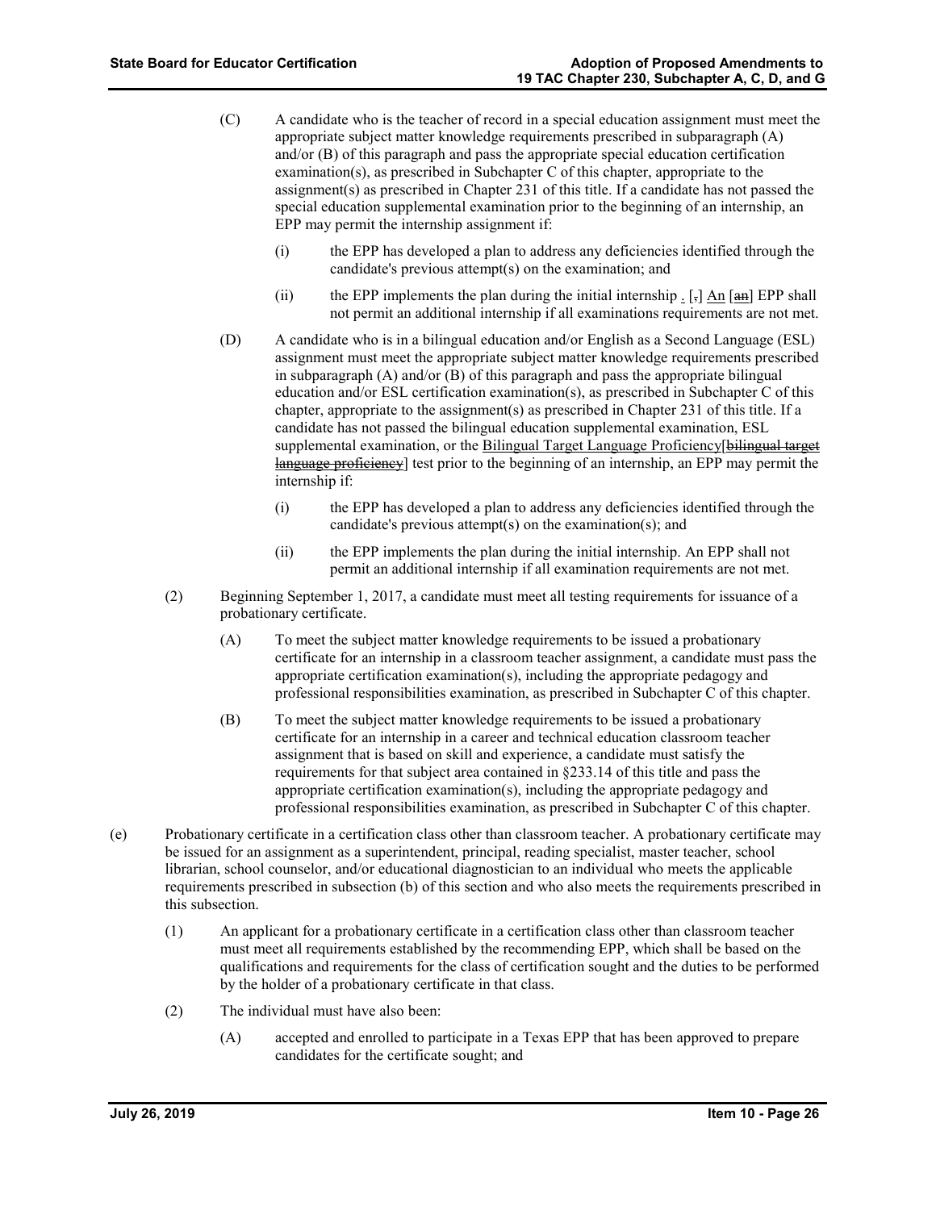(C) A candidate who is the teacher of record in a special education assignment must meet the appropriate subject matter knowledge requirements prescribed in subparagraph (A) and/or (B) of this paragraph and pass the appropriate special education certification examination(s), as prescribed in Subchapter C of this chapter, appropriate to the assignment(s) as prescribed in Chapter 231 of this title. If a candidate has not passed the special education supplemental examination prior to the beginning of an internship, an EPP may permit the internship assignment if:

(i) the EPP has developed a plan to address any deficiencies identified through the candidate's previous attempt(s) on the examination; and

(ii) the EPP implements the plan during the initial internship . [~~,~~] An [~~an~~] EPP shall not permit an additional internship if all examinations requirements are not met.

(D) A candidate who is in a bilingual education and/or English as a Second Language (ESL) assignment must meet the appropriate subject matter knowledge requirements prescribed in subparagraph (A) and/or (B) of this paragraph and pass the appropriate bilingual education and/or ESL certification examination(s), as prescribed in Subchapter C of this chapter, appropriate to the assignment(s) as prescribed in Chapter 231 of this title. If a candidate has not passed the bilingual education supplemental examination, ESL supplemental examination, or the Bilingual Target Language Proficiency[~~bilingual target language proficiency~~] test prior to the beginning of an internship, an EPP may permit the internship if:

(i) the EPP has developed a plan to address any deficiencies identified through the candidate's previous attempt(s) on the examination(s); and

(ii) the EPP implements the plan during the initial internship. An EPP shall not permit an additional internship if all examination requirements are not met.

(2) Beginning September 1, 2017, a candidate must meet all testing requirements for issuance of a probationary certificate.

(A) To meet the subject matter knowledge requirements to be issued a probationary certificate for an internship in a classroom teacher assignment, a candidate must pass the appropriate certification examination(s), including the appropriate pedagogy and professional responsibilities examination, as prescribed in Subchapter C of this chapter.

(B) To meet the subject matter knowledge requirements to be issued a probationary certificate for an internship in a career and technical education classroom teacher assignment that is based on skill and experience, a candidate must satisfy the requirements for that subject area contained in §233.14 of this title and pass the appropriate certification examination(s), including the appropriate pedagogy and professional responsibilities examination, as prescribed in Subchapter C of this chapter.

(e) Probationary certificate in a certification class other than classroom teacher. A probationary certificate may be issued for an assignment as a superintendent, principal, reading specialist, master teacher, school librarian, school counselor, and/or educational diagnostician to an individual who meets the applicable requirements prescribed in subsection (b) of this section and who also meets the requirements prescribed in this subsection.

(1) An applicant for a probationary certificate in a certification class other than classroom teacher must meet all requirements established by the recommending EPP, which shall be based on the qualifications and requirements for the class of certification sought and the duties to be performed by the holder of a probationary certificate in that class.

(2) The individual must have also been:

(A) accepted and enrolled to participate in a Texas EPP that has been approved to prepare candidates for the certificate sought; and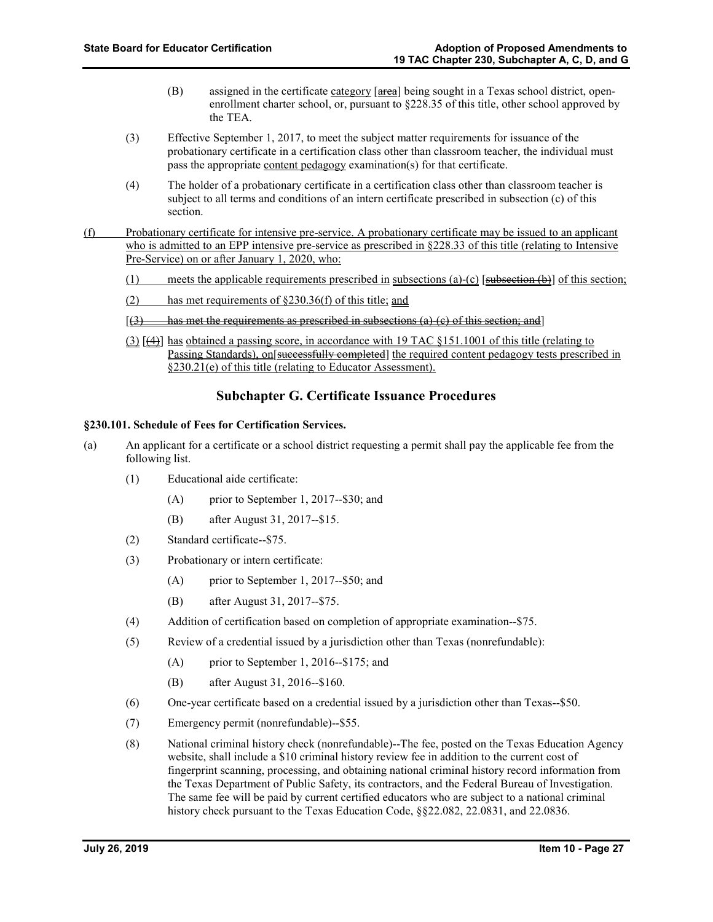(B) assigned in the certificate category [~~area~~] being sought in a Texas school district, open-enrollment charter school, or, pursuant to §228.35 of this title, other school approved by the TEA.

(3) Effective September 1, 2017, to meet the subject matter requirements for issuance of the probationary certificate in a certification class other than classroom teacher, the individual must pass the appropriate content pedagogy examination(s) for that certificate.

(4) The holder of a probationary certificate in a certification class other than classroom teacher is subject to all terms and conditions of an intern certificate prescribed in subsection (c) of this section.

(f) Probationary certificate for intensive pre-service. A probationary certificate may be issued to an applicant who is admitted to an EPP intensive pre-service as prescribed in §228.33 of this title (relating to Intensive Pre-Service) on or after January 1, 2020, who:

(1) meets the applicable requirements prescribed in subsections (a)-(c) [~~subsection (b)~~] of this section;

(2) has met requirements of §230.36(f) of this title; and

[~~(3) has met the requirements as prescribed in subsections (a)-(c) of this section; and~~]

(3) [~~(4)~~] has obtained a passing score, in accordance with 19 TAC §151.1001 of this title (relating to Passing Standards), on[~~successfully completed~~] the required content pedagogy tests prescribed in §230.21(e) of this title (relating to Educator Assessment).

## Subchapter G. Certificate Issuance Procedures

**§230.101. Schedule of Fees for Certification Services.**

(a) An applicant for a certificate or a school district requesting a permit shall pay the applicable fee from the following list.

(1) Educational aide certificate:

(A) prior to September 1, 2017--$30; and

(B) after August 31, 2017--$15.

(2) Standard certificate--$75.

(3) Probationary or intern certificate:

(A) prior to September 1, 2017--$50; and

(B) after August 31, 2017--$75.

(4) Addition of certification based on completion of appropriate examination--$75.

(5) Review of a credential issued by a jurisdiction other than Texas (nonrefundable):

(A) prior to September 1, 2016--$175; and

(B) after August 31, 2016--$160.

(6) One-year certificate based on a credential issued by a jurisdiction other than Texas--$50.

(7) Emergency permit (nonrefundable)--$55.

(8) National criminal history check (nonrefundable)--The fee, posted on the Texas Education Agency website, shall include a $10 criminal history review fee in addition to the current cost of fingerprint scanning, processing, and obtaining national criminal history record information from the Texas Department of Public Safety, its contractors, and the Federal Bureau of Investigation. The same fee will be paid by current certified educators who are subject to a national criminal history check pursuant to the Texas Education Code, §§22.082, 22.0831, and 22.0836.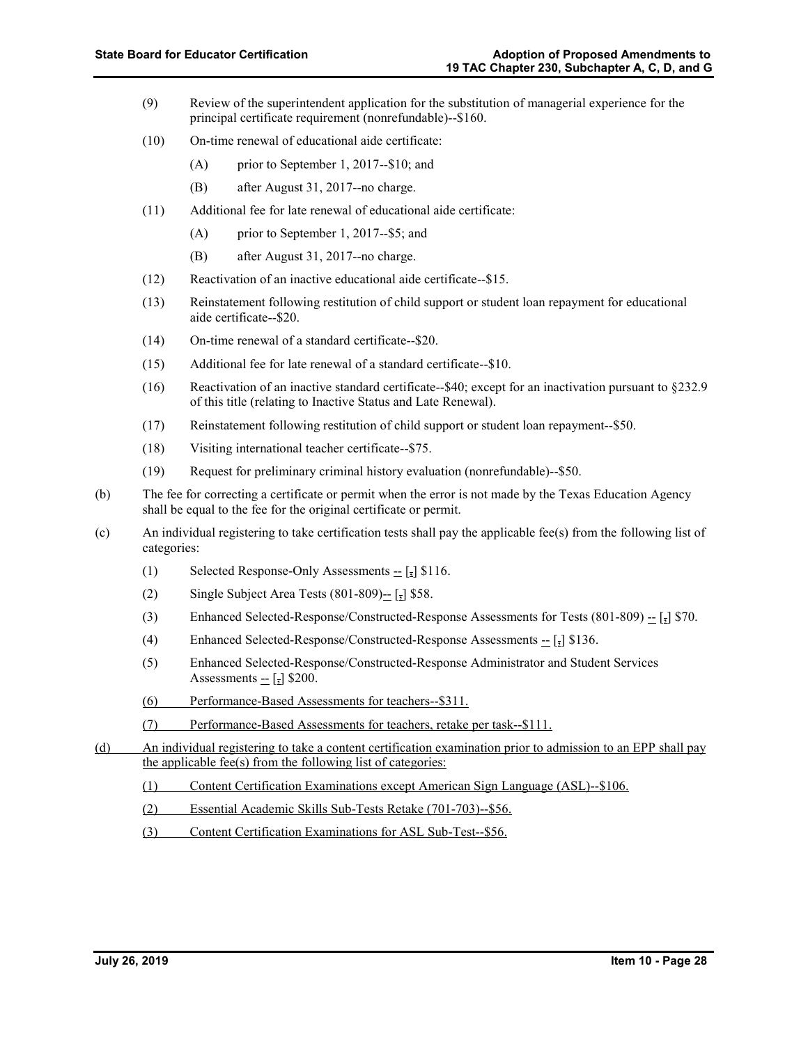(9) Review of the superintendent application for the substitution of managerial experience for the principal certificate requirement (nonrefundable)--$160.

(10) On-time renewal of educational aide certificate:

(A) prior to September 1, 2017--$10; and

(B) after August 31, 2017--no charge.

(11) Additional fee for late renewal of educational aide certificate:

(A) prior to September 1, 2017--$5; and

(B) after August 31, 2017--no charge.

(12) Reactivation of an inactive educational aide certificate--$15.

(13) Reinstatement following restitution of child support or student loan repayment for educational aide certificate--$20.

(14) On-time renewal of a standard certificate--$20.

(15) Additional fee for late renewal of a standard certificate--$10.

(16) Reactivation of an inactive standard certificate--$40; except for an inactivation pursuant to §232.9 of this title (relating to Inactive Status and Late Renewal).

(17) Reinstatement following restitution of child support or student loan repayment--$50.

(18) Visiting international teacher certificate--$75.

(19) Request for preliminary criminal history evaluation (nonrefundable)--$50.

(b) The fee for correcting a certificate or permit when the error is not made by the Texas Education Agency shall be equal to the fee for the original certificate or permit.

(c) An individual registering to take certification tests shall pay the applicable fee(s) from the following list of categories:

(1) Selected Response-Only Assessments -- [,] $116.

(2) Single Subject Area Tests (801-809)-- [,] $58.

(3) Enhanced Selected-Response/Constructed-Response Assessments for Tests (801-809) -- [,] $70.

(4) Enhanced Selected-Response/Constructed-Response Assessments -- [,] $136.

(5) Enhanced Selected-Response/Constructed-Response Administrator and Student Services Assessments -- [,] $200.

(6) Performance-Based Assessments for teachers--$311.

(7) Performance-Based Assessments for teachers, retake per task--$111.

(d) An individual registering to take a content certification examination prior to admission to an EPP shall pay the applicable fee(s) from the following list of categories:

(1) Content Certification Examinations except American Sign Language (ASL)--$106.

(2) Essential Academic Skills Sub-Tests Retake (701-703)--$56.

(3) Content Certification Examinations for ASL Sub-Test--$56.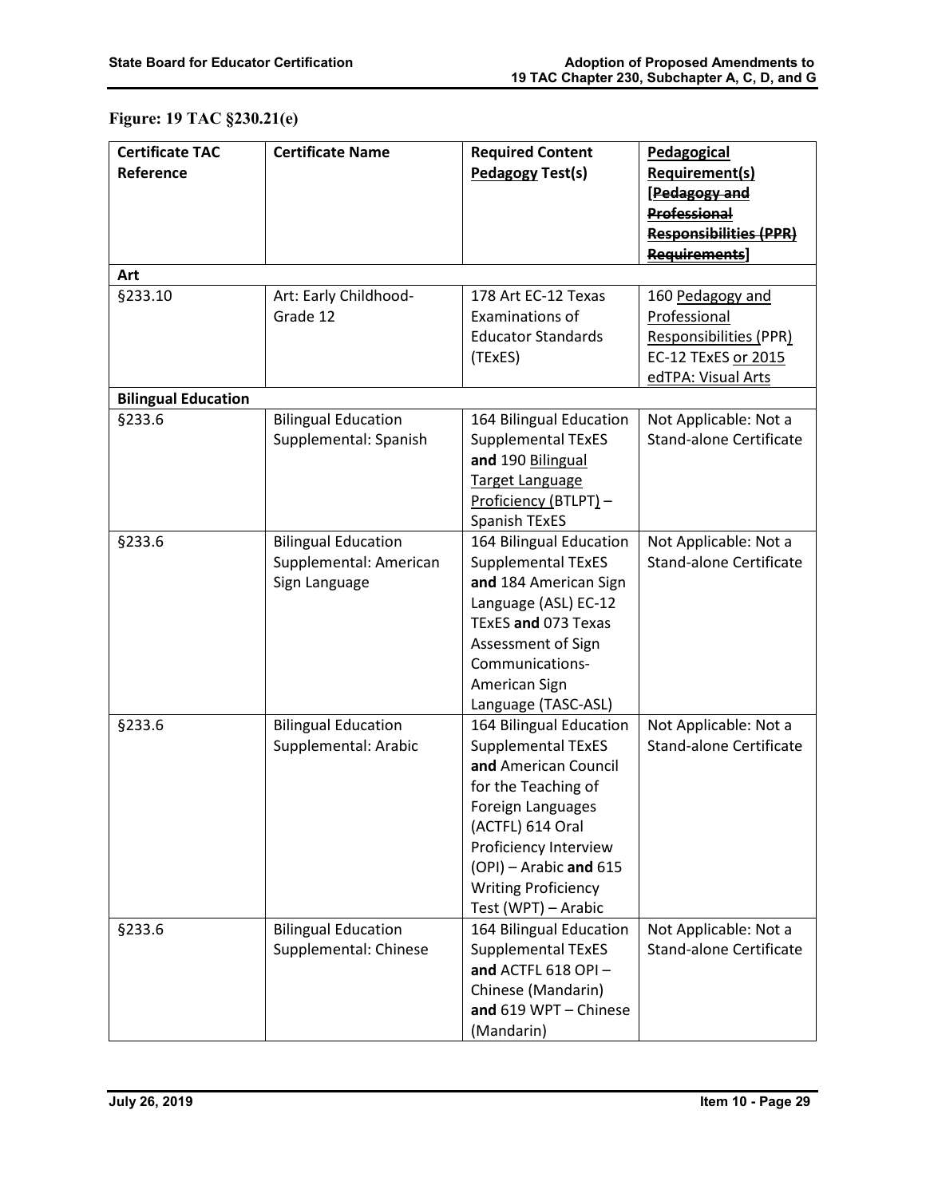## Figure: 19 TAC §230.21(e)

| Certificate TAC Reference | Certificate Name | Required Content Pedagogy Test(s) | Pedagogical Requirement(s) [Pedagogy and Professional Responsibilities (PPR) Requirements] |
|---|---|---|---|
| **Art** | | | |
| §233.10 | Art: Early Childhood-Grade 12 | 178 Art EC-12 Texas Examinations of Educator Standards (TExES) | 160 Pedagogy and Professional Responsibilities (PPR) EC-12 TExES or 2015 edTPA: Visual Arts |
| **Bilingual Education** | | | |
| §233.6 | Bilingual Education Supplemental: Spanish | 164 Bilingual Education Supplemental TExES **and** 190 Bilingual Target Language Proficiency (BTLPT) – Spanish TExES | Not Applicable: Not a Stand-alone Certificate |
| §233.6 | Bilingual Education Supplemental: American Sign Language | 164 Bilingual Education Supplemental TExES **and** 184 American Sign Language (ASL) EC-12 TExES **and** 073 Texas Assessment of Sign Communications-American Sign Language (TASC-ASL) | Not Applicable: Not a Stand-alone Certificate |
| §233.6 | Bilingual Education Supplemental: Arabic | 164 Bilingual Education Supplemental TExES **and** American Council for the Teaching of Foreign Languages (ACTFL) 614 Oral Proficiency Interview (OPI) – Arabic **and** 615 Writing Proficiency Test (WPT) – Arabic | Not Applicable: Not a Stand-alone Certificate |
| §233.6 | Bilingual Education Supplemental: Chinese | 164 Bilingual Education Supplemental TExES **and** ACTFL 618 OPI – Chinese (Mandarin) **and** 619 WPT – Chinese (Mandarin) | Not Applicable: Not a Stand-alone Certificate |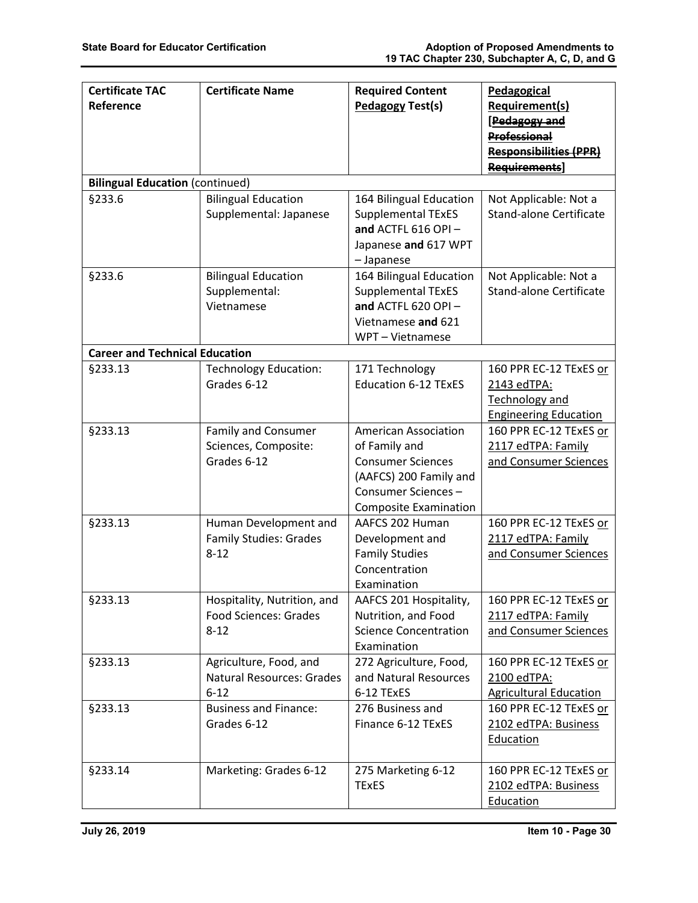| Certificate TAC Reference | Certificate Name | Required Content Pedagogy Test(s) | Pedagogical Requirement(s) [~~Pedagogy and Professional Responsibilities (PPR) Requirements~~] |
|---|---|---|---|
| **Bilingual Education** (continued) | | | |
| §233.6 | Bilingual Education Supplemental: Japanese | 164 Bilingual Education Supplemental TExES **and** ACTFL 616 OPI – Japanese **and** 617 WPT – Japanese | Not Applicable: Not a Stand-alone Certificate |
| §233.6 | Bilingual Education Supplemental: Vietnamese | 164 Bilingual Education Supplemental TExES **and** ACTFL 620 OPI – Vietnamese **and** 621 WPT – Vietnamese | Not Applicable: Not a Stand-alone Certificate |
| **Career and Technical Education** | | | |
| §233.13 | Technology Education: Grades 6-12 | 171 Technology Education 6-12 TExES | 160 PPR EC-12 TExES or 2143 edTPA: Technology and Engineering Education |
| §233.13 | Family and Consumer Sciences, Composite: Grades 6-12 | American Association of Family and Consumer Sciences (AAFCS) 200 Family and Consumer Sciences – Composite Examination | 160 PPR EC-12 TExES or 2117 edTPA: Family and Consumer Sciences |
| §233.13 | Human Development and Family Studies: Grades 8-12 | AAFCS 202 Human Development and Family Studies Concentration Examination | 160 PPR EC-12 TExES or 2117 edTPA: Family and Consumer Sciences |
| §233.13 | Hospitality, Nutrition, and Food Sciences: Grades 8-12 | AAFCS 201 Hospitality, Nutrition, and Food Science Concentration Examination | 160 PPR EC-12 TExES or 2117 edTPA: Family and Consumer Sciences |
| §233.13 | Agriculture, Food, and Natural Resources: Grades 6-12 | 272 Agriculture, Food, and Natural Resources 6-12 TExES | 160 PPR EC-12 TExES or 2100 edTPA: Agricultural Education |
| §233.13 | Business and Finance: Grades 6-12 | 276 Business and Finance 6-12 TExES | 160 PPR EC-12 TExES or 2102 edTPA: Business Education |
| §233.14 | Marketing: Grades 6-12 | 275 Marketing 6-12 TExES | 160 PPR EC-12 TExES or 2102 edTPA: Business Education |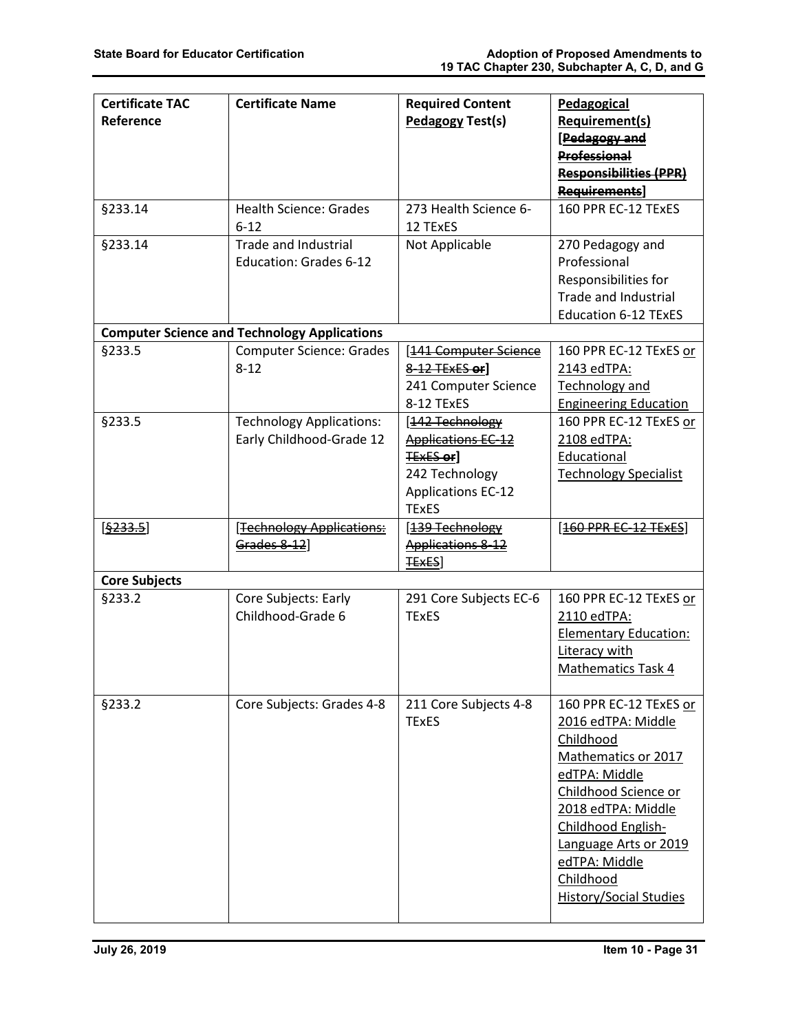| Certificate TAC Reference | Certificate Name | Required Content Pedagogy Test(s) | Pedagogical Requirement(s) [~~Pedagogy and Professional Responsibilities (PPR) Requirements~~] |
|---|---|---|---|
| §233.14 | Health Science: Grades 6-12 | 273 Health Science 6-12 TExES | 160 PPR EC-12 TExES |
| §233.14 | Trade and Industrial Education: Grades 6-12 | Not Applicable | 270 Pedagogy and Professional Responsibilities for Trade and Industrial Education 6-12 TExES |
| **Computer Science and Technology Applications** | | | |
| §233.5 | Computer Science: Grades 8-12 | [~~141 Computer Science 8-12 TExES or~~] 241 Computer Science 8-12 TExES | 160 PPR EC-12 TExES or 2143 edTPA: Technology and Engineering Education |
| §233.5 | Technology Applications: Early Childhood-Grade 12 | [~~142 Technology Applications EC-12 TExES or~~] 242 Technology Applications EC-12 TExES | 160 PPR EC-12 TExES or 2108 edTPA: Educational Technology Specialist |
| [~~§233.5~~] | [~~Technology Applications: Grades 8-12~~] | [~~139 Technology Applications 8-12 TExES~~] | [~~160 PPR EC-12 TExES~~] |
| **Core Subjects** | | | |
| §233.2 | Core Subjects: Early Childhood-Grade 6 | 291 Core Subjects EC-6 TExES | 160 PPR EC-12 TExES or 2110 edTPA: Elementary Education: Literacy with Mathematics Task 4 |
| §233.2 | Core Subjects: Grades 4-8 | 211 Core Subjects 4-8 TExES | 160 PPR EC-12 TExES or 2016 edTPA: Middle Childhood Mathematics or 2017 edTPA: Middle Childhood Science or 2018 edTPA: Middle Childhood English-Language Arts or 2019 edTPA: Middle Childhood History/Social Studies |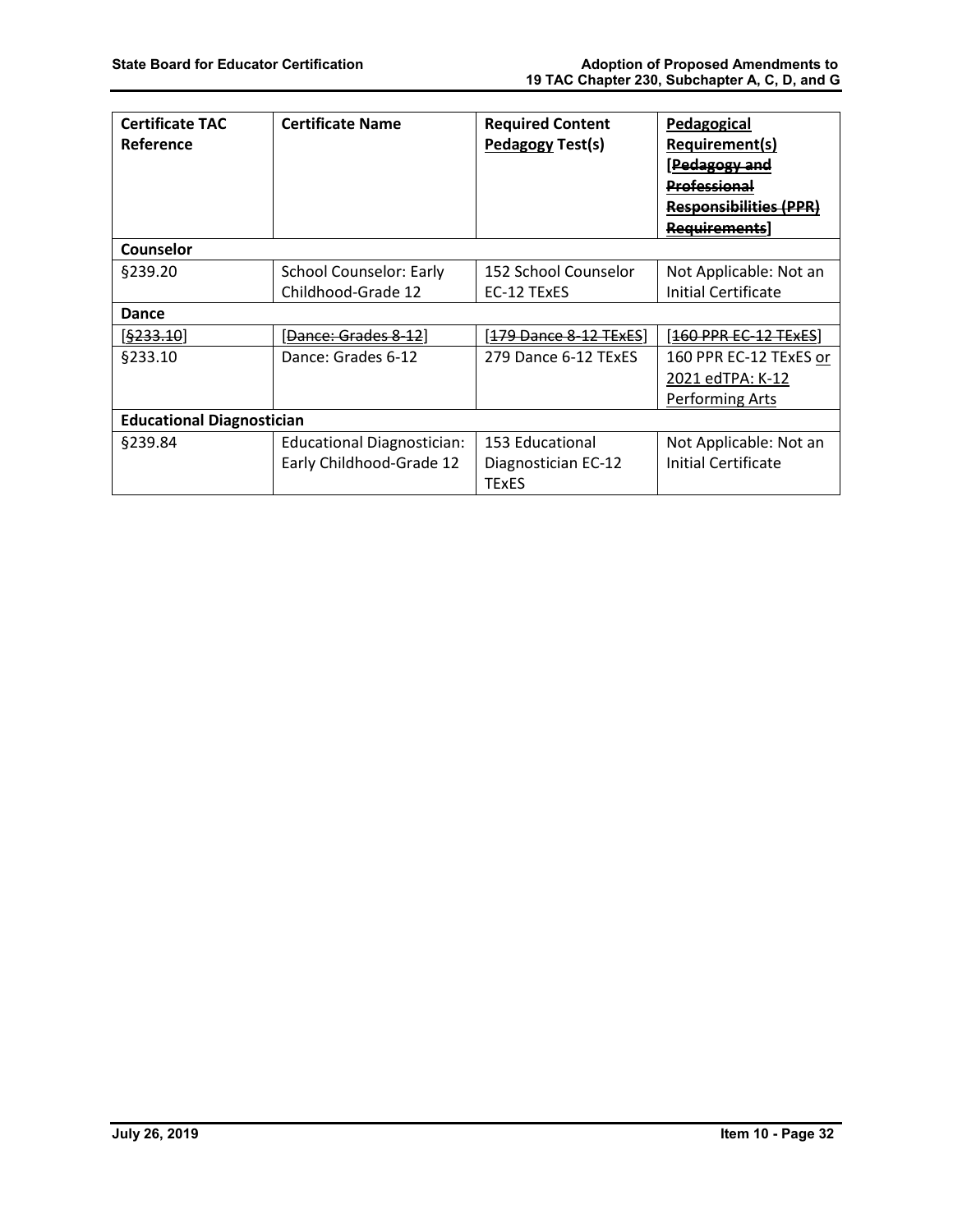| Certificate TAC Reference | Certificate Name | Required Content Pedagogy Test(s) | Pedagogical Requirement(s) [Pedagogy and Professional Responsibilities (PPR) Requirements] |
|---|---|---|---|
| **Counselor** | | | |
| §239.20 | School Counselor: Early Childhood-Grade 12 | 152 School Counselor EC-12 TExES | Not Applicable: Not an Initial Certificate |
| **Dance** | | | |
| [~~§233.10~~] | [~~Dance: Grades 8-12~~] | [~~179 Dance 8-12 TExES~~] | [~~160 PPR EC-12 TExES~~] |
| §233.10 | Dance: Grades 6-12 | 279 Dance 6-12 TExES | 160 PPR EC-12 TExES or 2021 edTPA: K-12 Performing Arts |
| **Educational Diagnostician** | | | |
| §239.84 | Educational Diagnostician: Early Childhood-Grade 12 | 153 Educational Diagnostician EC-12 TExES | Not Applicable: Not an Initial Certificate |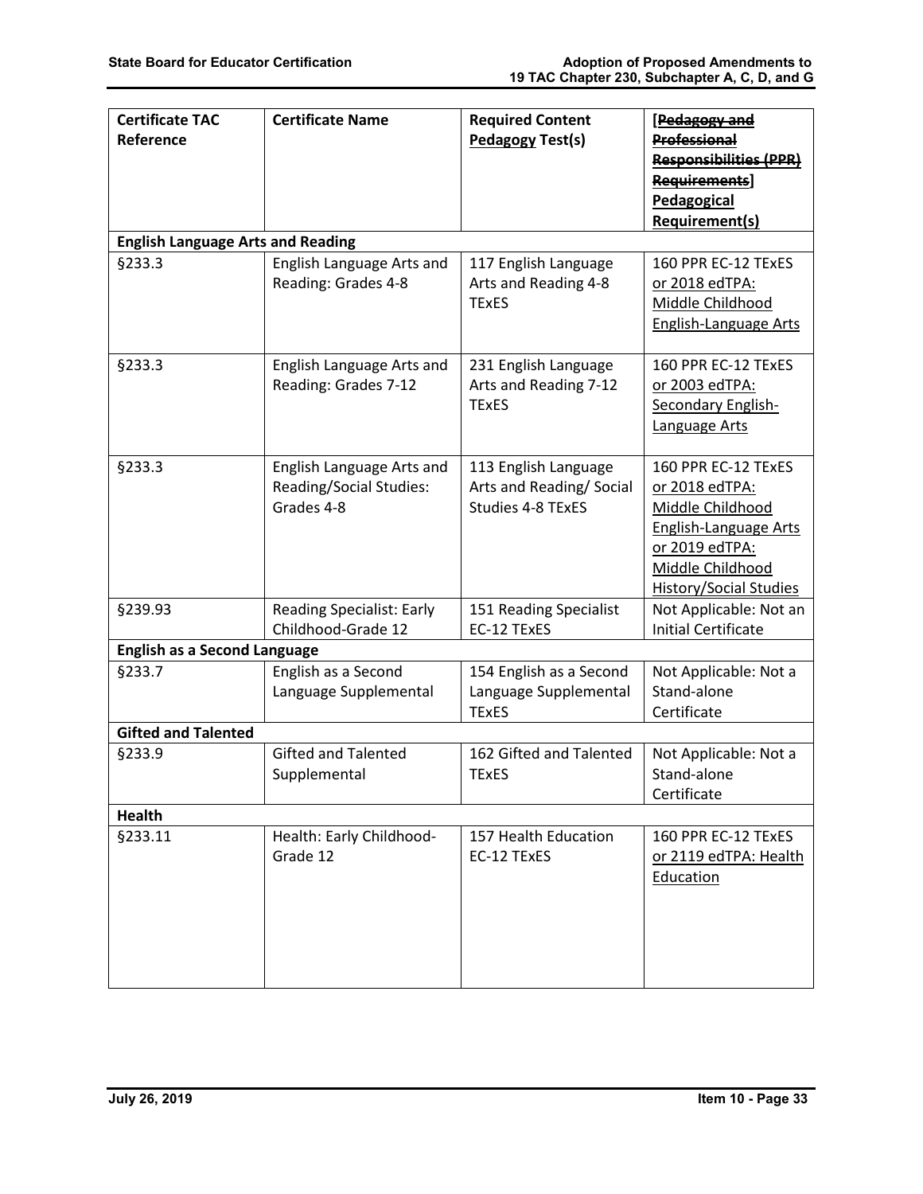| Certificate TAC Reference | Certificate Name | Required Content Pedagogy Test(s) | [Pedagogy and Professional Responsibilities (PPR) Requirements] Pedagogical Requirement(s) |
|---|---|---|---|
| **English Language Arts and Reading** | | | |
| §233.3 | English Language Arts and Reading: Grades 4-8 | 117 English Language Arts and Reading 4-8 TExES | 160 PPR EC-12 TExES or 2018 edTPA: Middle Childhood English-Language Arts |
| §233.3 | English Language Arts and Reading: Grades 7-12 | 231 English Language Arts and Reading 7-12 TExES | 160 PPR EC-12 TExES or 2003 edTPA: Secondary English-Language Arts |
| §233.3 | English Language Arts and Reading/Social Studies: Grades 4-8 | 113 English Language Arts and Reading/ Social Studies 4-8 TExES | 160 PPR EC-12 TExES or 2018 edTPA: Middle Childhood English-Language Arts or 2019 edTPA: Middle Childhood History/Social Studies |
| §239.93 | Reading Specialist: Early Childhood-Grade 12 | 151 Reading Specialist EC-12 TExES | Not Applicable: Not an Initial Certificate |
| **English as a Second Language** | | | |
| §233.7 | English as a Second Language Supplemental | 154 English as a Second Language Supplemental TExES | Not Applicable: Not a Stand-alone Certificate |
| **Gifted and Talented** | | | |
| §233.9 | Gifted and Talented Supplemental | 162 Gifted and Talented TExES | Not Applicable: Not a Stand-alone Certificate |
| **Health** | | | |
| §233.11 | Health: Early Childhood-Grade 12 | 157 Health Education EC-12 TExES | 160 PPR EC-12 TExES or 2119 edTPA: Health Education |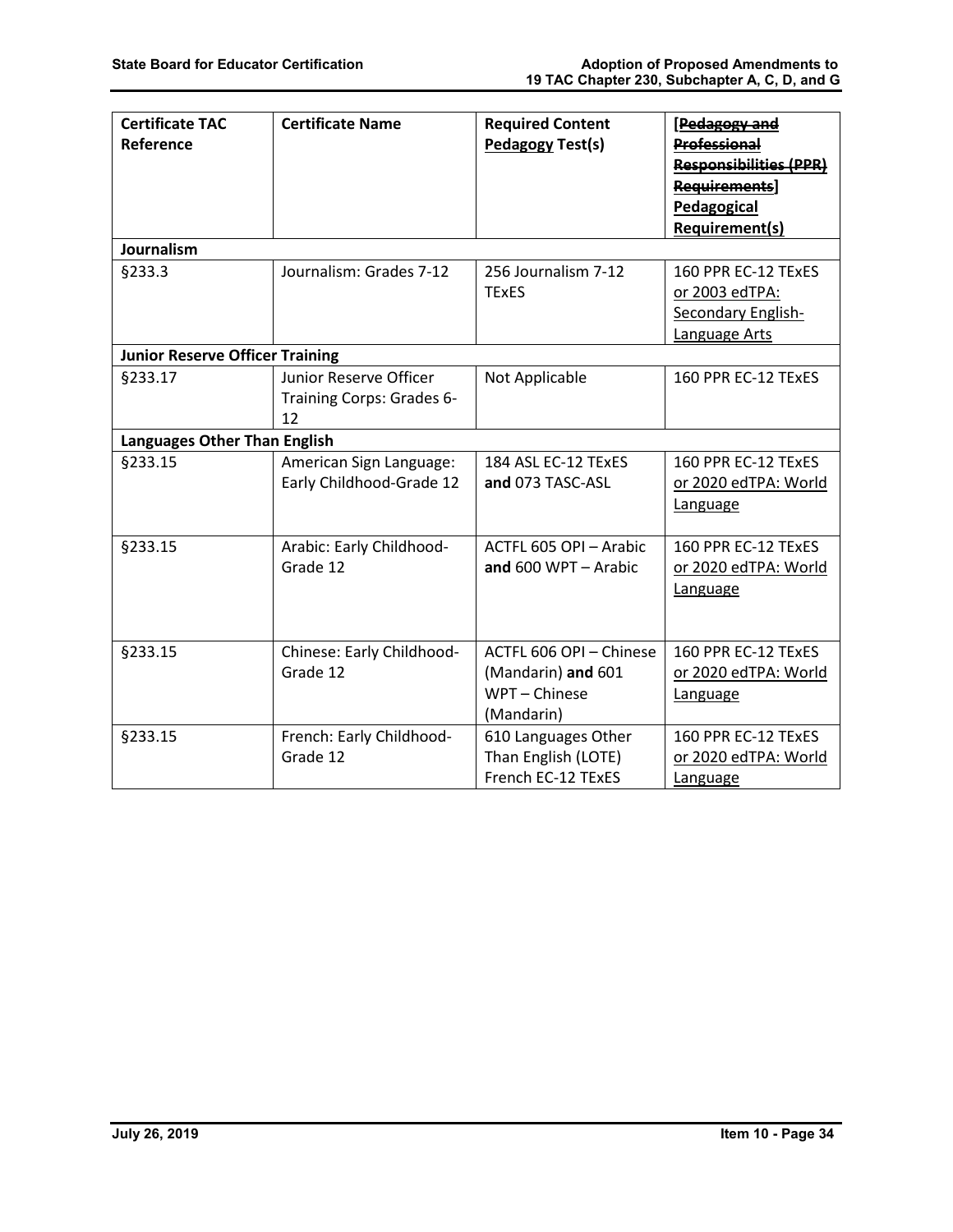| Certificate TAC Reference | Certificate Name | Required Content <u>Pedagogy</u> Test(s) | [~~Pedagogy and Professional Responsibilities (PPR) Requirements~~] <u>Pedagogical Requirement(s)</u> |
|---|---|---|---|
| **Journalism** | | | |
| §233.3 | Journalism: Grades 7-12 | 256 Journalism 7-12 TExES | 160 PPR EC-12 TExES <u>or 2003 edTPA: Secondary English-Language Arts</u> |
| **Junior Reserve Officer Training** | | | |
| §233.17 | Junior Reserve Officer Training Corps: Grades 6-12 | Not Applicable | 160 PPR EC-12 TExES |
| **Languages Other Than English** | | | |
| §233.15 | American Sign Language: Early Childhood-Grade 12 | 184 ASL EC-12 TExES **and** 073 TASC-ASL | 160 PPR EC-12 TExES <u>or 2020 edTPA: World Language</u> |
| §233.15 | Arabic: Early Childhood-Grade 12 | ACTFL 605 OPI – Arabic **and** 600 WPT – Arabic | 160 PPR EC-12 TExES <u>or 2020 edTPA: World Language</u> |
| §233.15 | Chinese: Early Childhood-Grade 12 | ACTFL 606 OPI – Chinese (Mandarin) **and** 601 WPT – Chinese (Mandarin) | 160 PPR EC-12 TExES <u>or 2020 edTPA: World Language</u> |
| §233.15 | French: Early Childhood-Grade 12 | 610 Languages Other Than English (LOTE) French EC-12 TExES | 160 PPR EC-12 TExES <u>or 2020 edTPA: World Language</u> |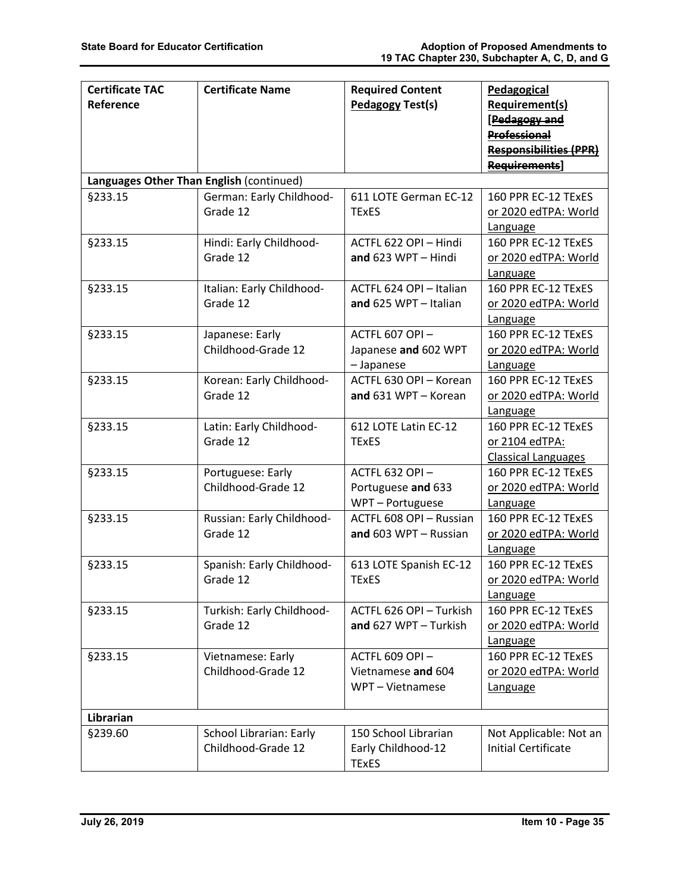| Certificate TAC Reference | Certificate Name | Required Content Pedagogy Test(s) | Pedagogical Requirement(s) [~~Pedagogy and Professional Responsibilities (PPR) Requirements~~] |
|---|---|---|---|
| **Languages Other Than English** (continued) | | | |
| §233.15 | German: Early Childhood-Grade 12 | 611 LOTE German EC-12 TExES | 160 PPR EC-12 TExES or 2020 edTPA: World Language |
| §233.15 | Hindi: Early Childhood-Grade 12 | ACTFL 622 OPI – Hindi **and** 623 WPT – Hindi | 160 PPR EC-12 TExES or 2020 edTPA: World Language |
| §233.15 | Italian: Early Childhood-Grade 12 | ACTFL 624 OPI – Italian **and** 625 WPT – Italian | 160 PPR EC-12 TExES or 2020 edTPA: World Language |
| §233.15 | Japanese: Early Childhood-Grade 12 | ACTFL 607 OPI – Japanese **and** 602 WPT – Japanese | 160 PPR EC-12 TExES or 2020 edTPA: World Language |
| §233.15 | Korean: Early Childhood-Grade 12 | ACTFL 630 OPI – Korean **and** 631 WPT – Korean | 160 PPR EC-12 TExES or 2020 edTPA: World Language |
| §233.15 | Latin: Early Childhood-Grade 12 | 612 LOTE Latin EC-12 TExES | 160 PPR EC-12 TExES or 2104 edTPA: Classical Languages |
| §233.15 | Portuguese: Early Childhood-Grade 12 | ACTFL 632 OPI – Portuguese **and** 633 WPT – Portuguese | 160 PPR EC-12 TExES or 2020 edTPA: World Language |
| §233.15 | Russian: Early Childhood-Grade 12 | ACTFL 608 OPI – Russian **and** 603 WPT – Russian | 160 PPR EC-12 TExES or 2020 edTPA: World Language |
| §233.15 | Spanish: Early Childhood-Grade 12 | 613 LOTE Spanish EC-12 TExES | 160 PPR EC-12 TExES or 2020 edTPA: World Language |
| §233.15 | Turkish: Early Childhood-Grade 12 | ACTFL 626 OPI – Turkish **and** 627 WPT – Turkish | 160 PPR EC-12 TExES or 2020 edTPA: World Language |
| §233.15 | Vietnamese: Early Childhood-Grade 12 | ACTFL 609 OPI – Vietnamese **and** 604 WPT – Vietnamese | 160 PPR EC-12 TExES or 2020 edTPA: World Language |
| **Librarian** | | | |
| §239.60 | School Librarian: Early Childhood-Grade 12 | 150 School Librarian Early Childhood-12 TExES | Not Applicable: Not an Initial Certificate |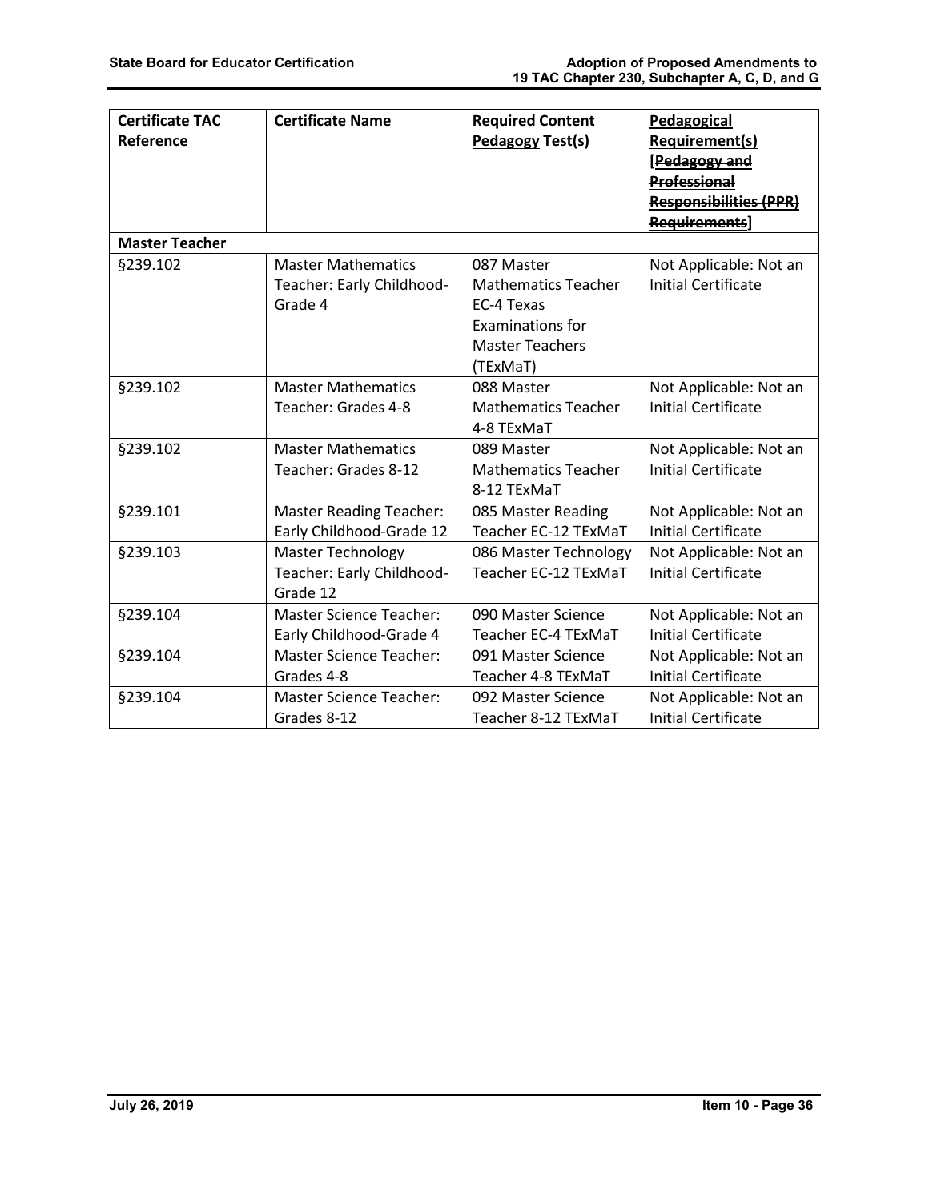| Certificate TAC Reference | Certificate Name | Required Content <u>Pedagogy</u> Test(s) | <u>Pedagogical Requirement(s)</u> [~~Pedagogy and Professional Responsibilities (PPR) Requirements~~] |
|---|---|---|---|
| **Master Teacher** | | | |
| §239.102 | Master Mathematics Teacher: Early Childhood-Grade 4 | 087 Master Mathematics Teacher EC-4 Texas Examinations for Master Teachers (TExMaT) | Not Applicable: Not an Initial Certificate |
| §239.102 | Master Mathematics Teacher: Grades 4-8 | 088 Master Mathematics Teacher 4-8 TExMaT | Not Applicable: Not an Initial Certificate |
| §239.102 | Master Mathematics Teacher: Grades 8-12 | 089 Master Mathematics Teacher 8-12 TExMaT | Not Applicable: Not an Initial Certificate |
| §239.101 | Master Reading Teacher: Early Childhood-Grade 12 | 085 Master Reading Teacher EC-12 TExMaT | Not Applicable: Not an Initial Certificate |
| §239.103 | Master Technology Teacher: Early Childhood-Grade 12 | 086 Master Technology Teacher EC-12 TExMaT | Not Applicable: Not an Initial Certificate |
| §239.104 | Master Science Teacher: Early Childhood-Grade 4 | 090 Master Science Teacher EC-4 TExMaT | Not Applicable: Not an Initial Certificate |
| §239.104 | Master Science Teacher: Grades 4-8 | 091 Master Science Teacher 4-8 TExMaT | Not Applicable: Not an Initial Certificate |
| §239.104 | Master Science Teacher: Grades 8-12 | 092 Master Science Teacher 8-12 TExMaT | Not Applicable: Not an Initial Certificate |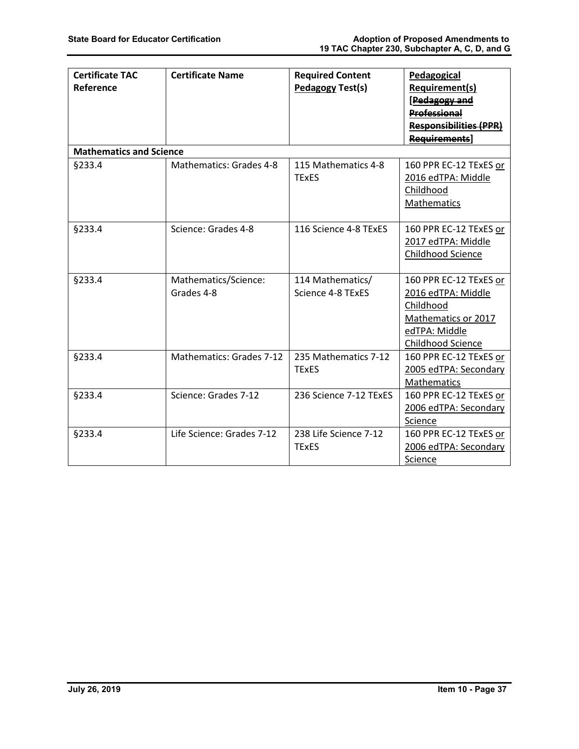| Certificate TAC Reference | Certificate Name | Required Content Pedagogy Test(s) | Pedagogical Requirement(s) [~~Pedagogy and Professional Responsibilities (PPR) Requirements~~] |
|---|---|---|---|
| **Mathematics and Science** | | | |
| §233.4 | Mathematics: Grades 4-8 | 115 Mathematics 4-8 TExES | 160 PPR EC-12 TExES or 2016 edTPA: Middle Childhood Mathematics |
| §233.4 | Science: Grades 4-8 | 116 Science 4-8 TExES | 160 PPR EC-12 TExES or 2017 edTPA: Middle Childhood Science |
| §233.4 | Mathematics/Science: Grades 4-8 | 114 Mathematics/ Science 4-8 TExES | 160 PPR EC-12 TExES or 2016 edTPA: Middle Childhood Mathematics or 2017 edTPA: Middle Childhood Science |
| §233.4 | Mathematics: Grades 7-12 | 235 Mathematics 7-12 TExES | 160 PPR EC-12 TExES or 2005 edTPA: Secondary Mathematics |
| §233.4 | Science: Grades 7-12 | 236 Science 7-12 TExES | 160 PPR EC-12 TExES or 2006 edTPA: Secondary Science |
| §233.4 | Life Science: Grades 7-12 | 238 Life Science 7-12 TExES | 160 PPR EC-12 TExES or 2006 edTPA: Secondary Science |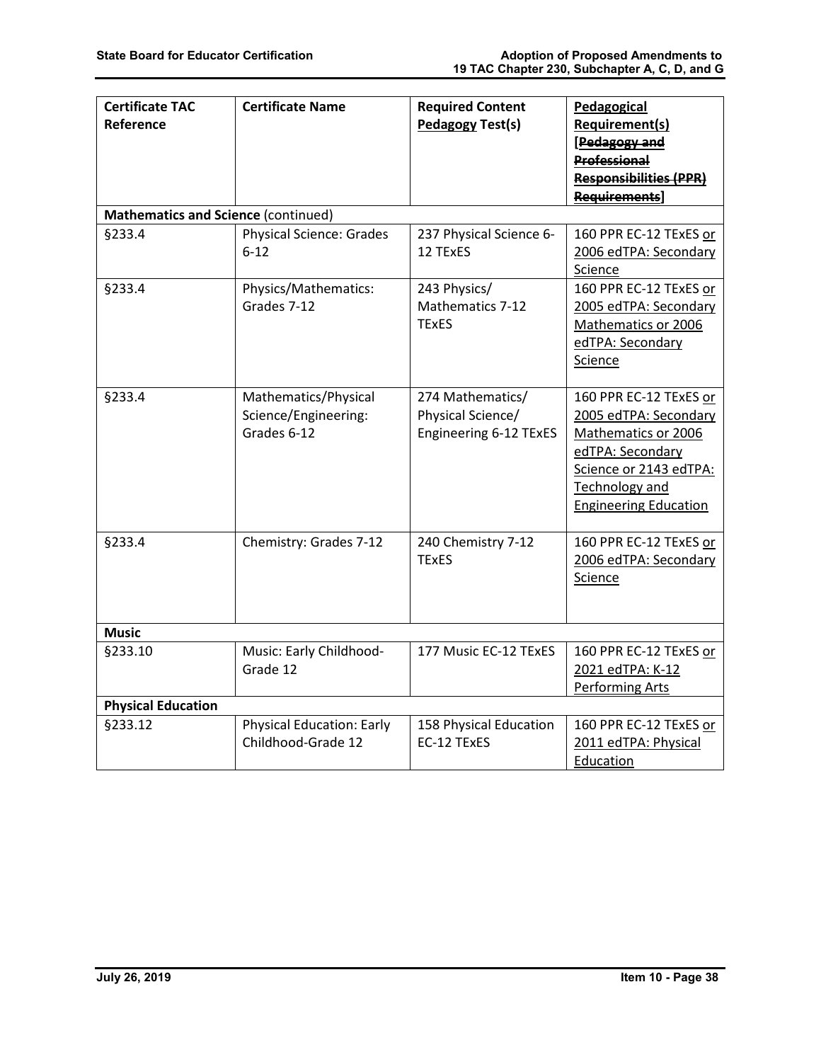| Certificate TAC Reference | Certificate Name | Required Content <u>Pedagogy</u> Test(s) | <u>Pedagogical Requirement(s)</u> [~~Pedagogy and Professional Responsibilities (PPR) Requirements~~] |
|---|---|---|---|
| **Mathematics and Science** (continued) | | | |
| §233.4 | Physical Science: Grades 6-12 | 237 Physical Science 6-12 TExES | 160 PPR EC-12 TExES <u>or 2006 edTPA: Secondary Science</u> |
| §233.4 | Physics/Mathematics: Grades 7-12 | 243 Physics/ Mathematics 7-12 TExES | 160 PPR EC-12 TExES <u>or 2005 edTPA: Secondary Mathematics or 2006 edTPA: Secondary Science</u> |
| §233.4 | Mathematics/Physical Science/Engineering: Grades 6-12 | 274 Mathematics/ Physical Science/ Engineering 6-12 TExES | 160 PPR EC-12 TExES <u>or 2005 edTPA: Secondary Mathematics or 2006 edTPA: Secondary Science or 2143 edTPA: Technology and Engineering Education</u> |
| §233.4 | Chemistry: Grades 7-12 | 240 Chemistry 7-12 TExES | 160 PPR EC-12 TExES <u>or 2006 edTPA: Secondary Science</u> |
| **Music** | | | |
| §233.10 | Music: Early Childhood-Grade 12 | 177 Music EC-12 TExES | 160 PPR EC-12 TExES <u>or 2021 edTPA: K-12 Performing Arts</u> |
| **Physical Education** | | | |
| §233.12 | Physical Education: Early Childhood-Grade 12 | 158 Physical Education EC-12 TExES | 160 PPR EC-12 TExES <u>or 2011 edTPA: Physical Education</u> |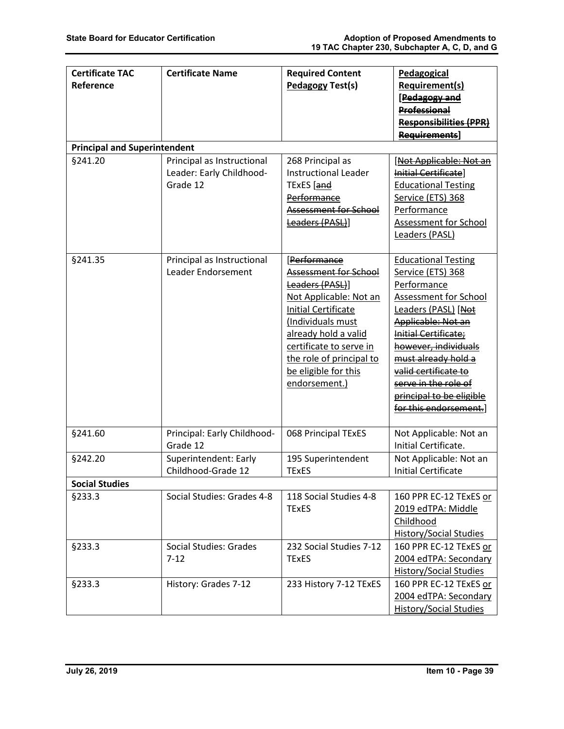| Certificate TAC Reference | Certificate Name | Required Content Pedagogy Test(s) | Pedagogical Requirement(s) [~~Pedagogy and Professional Responsibilities (PPR) Requirements~~] |
|---|---|---|---|
| **Principal and Superintendent** | | | |
| §241.20 | Principal as Instructional Leader: Early Childhood-Grade 12 | 268 Principal as Instructional Leader TExES [~~and Performance Assessment for School Leaders (PASL)~~] | [~~Not Applicable: Not an Initial Certificate~~] Educational Testing Service (ETS) 368 Performance Assessment for School Leaders (PASL) |
| §241.35 | Principal as Instructional Leader Endorsement | [~~Performance Assessment for School Leaders (PASL)~~] Not Applicable: Not an Initial Certificate (Individuals must already hold a valid certificate to serve in the role of principal to be eligible for this endorsement.) | Educational Testing Service (ETS) 368 Performance Assessment for School Leaders (PASL) [~~Not Applicable: Not an Initial Certificate; however, individuals must already hold a valid certificate to serve in the role of principal to be eligible for this endorsement.~~] |
| §241.60 | Principal: Early Childhood-Grade 12 | 068 Principal TExES | Not Applicable: Not an Initial Certificate. |
| §242.20 | Superintendent: Early Childhood-Grade 12 | 195 Superintendent TExES | Not Applicable: Not an Initial Certificate |
| **Social Studies** | | | |
| §233.3 | Social Studies: Grades 4-8 | 118 Social Studies 4-8 TExES | 160 PPR EC-12 TExES or 2019 edTPA: Middle Childhood History/Social Studies |
| §233.3 | Social Studies: Grades 7-12 | 232 Social Studies 7-12 TExES | 160 PPR EC-12 TExES or 2004 edTPA: Secondary History/Social Studies |
| §233.3 | History: Grades 7-12 | 233 History 7-12 TExES | 160 PPR EC-12 TExES or 2004 edTPA: Secondary History/Social Studies |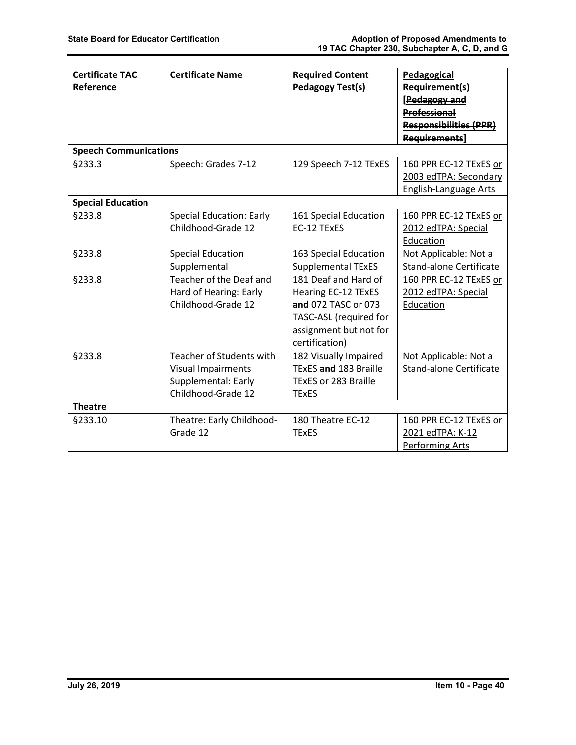| Certificate TAC Reference | Certificate Name | Required Content <u>Pedagogy</u> Test(s) | <u>Pedagogical Requirement(s)</u> [~~Pedagogy and Professional Responsibilities (PPR) Requirements~~] |
|---|---|---|---|
| **Speech Communications** | | | |
| §233.3 | Speech: Grades 7-12 | 129 Speech 7-12 TExES | 160 PPR EC-12 TExES <u>or 2003 edTPA: Secondary English-Language Arts</u> |
| **Special Education** | | | |
| §233.8 | Special Education: Early Childhood-Grade 12 | 161 Special Education EC-12 TExES | 160 PPR EC-12 TExES <u>or 2012 edTPA: Special Education</u> |
| §233.8 | Special Education Supplemental | 163 Special Education Supplemental TExES | Not Applicable: Not a Stand-alone Certificate |
| §233.8 | Teacher of the Deaf and Hard of Hearing: Early Childhood-Grade 12 | 181 Deaf and Hard of Hearing EC-12 TExES **and** 072 TASC or 073 TASC-ASL (required for assignment but not for certification) | 160 PPR EC-12 TExES <u>or 2012 edTPA: Special Education</u> |
| §233.8 | Teacher of Students with Visual Impairments Supplemental: Early Childhood-Grade 12 | 182 Visually Impaired TExES **and** 183 Braille TExES or 283 Braille TExES | Not Applicable: Not a Stand-alone Certificate |
| **Theatre** | | | |
| §233.10 | Theatre: Early Childhood-Grade 12 | 180 Theatre EC-12 TExES | 160 PPR EC-12 TExES <u>or 2021 edTPA: K-12 Performing Arts</u> |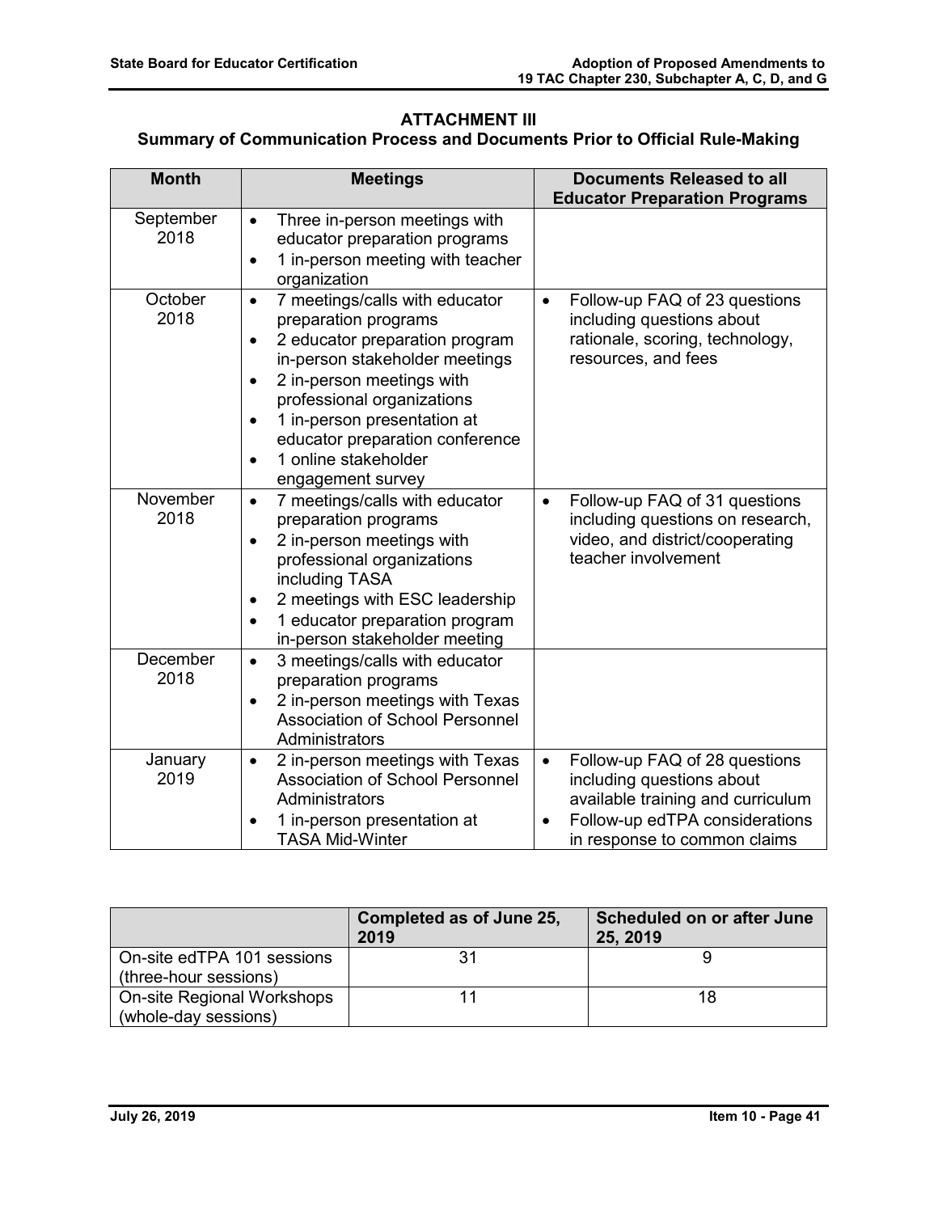## ATTACHMENT III

### Summary of Communication Process and Documents Prior to Official Rule-Making

| Month | Meetings | Documents Released to all Educator Preparation Programs |
|---|---|---|
| September 2018 | • Three in-person meetings with educator preparation programs<br>• 1 in-person meeting with teacher organization | |
| October 2018 | • 7 meetings/calls with educator preparation programs<br>• 2 educator preparation program in-person stakeholder meetings<br>• 2 in-person meetings with professional organizations<br>• 1 in-person presentation at educator preparation conference<br>• 1 online stakeholder engagement survey | • Follow-up FAQ of 23 questions including questions about rationale, scoring, technology, resources, and fees |
| November 2018 | • 7 meetings/calls with educator preparation programs<br>• 2 in-person meetings with professional organizations including TASA<br>• 2 meetings with ESC leadership<br>• 1 educator preparation program in-person stakeholder meeting | • Follow-up FAQ of 31 questions including questions on research, video, and district/cooperating teacher involvement |
| December 2018 | • 3 meetings/calls with educator preparation programs<br>• 2 in-person meetings with Texas Association of School Personnel Administrators | |
| January 2019 | • 2 in-person meetings with Texas Association of School Personnel Administrators<br>• 1 in-person presentation at TASA Mid-Winter | • Follow-up FAQ of 28 questions including questions about available training and curriculum<br>• Follow-up edTPA considerations in response to common claims |

| | Completed as of June 25, 2019 | Scheduled on or after June 25, 2019 |
|---|---|---|
| On-site edTPA 101 sessions (three-hour sessions) | 31 | 9 |
| On-site Regional Workshops (whole-day sessions) | 11 | 18 |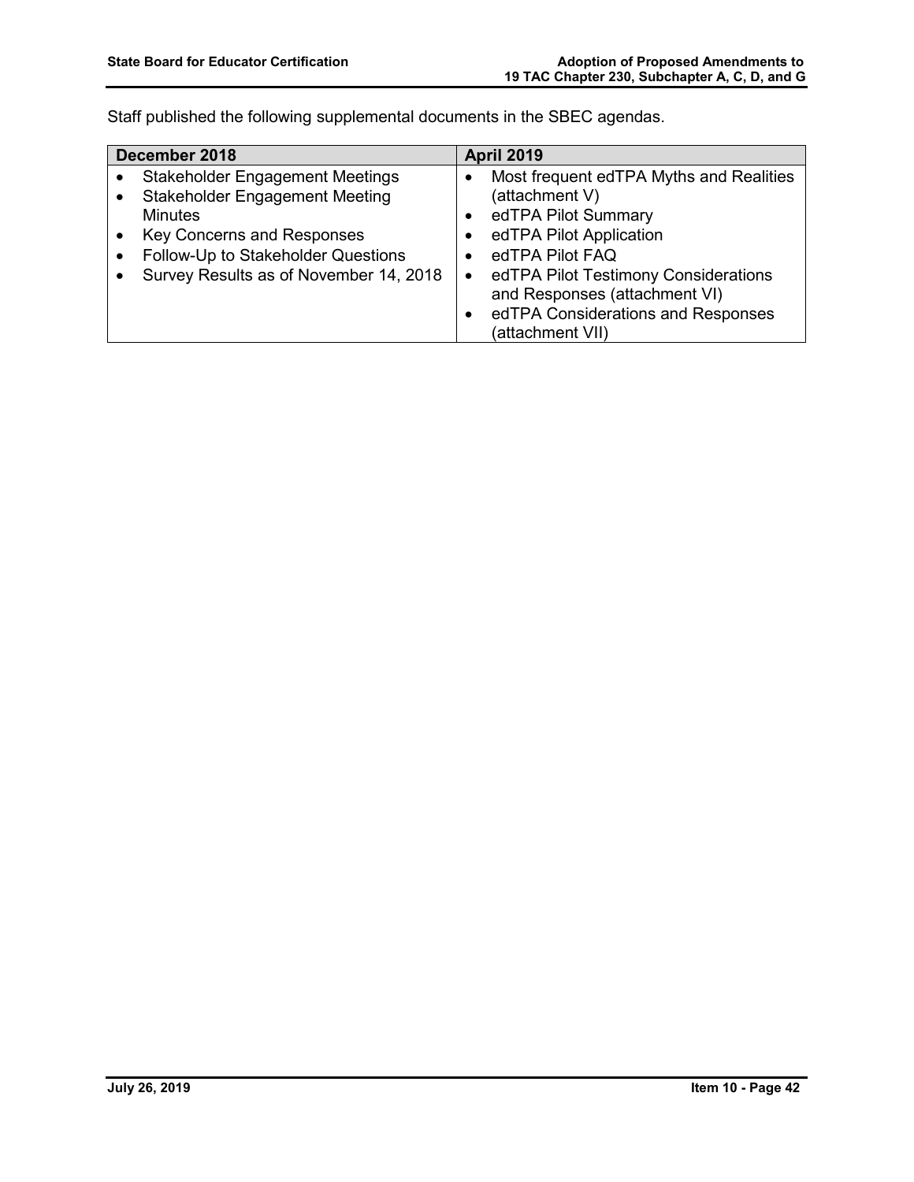Staff published the following supplemental documents in the SBEC agendas.

| December 2018 | April 2019 |
|---|---|
| • Stakeholder Engagement Meetings<br>• Stakeholder Engagement Meeting Minutes<br>• Key Concerns and Responses<br>• Follow-Up to Stakeholder Questions<br>• Survey Results as of November 14, 2018 | • Most frequent edTPA Myths and Realities (attachment V)<br>• edTPA Pilot Summary<br>• edTPA Pilot Application<br>• edTPA Pilot FAQ<br>• edTPA Pilot Testimony Considerations and Responses (attachment VI)<br>• edTPA Considerations and Responses (attachment VII) |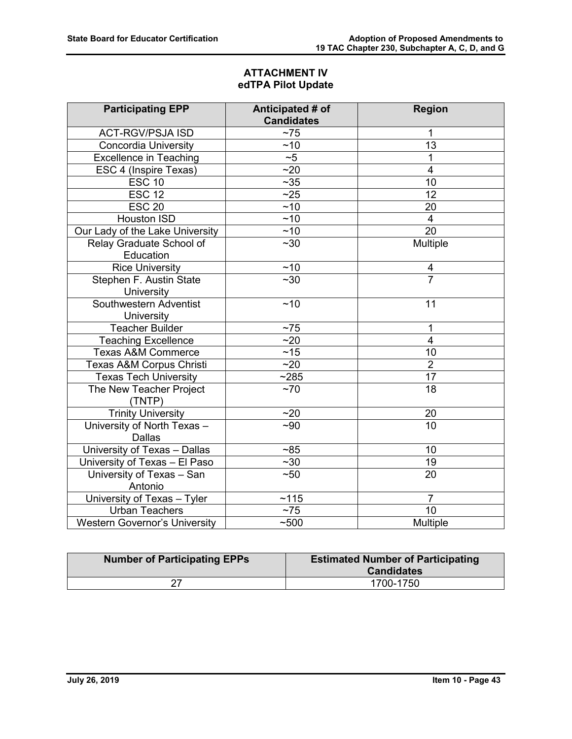## ATTACHMENT IV
## edTPA Pilot Update

| Participating EPP | Anticipated # of Candidates | Region |
|---|---|---|
| ACT-RGV/PSJA ISD | ~75 | 1 |
| Concordia University | ~10 | 13 |
| Excellence in Teaching | ~5 | 1 |
| ESC 4 (Inspire Texas) | ~20 | 4 |
| ESC 10 | ~35 | 10 |
| ESC 12 | ~25 | 12 |
| ESC 20 | ~10 | 20 |
| Houston ISD | ~10 | 4 |
| Our Lady of the Lake University | ~10 | 20 |
| Relay Graduate School of Education | ~30 | Multiple |
| Rice University | ~10 | 4 |
| Stephen F. Austin State University | ~30 | 7 |
| Southwestern Adventist University | ~10 | 11 |
| Teacher Builder | ~75 | 1 |
| Teaching Excellence | ~20 | 4 |
| Texas A&M Commerce | ~15 | 10 |
| Texas A&M Corpus Christi | ~20 | 2 |
| Texas Tech University | ~285 | 17 |
| The New Teacher Project (TNTP) | ~70 | 18 |
| Trinity University | ~20 | 20 |
| University of North Texas – Dallas | ~90 | 10 |
| University of Texas – Dallas | ~85 | 10 |
| University of Texas – El Paso | ~30 | 19 |
| University of Texas – San Antonio | ~50 | 20 |
| University of Texas – Tyler | ~115 | 7 |
| Urban Teachers | ~75 | 10 |
| Western Governor's University | ~500 | Multiple |

| Number of Participating EPPs | Estimated Number of Participating Candidates |
|---|---|
| 27 | 1700-1750 |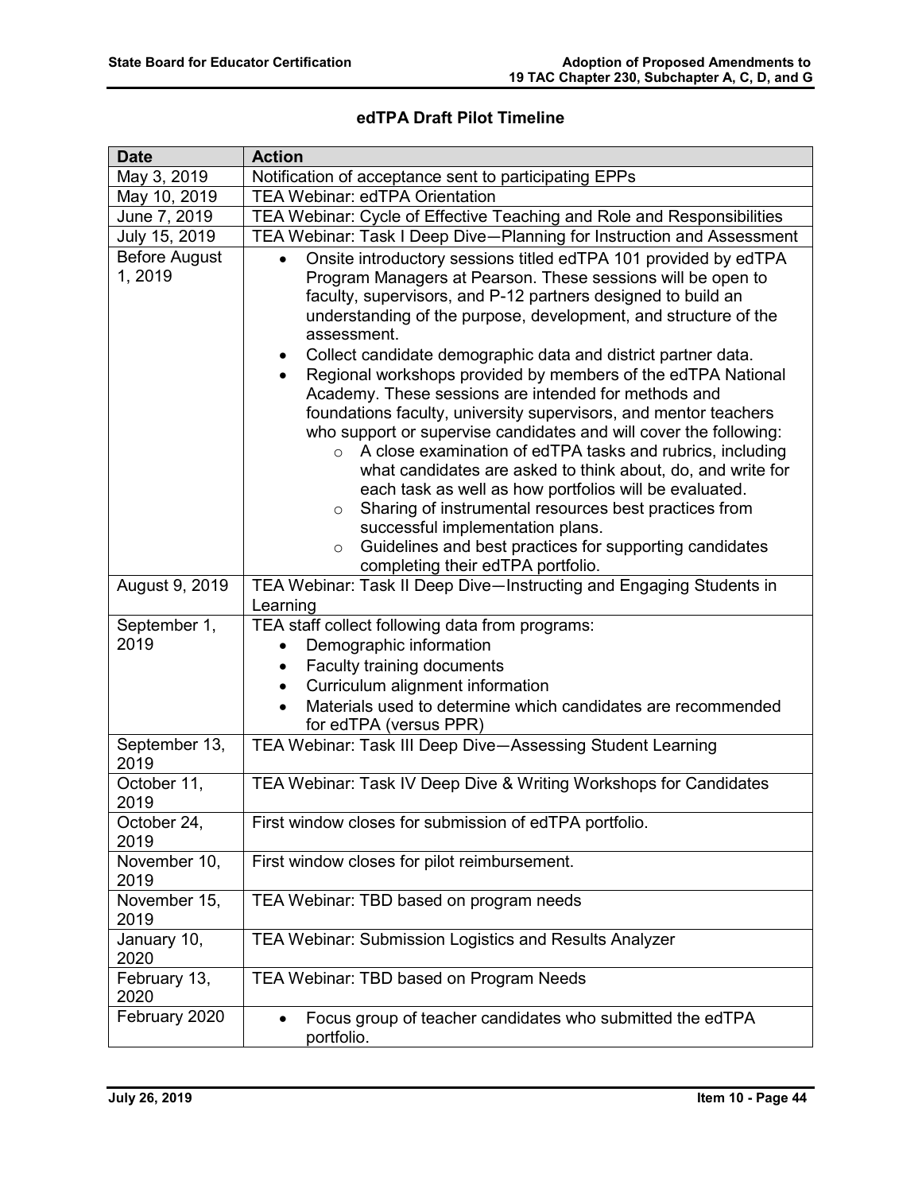**edTPA Draft Pilot Timeline**

| Date | Action |
| --- | --- |
| May 3, 2019 | Notification of acceptance sent to participating EPPs |
| May 10, 2019 | TEA Webinar: edTPA Orientation |
| June 7, 2019 | TEA Webinar: Cycle of Effective Teaching and Role and Responsibilities |
| July 15, 2019 | TEA Webinar: Task I Deep Dive—Planning for Instruction and Assessment |
| Before August 1, 2019 | • Onsite introductory sessions titled edTPA 101 provided by edTPA Program Managers at Pearson. These sessions will be open to faculty, supervisors, and P-12 partners designed to build an understanding of the purpose, development, and structure of the assessment.<br>• Collect candidate demographic data and district partner data.<br>• Regional workshops provided by members of the edTPA National Academy. These sessions are intended for methods and foundations faculty, university supervisors, and mentor teachers who support or supervise candidates and will cover the following:<br>  ○ A close examination of edTPA tasks and rubrics, including what candidates are asked to think about, do, and write for each task as well as how portfolios will be evaluated.<br>  ○ Sharing of instrumental resources best practices from successful implementation plans.<br>  ○ Guidelines and best practices for supporting candidates completing their edTPA portfolio. |
| August 9, 2019 | TEA Webinar: Task II Deep Dive—Instructing and Engaging Students in Learning |
| September 1, 2019 | TEA staff collect following data from programs:<br>• Demographic information<br>• Faculty training documents<br>• Curriculum alignment information<br>• Materials used to determine which candidates are recommended for edTPA (versus PPR) |
| September 13, 2019 | TEA Webinar: Task III Deep Dive—Assessing Student Learning |
| October 11, 2019 | TEA Webinar: Task IV Deep Dive & Writing Workshops for Candidates |
| October 24, 2019 | First window closes for submission of edTPA portfolio. |
| November 10, 2019 | First window closes for pilot reimbursement. |
| November 15, 2019 | TEA Webinar: TBD based on program needs |
| January 10, 2020 | TEA Webinar: Submission Logistics and Results Analyzer |
| February 13, 2020 | TEA Webinar: TBD based on Program Needs |
| February 2020 | • Focus group of teacher candidates who submitted the edTPA portfolio. |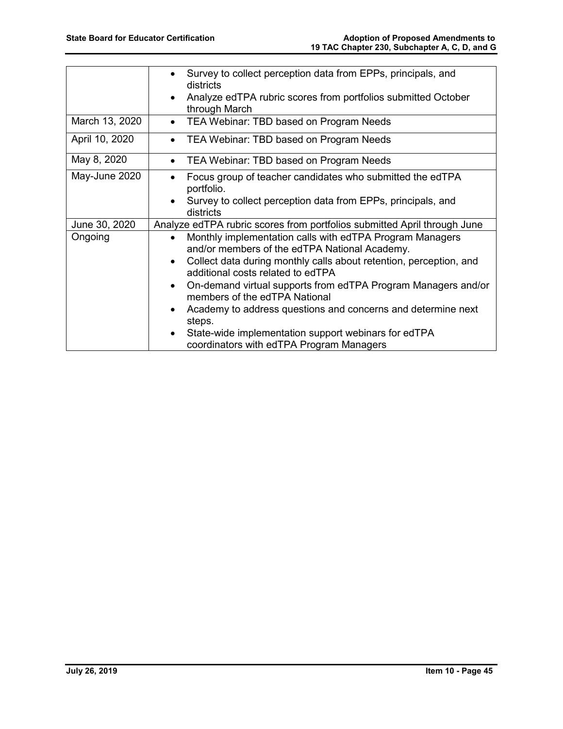| | |
|---|---|
| | • Survey to collect perception data from EPPs, principals, and districts<br>• Analyze edTPA rubric scores from portfolios submitted October through March |
| March 13, 2020 | • TEA Webinar: TBD based on Program Needs |
| April 10, 2020 | • TEA Webinar: TBD based on Program Needs |
| May 8, 2020 | • TEA Webinar: TBD based on Program Needs |
| May-June 2020 | • Focus group of teacher candidates who submitted the edTPA portfolio.<br>• Survey to collect perception data from EPPs, principals, and districts |
| June 30, 2020 | Analyze edTPA rubric scores from portfolios submitted April through June |
| Ongoing | • Monthly implementation calls with edTPA Program Managers and/or members of the edTPA National Academy.<br>• Collect data during monthly calls about retention, perception, and additional costs related to edTPA<br>• On-demand virtual supports from edTPA Program Managers and/or members of the edTPA National<br>• Academy to address questions and concerns and determine next steps.<br>• State-wide implementation support webinars for edTPA coordinators with edTPA Program Managers |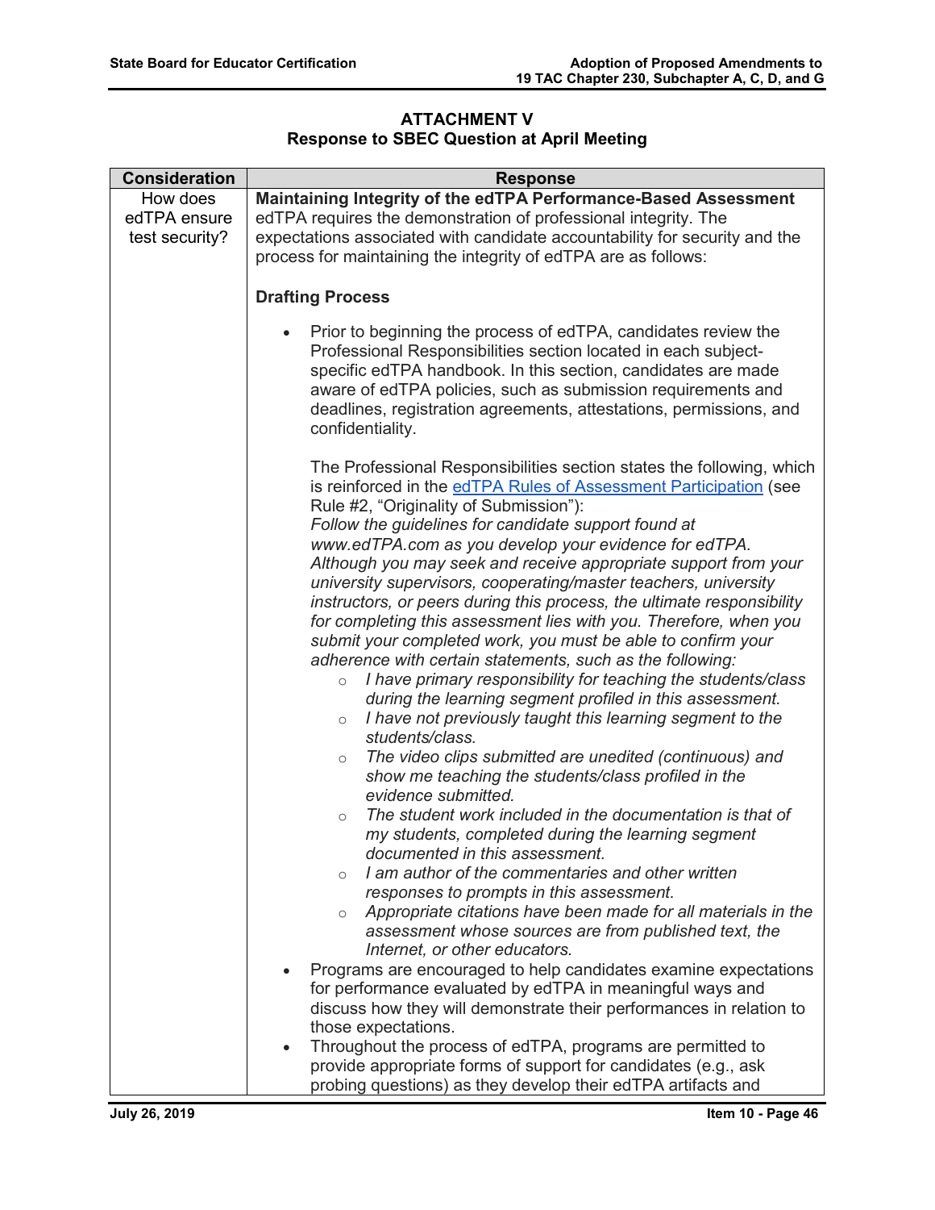**ATTACHMENT V**
**Response to SBEC Question at April Meeting**

| Consideration | Response |
|---|---|
| How does edTPA ensure test security? | **Maintaining Integrity of the edTPA Performance-Based Assessment**<br>edTPA requires the demonstration of professional integrity. The expectations associated with candidate accountability for security and the process for maintaining the integrity of edTPA are as follows:<br><br>**Drafting Process**<br><br>• Prior to beginning the process of edTPA, candidates review the Professional Responsibilities section located in each subject-specific edTPA handbook. In this section, candidates are made aware of edTPA policies, such as submission requirements and deadlines, registration agreements, attestations, permissions, and confidentiality.<br><br>The Professional Responsibilities section states the following, which is reinforced in the edTPA Rules of Assessment Participation (see Rule #2, "Originality of Submission"):<br>*Follow the guidelines for candidate support found at www.edTPA.com as you develop your evidence for edTPA. Although you may seek and receive appropriate support from your university supervisors, cooperating/master teachers, university instructors, or peers during this process, the ultimate responsibility for completing this assessment lies with you. Therefore, when you submit your completed work, you must be able to confirm your adherence with certain statements, such as the following:*<br>○ *I have primary responsibility for teaching the students/class during the learning segment profiled in this assessment.*<br>○ *I have not previously taught this learning segment to the students/class.*<br>○ *The video clips submitted are unedited (continuous) and show me teaching the students/class profiled in the evidence submitted.*<br>○ *The student work included in the documentation is that of my students, completed during the learning segment documented in this assessment.*<br>○ *I am author of the commentaries and other written responses to prompts in this assessment.*<br>○ *Appropriate citations have been made for all materials in the assessment whose sources are from published text, the Internet, or other educators.*<br>• Programs are encouraged to help candidates examine expectations for performance evaluated by edTPA in meaningful ways and discuss how they will demonstrate their performances in relation to those expectations.<br>• Throughout the process of edTPA, programs are permitted to provide appropriate forms of support for candidates (e.g., ask probing questions) as they develop their edTPA artifacts and |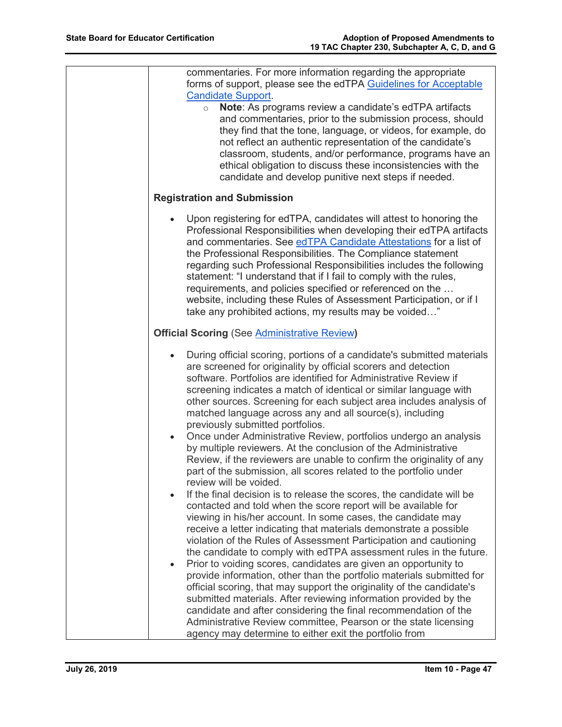| | |
|---|---|
| | commentaries. For more information regarding the appropriate forms of support, please see the edTPA Guidelines for Acceptable Candidate Support.<br>◦ **Note**: As programs review a candidate's edTPA artifacts and commentaries, prior to the submission process, should they find that the tone, language, or videos, for example, do not reflect an authentic representation of the candidate's classroom, students, and/or performance, programs have an ethical obligation to discuss these inconsistencies with the candidate and develop punitive next steps if needed.<br><br>**Registration and Submission**<br><br>• Upon registering for edTPA, candidates will attest to honoring the Professional Responsibilities when developing their edTPA artifacts and commentaries. See edTPA Candidate Attestations for a list of the Professional Responsibilities. The Compliance statement regarding such Professional Responsibilities includes the following statement: "I understand that if I fail to comply with the rules, requirements, and policies specified or referenced on the … website, including these Rules of Assessment Participation, or if I take any prohibited actions, my results may be voided…"<br><br>**Official Scoring** (See Administrative Review**)**<br><br>• During official scoring, portions of a candidate's submitted materials are screened for originality by official scorers and detection software. Portfolios are identified for Administrative Review if screening indicates a match of identical or similar language with other sources. Screening for each subject area includes analysis of matched language across any and all source(s), including previously submitted portfolios.<br>• Once under Administrative Review, portfolios undergo an analysis by multiple reviewers. At the conclusion of the Administrative Review, if the reviewers are unable to confirm the originality of any part of the submission, all scores related to the portfolio under review will be voided.<br>• If the final decision is to release the scores, the candidate will be contacted and told when the score report will be available for viewing in his/her account. In some cases, the candidate may receive a letter indicating that materials demonstrate a possible violation of the Rules of Assessment Participation and cautioning the candidate to comply with edTPA assessment rules in the future.<br>• Prior to voiding scores, candidates are given an opportunity to provide information, other than the portfolio materials submitted for official scoring, that may support the originality of the candidate's submitted materials. After reviewing information provided by the candidate and after considering the final recommendation of the Administrative Review committee, Pearson or the state licensing agency may determine to either exit the portfolio from |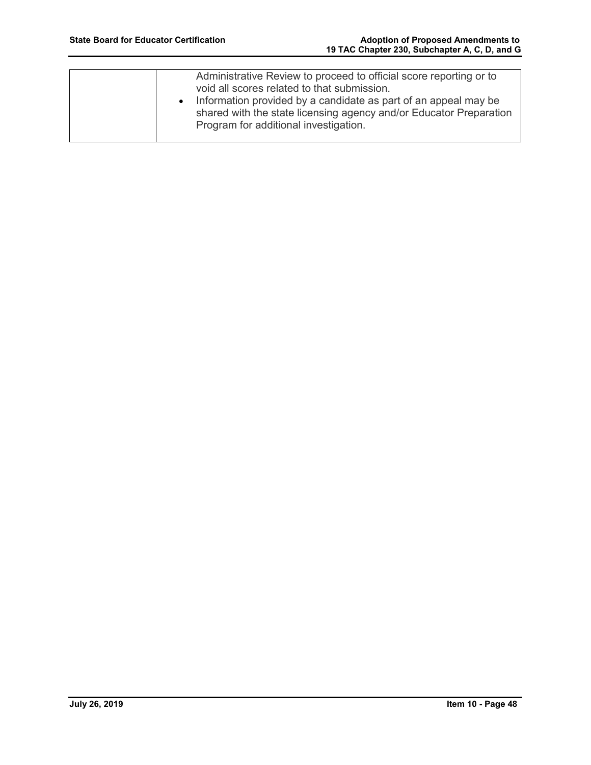|  |  |
| --- | --- |
|  | Administrative Review to proceed to official score reporting or to void all scores related to that submission.<br>• Information provided by a candidate as part of an appeal may be shared with the state licensing agency and/or Educator Preparation Program for additional investigation. |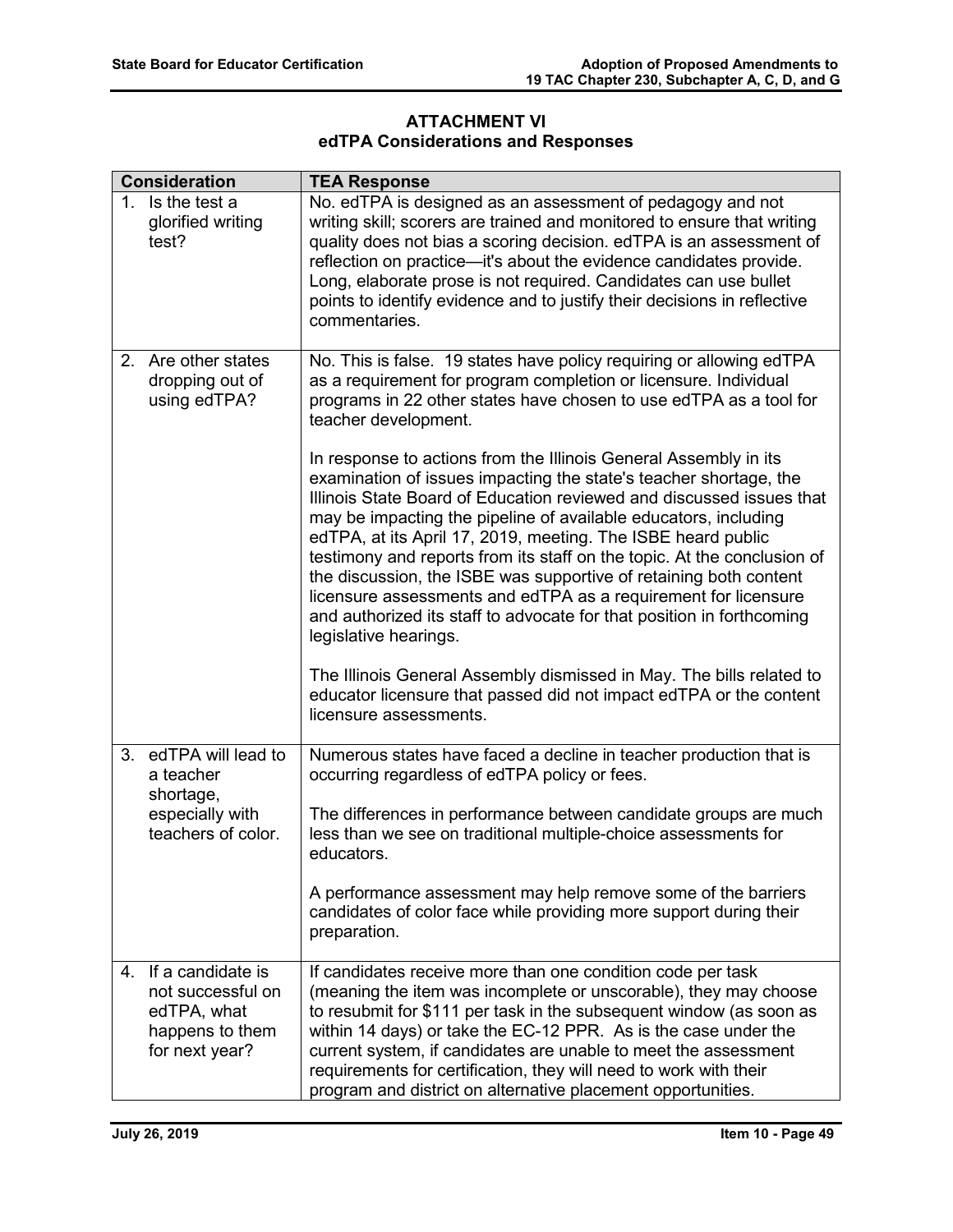## ATTACHMENT VI
## edTPA Considerations and Responses

| Consideration | TEA Response |
|---|---|
| 1. Is the test a glorified writing test? | No. edTPA is designed as an assessment of pedagogy and not writing skill; scorers are trained and monitored to ensure that writing quality does not bias a scoring decision. edTPA is an assessment of reflection on practice—it's about the evidence candidates provide. Long, elaborate prose is not required. Candidates can use bullet points to identify evidence and to justify their decisions in reflective commentaries. |
| 2. Are other states dropping out of using edTPA? | No. This is false. 19 states have policy requiring or allowing edTPA as a requirement for program completion or licensure. Individual programs in 22 other states have chosen to use edTPA as a tool for teacher development.<br><br>In response to actions from the Illinois General Assembly in its examination of issues impacting the state's teacher shortage, the Illinois State Board of Education reviewed and discussed issues that may be impacting the pipeline of available educators, including edTPA, at its April 17, 2019, meeting. The ISBE heard public testimony and reports from its staff on the topic. At the conclusion of the discussion, the ISBE was supportive of retaining both content licensure assessments and edTPA as a requirement for licensure and authorized its staff to advocate for that position in forthcoming legislative hearings.<br><br>The Illinois General Assembly dismissed in May. The bills related to educator licensure that passed did not impact edTPA or the content licensure assessments. |
| 3. edTPA will lead to a teacher shortage, especially with teachers of color. | Numerous states have faced a decline in teacher production that is occurring regardless of edTPA policy or fees.<br><br>The differences in performance between candidate groups are much less than we see on traditional multiple-choice assessments for educators.<br><br>A performance assessment may help remove some of the barriers candidates of color face while providing more support during their preparation. |
| 4. If a candidate is not successful on edTPA, what happens to them for next year? | If candidates receive more than one condition code per task (meaning the item was incomplete or unscorable), they may choose to resubmit for $111 per task in the subsequent window (as soon as within 14 days) or take the EC-12 PPR. As is the case under the current system, if candidates are unable to meet the assessment requirements for certification, they will need to work with their program and district on alternative placement opportunities. |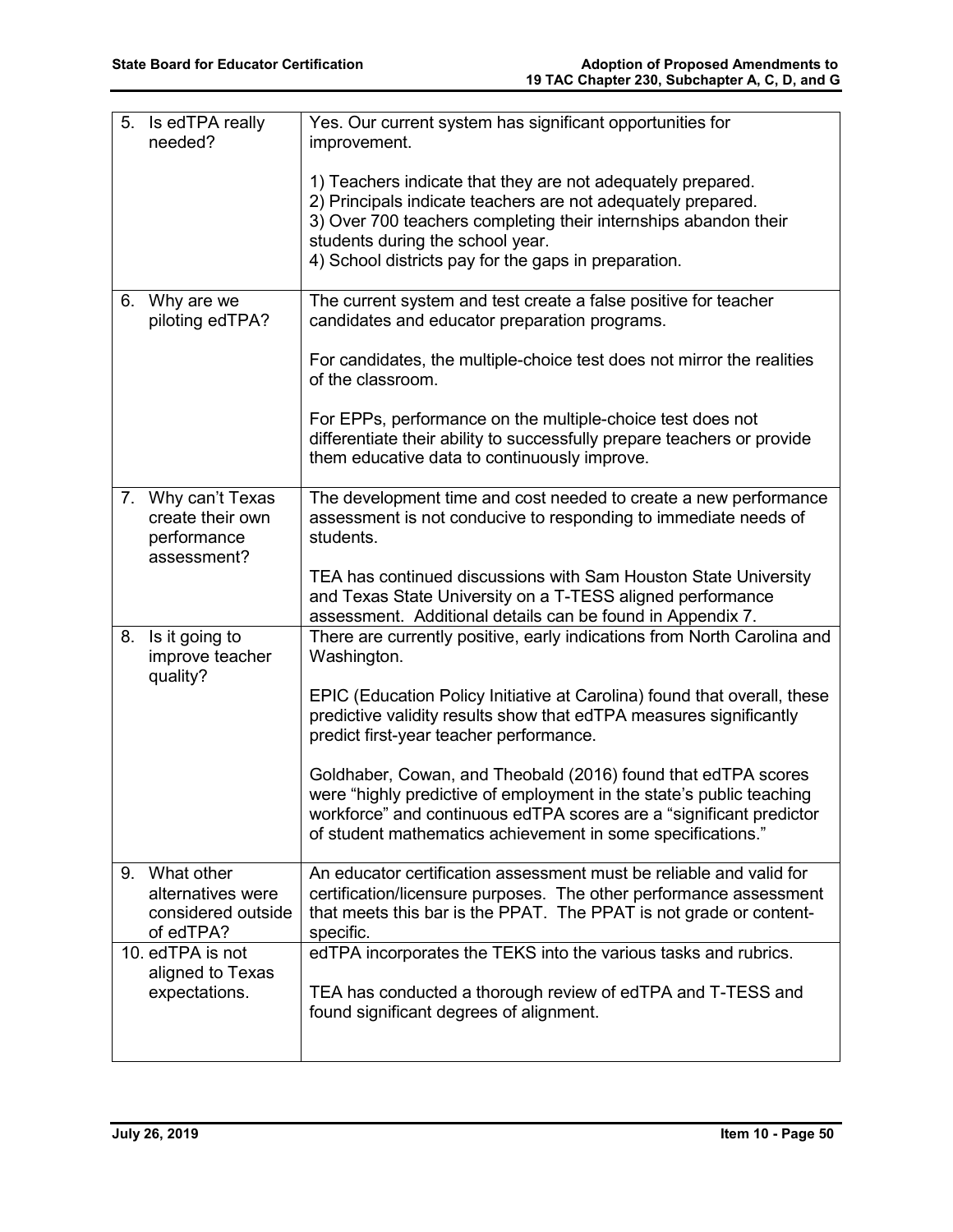| | |
|---|---|
| 5. Is edTPA really needed? | Yes. Our current system has significant opportunities for improvement.<br><br>1) Teachers indicate that they are not adequately prepared.<br>2) Principals indicate teachers are not adequately prepared.<br>3) Over 700 teachers completing their internships abandon their students during the school year.<br>4) School districts pay for the gaps in preparation. |
| 6. Why are we piloting edTPA? | The current system and test create a false positive for teacher candidates and educator preparation programs.<br><br>For candidates, the multiple-choice test does not mirror the realities of the classroom.<br><br>For EPPs, performance on the multiple-choice test does not differentiate their ability to successfully prepare teachers or provide them educative data to continuously improve. |
| 7. Why can't Texas create their own performance assessment? | The development time and cost needed to create a new performance assessment is not conducive to responding to immediate needs of students.<br><br>TEA has continued discussions with Sam Houston State University and Texas State University on a T-TESS aligned performance assessment. Additional details can be found in Appendix 7. |
| 8. Is it going to improve teacher quality? | There are currently positive, early indications from North Carolina and Washington.<br><br>EPIC (Education Policy Initiative at Carolina) found that overall, these predictive validity results show that edTPA measures significantly predict first-year teacher performance.<br><br>Goldhaber, Cowan, and Theobald (2016) found that edTPA scores were "highly predictive of employment in the state's public teaching workforce" and continuous edTPA scores are a "significant predictor of student mathematics achievement in some specifications." |
| 9. What other alternatives were considered outside of edTPA? | An educator certification assessment must be reliable and valid for certification/licensure purposes. The other performance assessment that meets this bar is the PPAT. The PPAT is not grade or content-specific. |
| 10. edTPA is not aligned to Texas expectations. | edTPA incorporates the TEKS into the various tasks and rubrics.<br><br>TEA has conducted a thorough review of edTPA and T-TESS and found significant degrees of alignment. |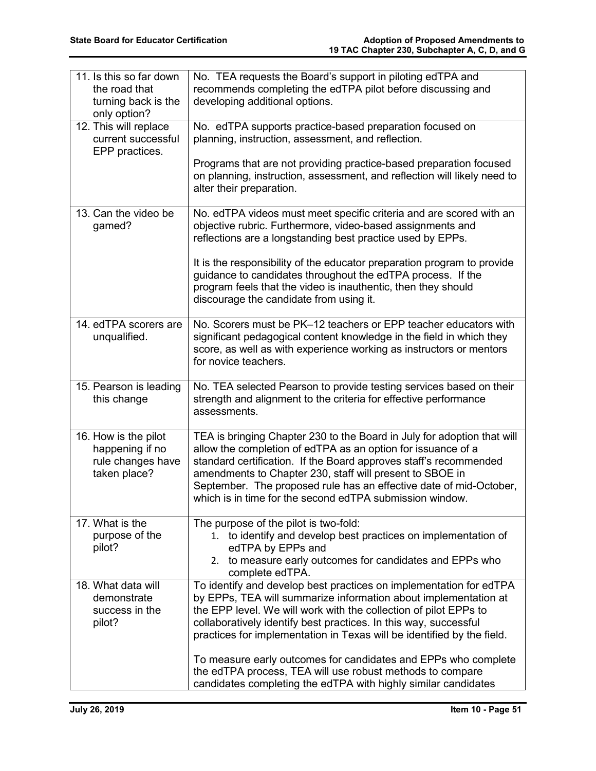| | |
|---|---|
| 11. Is this so far down the road that turning back is the only option? | No. TEA requests the Board's support in piloting edTPA and recommends completing the edTPA pilot before discussing and developing additional options. |
| 12. This will replace current successful EPP practices. | No. edTPA supports practice-based preparation focused on planning, instruction, assessment, and reflection.<br><br>Programs that are not providing practice-based preparation focused on planning, instruction, assessment, and reflection will likely need to alter their preparation. |
| 13. Can the video be gamed? | No. edTPA videos must meet specific criteria and are scored with an objective rubric. Furthermore, video-based assignments and reflections are a longstanding best practice used by EPPs.<br><br>It is the responsibility of the educator preparation program to provide guidance to candidates throughout the edTPA process. If the program feels that the video is inauthentic, then they should discourage the candidate from using it. |
| 14. edTPA scorers are unqualified. | No. Scorers must be PK–12 teachers or EPP teacher educators with significant pedagogical content knowledge in the field in which they score, as well as with experience working as instructors or mentors for novice teachers. |
| 15. Pearson is leading this change | No. TEA selected Pearson to provide testing services based on their strength and alignment to the criteria for effective performance assessments. |
| 16. How is the pilot happening if no rule changes have taken place? | TEA is bringing Chapter 230 to the Board in July for adoption that will allow the completion of edTPA as an option for issuance of a standard certification. If the Board approves staff's recommended amendments to Chapter 230, staff will present to SBOE in September. The proposed rule has an effective date of mid-October, which is in time for the second edTPA submission window. |
| 17. What is the purpose of the pilot? | The purpose of the pilot is two-fold:<br>1. to identify and develop best practices on implementation of edTPA by EPPs and<br>2. to measure early outcomes for candidates and EPPs who complete edTPA. |
| 18. What data will demonstrate success in the pilot? | To identify and develop best practices on implementation for edTPA by EPPs, TEA will summarize information about implementation at the EPP level. We will work with the collection of pilot EPPs to collaboratively identify best practices. In this way, successful practices for implementation in Texas will be identified by the field.<br><br>To measure early outcomes for candidates and EPPs who complete the edTPA process, TEA will use robust methods to compare candidates completing the edTPA with highly similar candidates |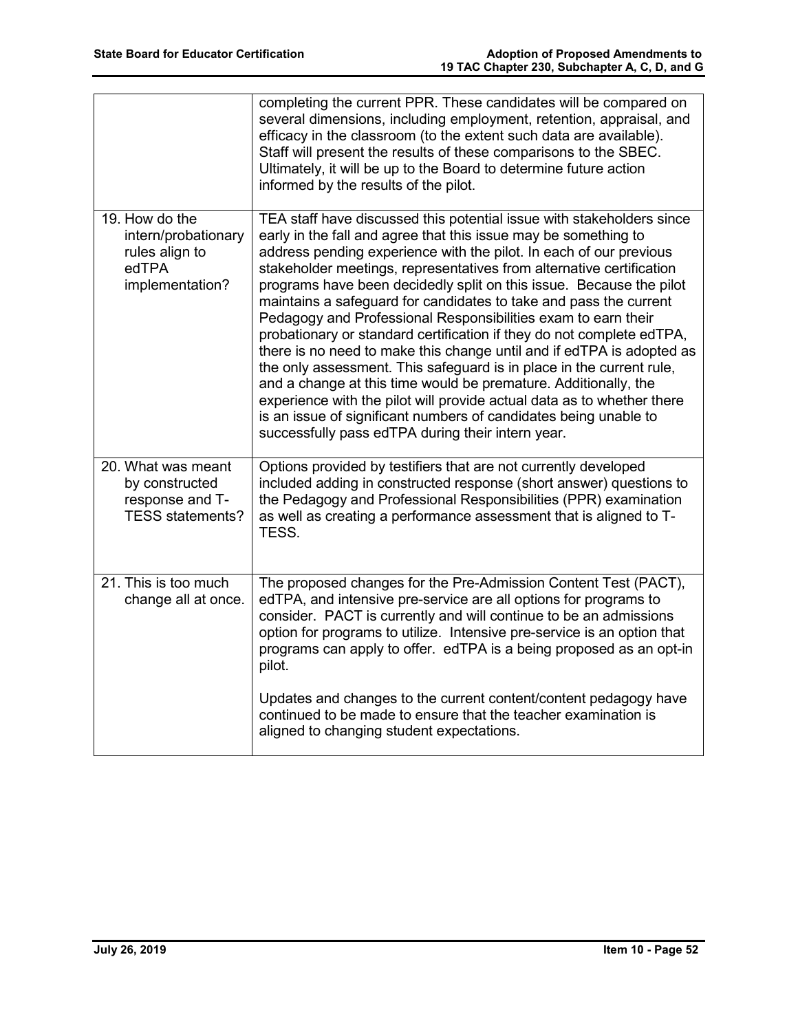| | |
|---|---|
| | completing the current PPR. These candidates will be compared on several dimensions, including employment, retention, appraisal, and efficacy in the classroom (to the extent such data are available). Staff will present the results of these comparisons to the SBEC. Ultimately, it will be up to the Board to determine future action informed by the results of the pilot. |
| 19. How do the intern/probationary rules align to edTPA implementation? | TEA staff have discussed this potential issue with stakeholders since early in the fall and agree that this issue may be something to address pending experience with the pilot. In each of our previous stakeholder meetings, representatives from alternative certification programs have been decidedly split on this issue. Because the pilot maintains a safeguard for candidates to take and pass the current Pedagogy and Professional Responsibilities exam to earn their probationary or standard certification if they do not complete edTPA, there is no need to make this change until and if edTPA is adopted as the only assessment. This safeguard is in place in the current rule, and a change at this time would be premature. Additionally, the experience with the pilot will provide actual data as to whether there is an issue of significant numbers of candidates being unable to successfully pass edTPA during their intern year. |
| 20. What was meant by constructed response and T-TESS statements? | Options provided by testifiers that are not currently developed included adding in constructed response (short answer) questions to the Pedagogy and Professional Responsibilities (PPR) examination as well as creating a performance assessment that is aligned to T-TESS. |
| 21. This is too much change all at once. | The proposed changes for the Pre-Admission Content Test (PACT), edTPA, and intensive pre-service are all options for programs to consider. PACT is currently and will continue to be an admissions option for programs to utilize. Intensive pre-service is an option that programs can apply to offer. edTPA is a being proposed as an opt-in pilot.<br><br>Updates and changes to the current content/content pedagogy have continued to be made to ensure that the teacher examination is aligned to changing student expectations. |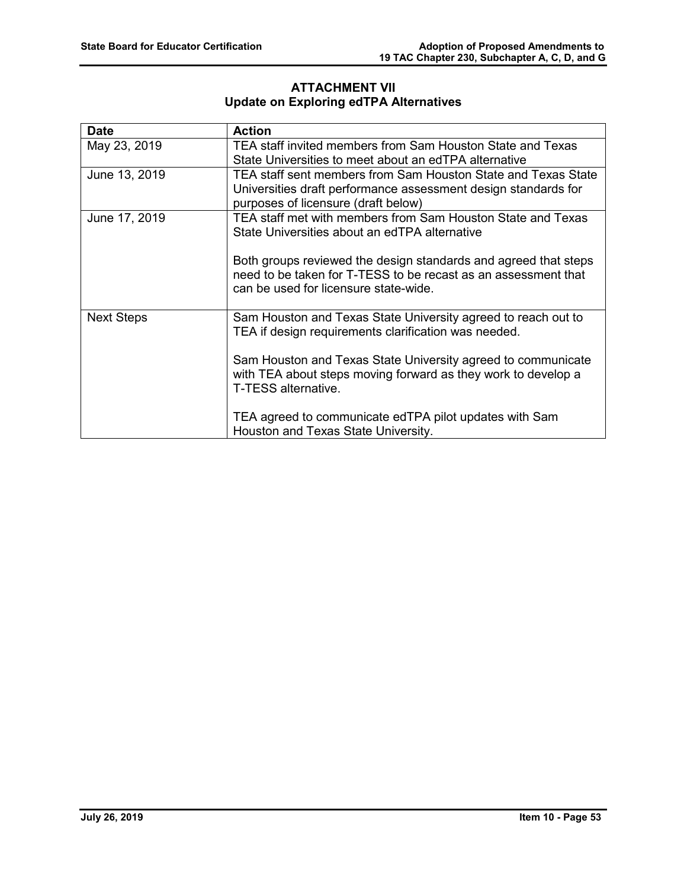## ATTACHMENT VII
## Update on Exploring edTPA Alternatives

| Date | Action |
| --- | --- |
| May 23, 2019 | TEA staff invited members from Sam Houston State and Texas State Universities to meet about an edTPA alternative |
| June 13, 2019 | TEA staff sent members from Sam Houston State and Texas State Universities draft performance assessment design standards for purposes of licensure (draft below) |
| June 17, 2019 | TEA staff met with members from Sam Houston State and Texas State Universities about an edTPA alternative<br><br>Both groups reviewed the design standards and agreed that steps need to be taken for T-TESS to be recast as an assessment that can be used for licensure state-wide. |
| Next Steps | Sam Houston and Texas State University agreed to reach out to TEA if design requirements clarification was needed.<br><br>Sam Houston and Texas State University agreed to communicate with TEA about steps moving forward as they work to develop a T-TESS alternative.<br><br>TEA agreed to communicate edTPA pilot updates with Sam Houston and Texas State University. |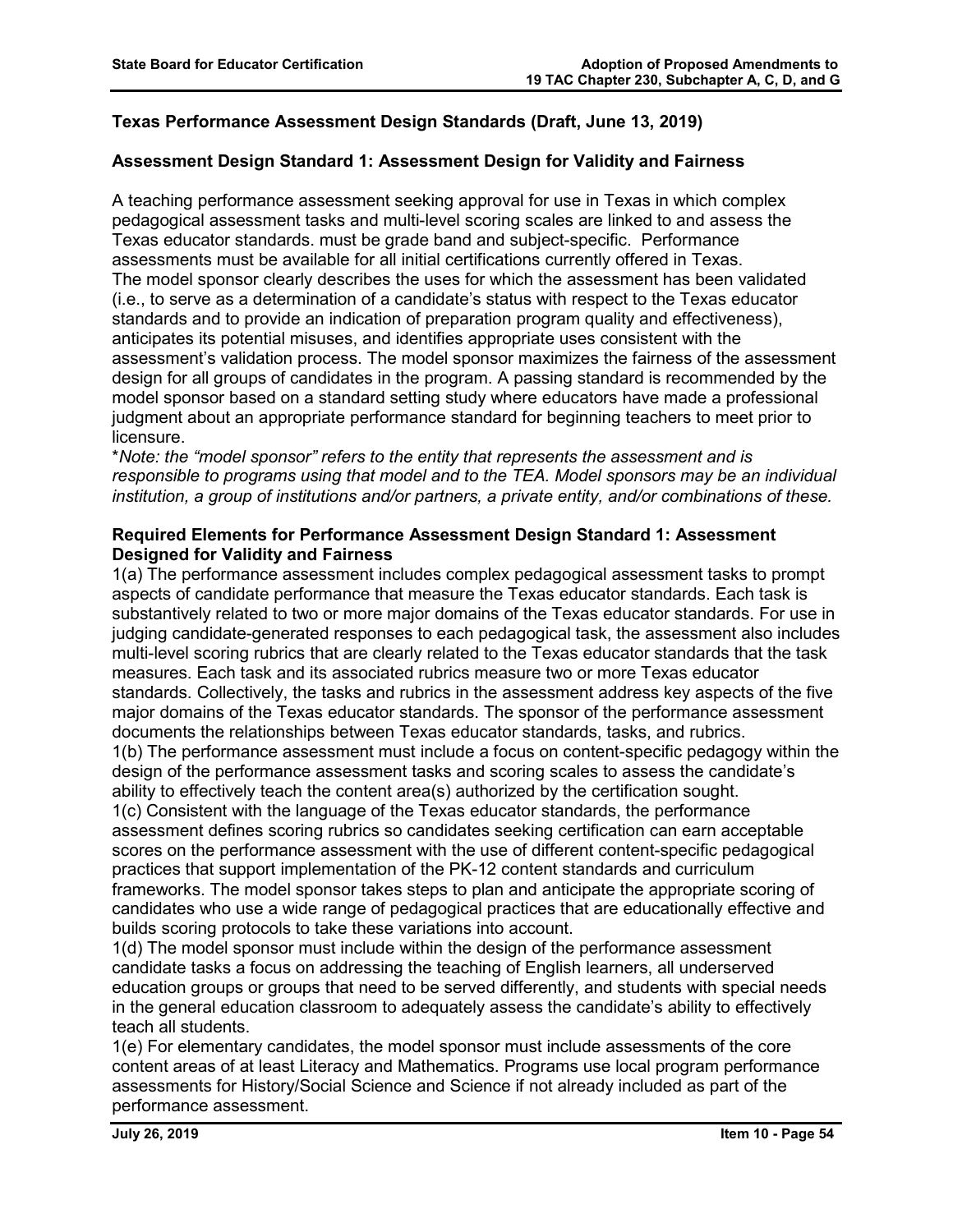## Texas Performance Assessment Design Standards (Draft, June 13, 2019)

### Assessment Design Standard 1: Assessment Design for Validity and Fairness

A teaching performance assessment seeking approval for use in Texas in which complex pedagogical assessment tasks and multi-level scoring scales are linked to and assess the Texas educator standards. must be grade band and subject-specific. Performance assessments must be available for all initial certifications currently offered in Texas.
The model sponsor clearly describes the uses for which the assessment has been validated (i.e., to serve as a determination of a candidate's status with respect to the Texas educator standards and to provide an indication of preparation program quality and effectiveness), anticipates its potential misuses, and identifies appropriate uses consistent with the assessment's validation process. The model sponsor maximizes the fairness of the assessment design for all groups of candidates in the program. A passing standard is recommended by the model sponsor based on a standard setting study where educators have made a professional judgment about an appropriate performance standard for beginning teachers to meet prior to licensure.
**Note: the "model sponsor" refers to the entity that represents the assessment and is responsible to programs using that model and to the TEA. Model sponsors may be an individual institution, a group of institutions and/or partners, a private entity, and/or combinations of these.*

### Required Elements for Performance Assessment Design Standard 1: Assessment Designed for Validity and Fairness

1(a) The performance assessment includes complex pedagogical assessment tasks to prompt aspects of candidate performance that measure the Texas educator standards. Each task is substantively related to two or more major domains of the Texas educator standards. For use in judging candidate-generated responses to each pedagogical task, the assessment also includes multi-level scoring rubrics that are clearly related to the Texas educator standards that the task measures. Each task and its associated rubrics measure two or more Texas educator standards. Collectively, the tasks and rubrics in the assessment address key aspects of the five major domains of the Texas educator standards. The sponsor of the performance assessment documents the relationships between Texas educator standards, tasks, and rubrics.
1(b) The performance assessment must include a focus on content-specific pedagogy within the design of the performance assessment tasks and scoring scales to assess the candidate's ability to effectively teach the content area(s) authorized by the certification sought.
1(c) Consistent with the language of the Texas educator standards, the performance assessment defines scoring rubrics so candidates seeking certification can earn acceptable scores on the performance assessment with the use of different content-specific pedagogical practices that support implementation of the PK-12 content standards and curriculum frameworks. The model sponsor takes steps to plan and anticipate the appropriate scoring of candidates who use a wide range of pedagogical practices that are educationally effective and builds scoring protocols to take these variations into account.
1(d) The model sponsor must include within the design of the performance assessment candidate tasks a focus on addressing the teaching of English learners, all underserved education groups or groups that need to be served differently, and students with special needs in the general education classroom to adequately assess the candidate's ability to effectively teach all students.
1(e) For elementary candidates, the model sponsor must include assessments of the core content areas of at least Literacy and Mathematics. Programs use local program performance assessments for History/Social Science and Science if not already included as part of the performance assessment.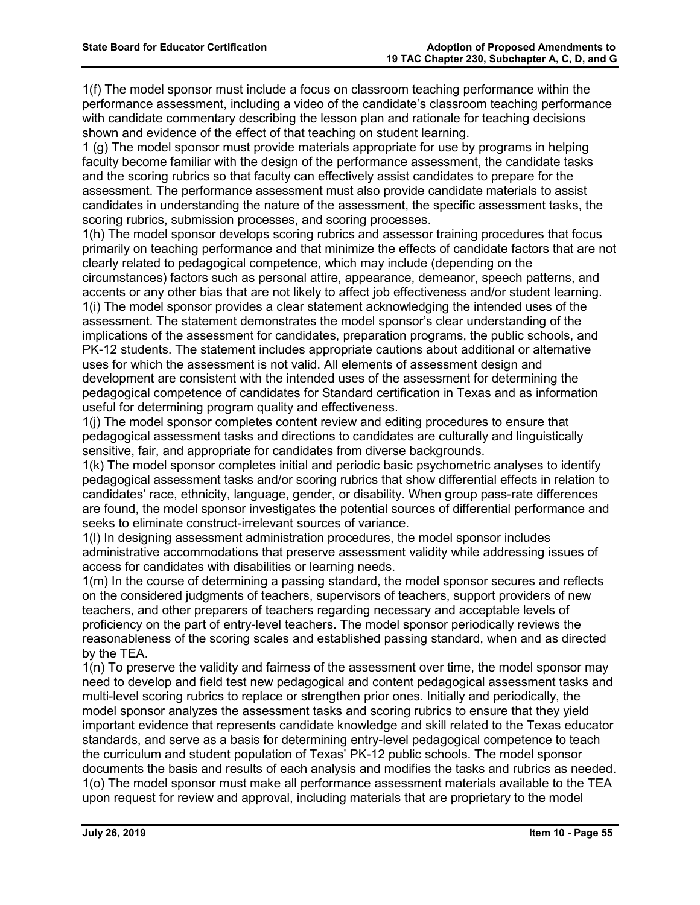1(f) The model sponsor must include a focus on classroom teaching performance within the performance assessment, including a video of the candidate's classroom teaching performance with candidate commentary describing the lesson plan and rationale for teaching decisions shown and evidence of the effect of that teaching on student learning.

1 (g) The model sponsor must provide materials appropriate for use by programs in helping faculty become familiar with the design of the performance assessment, the candidate tasks and the scoring rubrics so that faculty can effectively assist candidates to prepare for the assessment. The performance assessment must also provide candidate materials to assist candidates in understanding the nature of the assessment, the specific assessment tasks, the scoring rubrics, submission processes, and scoring processes.

1(h) The model sponsor develops scoring rubrics and assessor training procedures that focus primarily on teaching performance and that minimize the effects of candidate factors that are not clearly related to pedagogical competence, which may include (depending on the circumstances) factors such as personal attire, appearance, demeanor, speech patterns, and accents or any other bias that are not likely to affect job effectiveness and/or student learning.

1(i) The model sponsor provides a clear statement acknowledging the intended uses of the assessment. The statement demonstrates the model sponsor's clear understanding of the implications of the assessment for candidates, preparation programs, the public schools, and PK-12 students. The statement includes appropriate cautions about additional or alternative uses for which the assessment is not valid. All elements of assessment design and development are consistent with the intended uses of the assessment for determining the pedagogical competence of candidates for Standard certification in Texas and as information useful for determining program quality and effectiveness.

1(j) The model sponsor completes content review and editing procedures to ensure that pedagogical assessment tasks and directions to candidates are culturally and linguistically sensitive, fair, and appropriate for candidates from diverse backgrounds.

1(k) The model sponsor completes initial and periodic basic psychometric analyses to identify pedagogical assessment tasks and/or scoring rubrics that show differential effects in relation to candidates' race, ethnicity, language, gender, or disability. When group pass-rate differences are found, the model sponsor investigates the potential sources of differential performance and seeks to eliminate construct-irrelevant sources of variance.

1(l) In designing assessment administration procedures, the model sponsor includes administrative accommodations that preserve assessment validity while addressing issues of access for candidates with disabilities or learning needs.

1(m) In the course of determining a passing standard, the model sponsor secures and reflects on the considered judgments of teachers, supervisors of teachers, support providers of new teachers, and other preparers of teachers regarding necessary and acceptable levels of proficiency on the part of entry-level teachers. The model sponsor periodically reviews the reasonableness of the scoring scales and established passing standard, when and as directed by the TEA.

1(n) To preserve the validity and fairness of the assessment over time, the model sponsor may need to develop and field test new pedagogical and content pedagogical assessment tasks and multi-level scoring rubrics to replace or strengthen prior ones. Initially and periodically, the model sponsor analyzes the assessment tasks and scoring rubrics to ensure that they yield important evidence that represents candidate knowledge and skill related to the Texas educator standards, and serve as a basis for determining entry-level pedagogical competence to teach the curriculum and student population of Texas' PK-12 public schools. The model sponsor documents the basis and results of each analysis and modifies the tasks and rubrics as needed.

1(o) The model sponsor must make all performance assessment materials available to the TEA upon request for review and approval, including materials that are proprietary to the model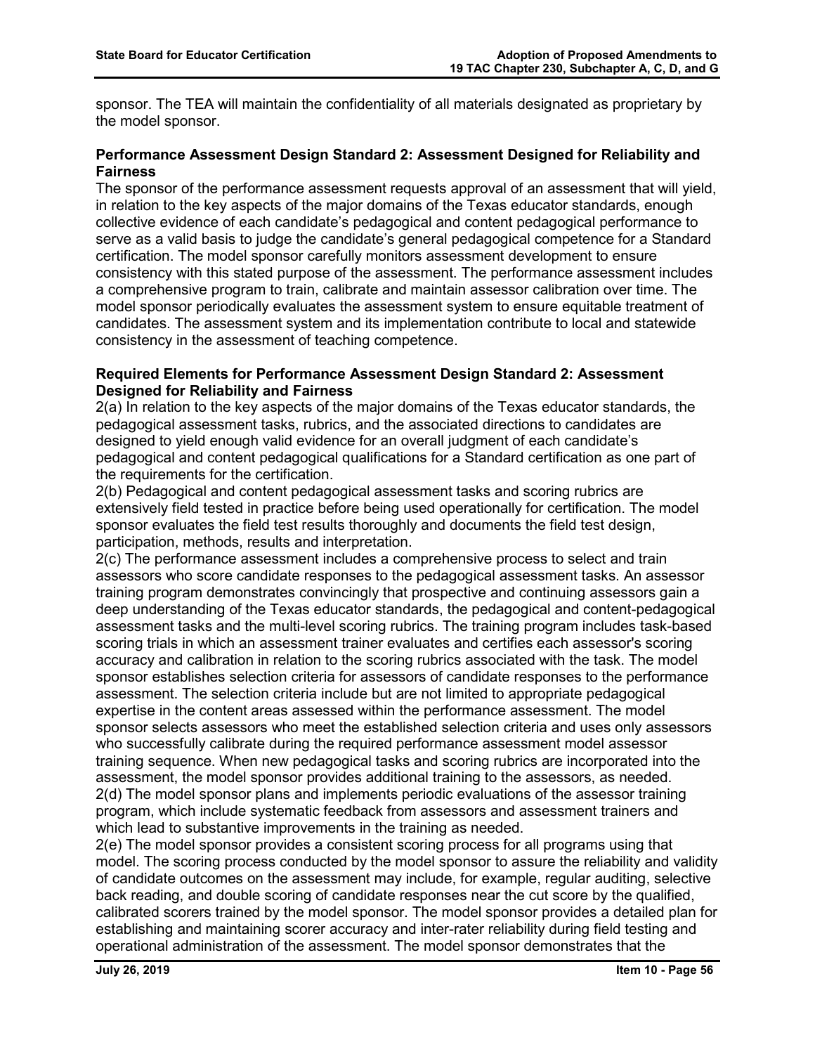sponsor. The TEA will maintain the confidentiality of all materials designated as proprietary by the model sponsor.

**Performance Assessment Design Standard 2: Assessment Designed for Reliability and Fairness**

The sponsor of the performance assessment requests approval of an assessment that will yield, in relation to the key aspects of the major domains of the Texas educator standards, enough collective evidence of each candidate's pedagogical and content pedagogical performance to serve as a valid basis to judge the candidate's general pedagogical competence for a Standard certification. The model sponsor carefully monitors assessment development to ensure consistency with this stated purpose of the assessment. The performance assessment includes a comprehensive program to train, calibrate and maintain assessor calibration over time. The model sponsor periodically evaluates the assessment system to ensure equitable treatment of candidates. The assessment system and its implementation contribute to local and statewide consistency in the assessment of teaching competence.

**Required Elements for Performance Assessment Design Standard 2: Assessment Designed for Reliability and Fairness**

2(a) In relation to the key aspects of the major domains of the Texas educator standards, the pedagogical assessment tasks, rubrics, and the associated directions to candidates are designed to yield enough valid evidence for an overall judgment of each candidate's pedagogical and content pedagogical qualifications for a Standard certification as one part of the requirements for the certification.

2(b) Pedagogical and content pedagogical assessment tasks and scoring rubrics are extensively field tested in practice before being used operationally for certification. The model sponsor evaluates the field test results thoroughly and documents the field test design, participation, methods, results and interpretation.

2(c) The performance assessment includes a comprehensive process to select and train assessors who score candidate responses to the pedagogical assessment tasks. An assessor training program demonstrates convincingly that prospective and continuing assessors gain a deep understanding of the Texas educator standards, the pedagogical and content-pedagogical assessment tasks and the multi-level scoring rubrics. The training program includes task-based scoring trials in which an assessment trainer evaluates and certifies each assessor's scoring accuracy and calibration in relation to the scoring rubrics associated with the task. The model sponsor establishes selection criteria for assessors of candidate responses to the performance assessment. The selection criteria include but are not limited to appropriate pedagogical expertise in the content areas assessed within the performance assessment. The model sponsor selects assessors who meet the established selection criteria and uses only assessors who successfully calibrate during the required performance assessment model assessor training sequence. When new pedagogical tasks and scoring rubrics are incorporated into the assessment, the model sponsor provides additional training to the assessors, as needed.

2(d) The model sponsor plans and implements periodic evaluations of the assessor training program, which include systematic feedback from assessors and assessment trainers and which lead to substantive improvements in the training as needed.

2(e) The model sponsor provides a consistent scoring process for all programs using that model. The scoring process conducted by the model sponsor to assure the reliability and validity of candidate outcomes on the assessment may include, for example, regular auditing, selective back reading, and double scoring of candidate responses near the cut score by the qualified, calibrated scorers trained by the model sponsor. The model sponsor provides a detailed plan for establishing and maintaining scorer accuracy and inter-rater reliability during field testing and operational administration of the assessment. The model sponsor demonstrates that the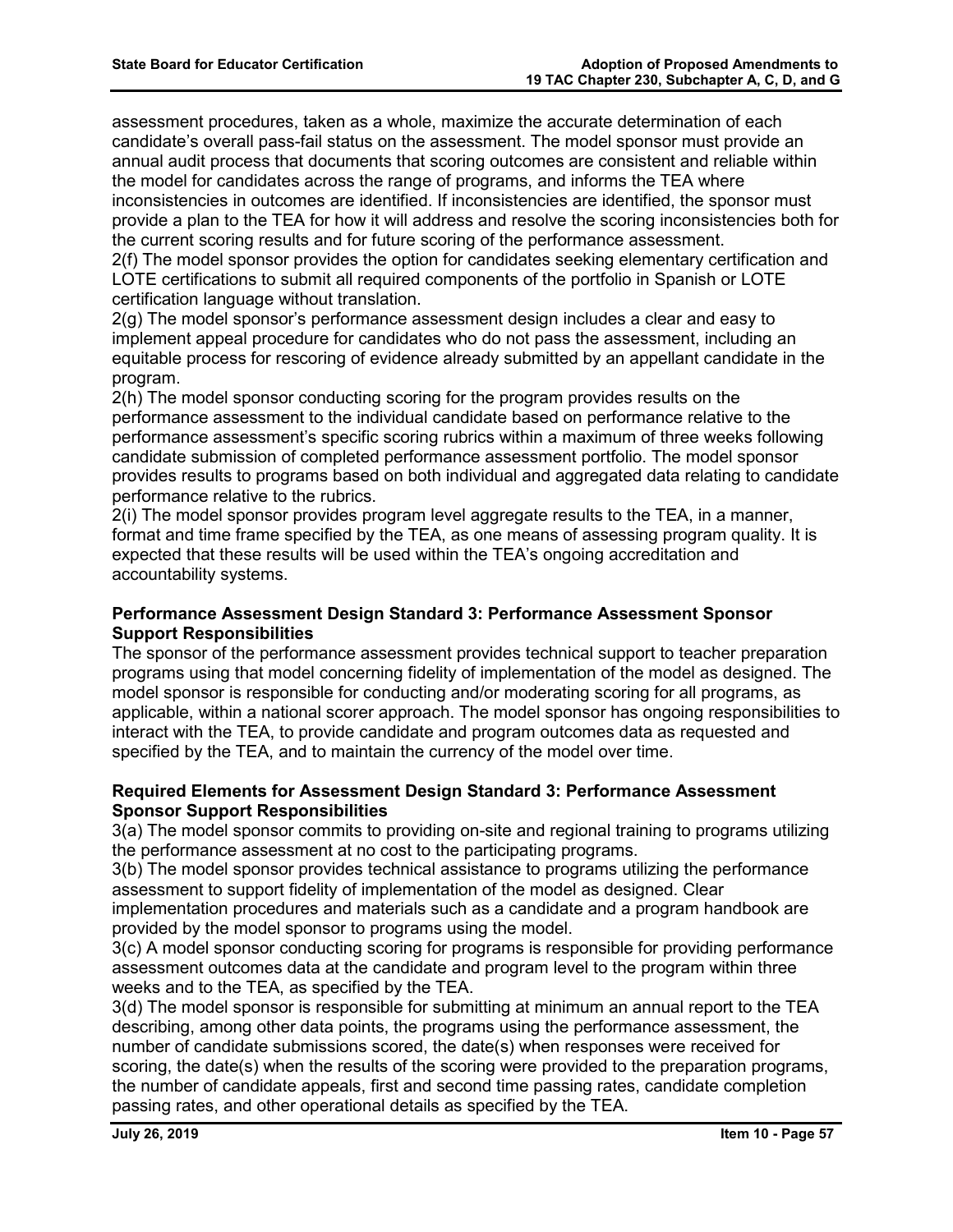assessment procedures, taken as a whole, maximize the accurate determination of each candidate's overall pass-fail status on the assessment. The model sponsor must provide an annual audit process that documents that scoring outcomes are consistent and reliable within the model for candidates across the range of programs, and informs the TEA where inconsistencies in outcomes are identified. If inconsistencies are identified, the sponsor must provide a plan to the TEA for how it will address and resolve the scoring inconsistencies both for the current scoring results and for future scoring of the performance assessment.

2(f) The model sponsor provides the option for candidates seeking elementary certification and LOTE certifications to submit all required components of the portfolio in Spanish or LOTE certification language without translation.

2(g) The model sponsor's performance assessment design includes a clear and easy to implement appeal procedure for candidates who do not pass the assessment, including an equitable process for rescoring of evidence already submitted by an appellant candidate in the program.

2(h) The model sponsor conducting scoring for the program provides results on the performance assessment to the individual candidate based on performance relative to the performance assessment's specific scoring rubrics within a maximum of three weeks following candidate submission of completed performance assessment portfolio. The model sponsor provides results to programs based on both individual and aggregated data relating to candidate performance relative to the rubrics.

2(i) The model sponsor provides program level aggregate results to the TEA, in a manner, format and time frame specified by the TEA, as one means of assessing program quality. It is expected that these results will be used within the TEA's ongoing accreditation and accountability systems.

**Performance Assessment Design Standard 3: Performance Assessment Sponsor Support Responsibilities**

The sponsor of the performance assessment provides technical support to teacher preparation programs using that model concerning fidelity of implementation of the model as designed. The model sponsor is responsible for conducting and/or moderating scoring for all programs, as applicable, within a national scorer approach. The model sponsor has ongoing responsibilities to interact with the TEA, to provide candidate and program outcomes data as requested and specified by the TEA, and to maintain the currency of the model over time.

**Required Elements for Assessment Design Standard 3: Performance Assessment Sponsor Support Responsibilities**

3(a) The model sponsor commits to providing on-site and regional training to programs utilizing the performance assessment at no cost to the participating programs.

3(b) The model sponsor provides technical assistance to programs utilizing the performance assessment to support fidelity of implementation of the model as designed. Clear implementation procedures and materials such as a candidate and a program handbook are provided by the model sponsor to programs using the model.

3(c) A model sponsor conducting scoring for programs is responsible for providing performance assessment outcomes data at the candidate and program level to the program within three weeks and to the TEA, as specified by the TEA.

3(d) The model sponsor is responsible for submitting at minimum an annual report to the TEA describing, among other data points, the programs using the performance assessment, the number of candidate submissions scored, the date(s) when responses were received for scoring, the date(s) when the results of the scoring were provided to the preparation programs, the number of candidate appeals, first and second time passing rates, candidate completion passing rates, and other operational details as specified by the TEA.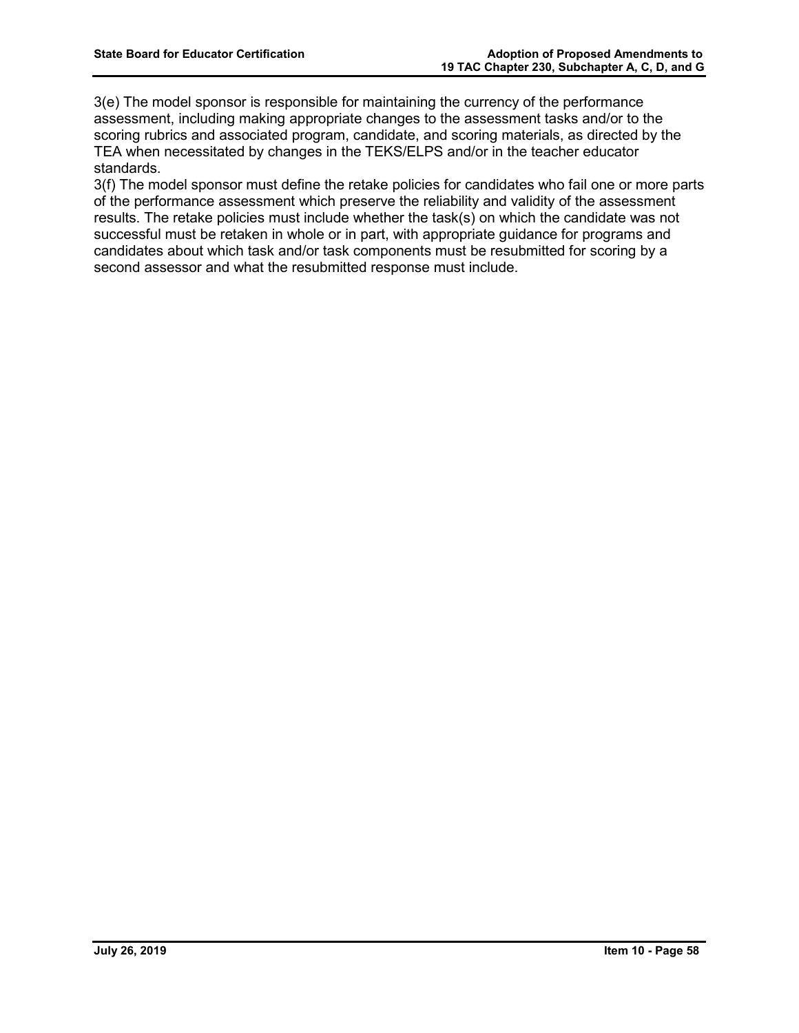3(e) The model sponsor is responsible for maintaining the currency of the performance assessment, including making appropriate changes to the assessment tasks and/or to the scoring rubrics and associated program, candidate, and scoring materials, as directed by the TEA when necessitated by changes in the TEKS/ELPS and/or in the teacher educator standards.

3(f) The model sponsor must define the retake policies for candidates who fail one or more parts of the performance assessment which preserve the reliability and validity of the assessment results. The retake policies must include whether the task(s) on which the candidate was not successful must be retaken in whole or in part, with appropriate guidance for programs and candidates about which task and/or task components must be resubmitted for scoring by a second assessor and what the resubmitted response must include.